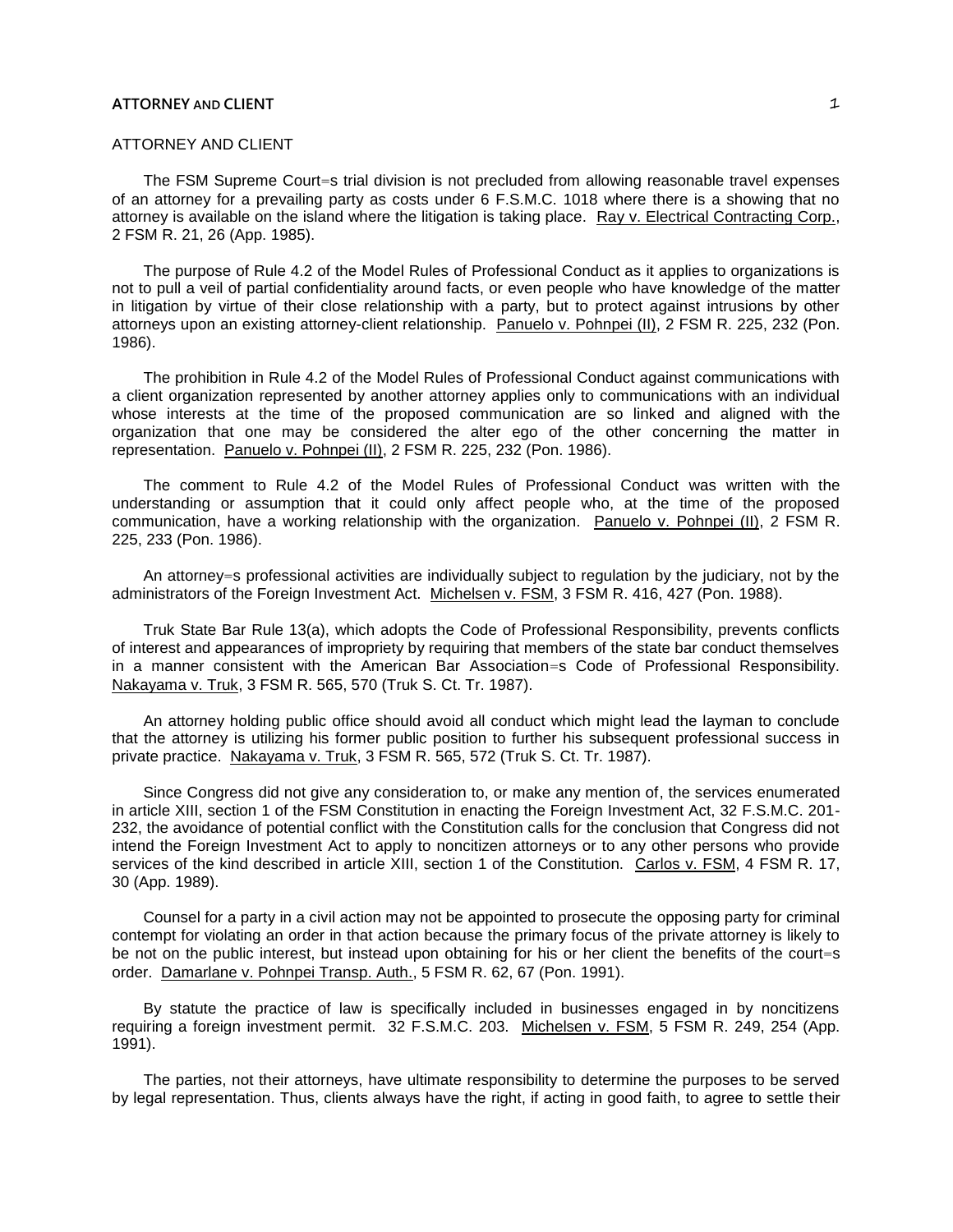# ATTORNEY AND CLIENT

The FSM Supreme Court=s trial division is not precluded from allowing reasonable travel expenses of an attorney for a prevailing party as costs under 6 F.S.M.C. 1018 where there is a showing that no attorney is available on the island where the litigation is taking place. Ray v. Electrical Contracting Corp., 2 FSM R. 21, 26 (App. 1985).

The purpose of Rule 4.2 of the Model Rules of Professional Conduct as it applies to organizations is not to pull a veil of partial confidentiality around facts, or even people who have knowledge of the matter in litigation by virtue of their close relationship with a party, but to protect against intrusions by other attorneys upon an existing attorney-client relationship. Panuelo v. Pohnpei (II), 2 FSM R. 225, 232 (Pon. 1986).

The prohibition in Rule 4.2 of the Model Rules of Professional Conduct against communications with a client organization represented by another attorney applies only to communications with an individual whose interests at the time of the proposed communication are so linked and aligned with the organization that one may be considered the alter ego of the other concerning the matter in representation. Panuelo v. Pohnpei (II), 2 FSM R. 225, 232 (Pon. 1986).

The comment to Rule 4.2 of the Model Rules of Professional Conduct was written with the understanding or assumption that it could only affect people who, at the time of the proposed communication, have a working relationship with the organization. Panuelo v. Pohnpei (II), 2 FSM R. 225, 233 (Pon. 1986).

An attorney=s professional activities are individually subject to regulation by the judiciary, not by the administrators of the Foreign Investment Act. Michelsen v. FSM, 3 FSM R. 416, 427 (Pon. 1988).

Truk State Bar Rule 13(a), which adopts the Code of Professional Responsibility, prevents conflicts of interest and appearances of impropriety by requiring that members of the state bar conduct themselves in a manner consistent with the American Bar Association=s Code of Professional Responsibility. Nakayama v. Truk, 3 FSM R. 565, 570 (Truk S. Ct. Tr. 1987).

An attorney holding public office should avoid all conduct which might lead the layman to conclude that the attorney is utilizing his former public position to further his subsequent professional success in private practice. Nakayama v. Truk, 3 FSM R. 565, 572 (Truk S. Ct. Tr. 1987).

Since Congress did not give any consideration to, or make any mention of, the services enumerated in article XIII, section 1 of the FSM Constitution in enacting the Foreign Investment Act, 32 F.S.M.C. 201-232, the avoidance of potential conflict with the Constitution calls for the conclusion that Congress did not intend the Foreign Investment Act to apply to noncitizen attorneys or to any other persons who provide services of the kind described in article XIII, section 1 of the Constitution. Carlos v. FSM, 4 FSM R. 17, 30 (App. 1989).

Counsel for a party in a civil action may not be appointed to prosecute the opposing party for criminal contempt for violating an order in that action because the primary focus of the private attorney is likely to be not on the public interest, but instead upon obtaining for his or her client the benefits of the court=s order. Damarlane v. Pohnpei Transp. Auth., 5 FSM R. 62, 67 (Pon. 1991).

By statute the practice of law is specifically included in businesses engaged in by noncitizens requiring a foreign investment permit. 32 F.S.M.C. 203. Michelsen v. FSM, 5 FSM R. 249, 254 (App. 1991).

The parties, not their attorneys, have ultimate responsibility to determine the purposes to be served by legal representation. Thus, clients always have the right, if acting in good faith, to agree to settle their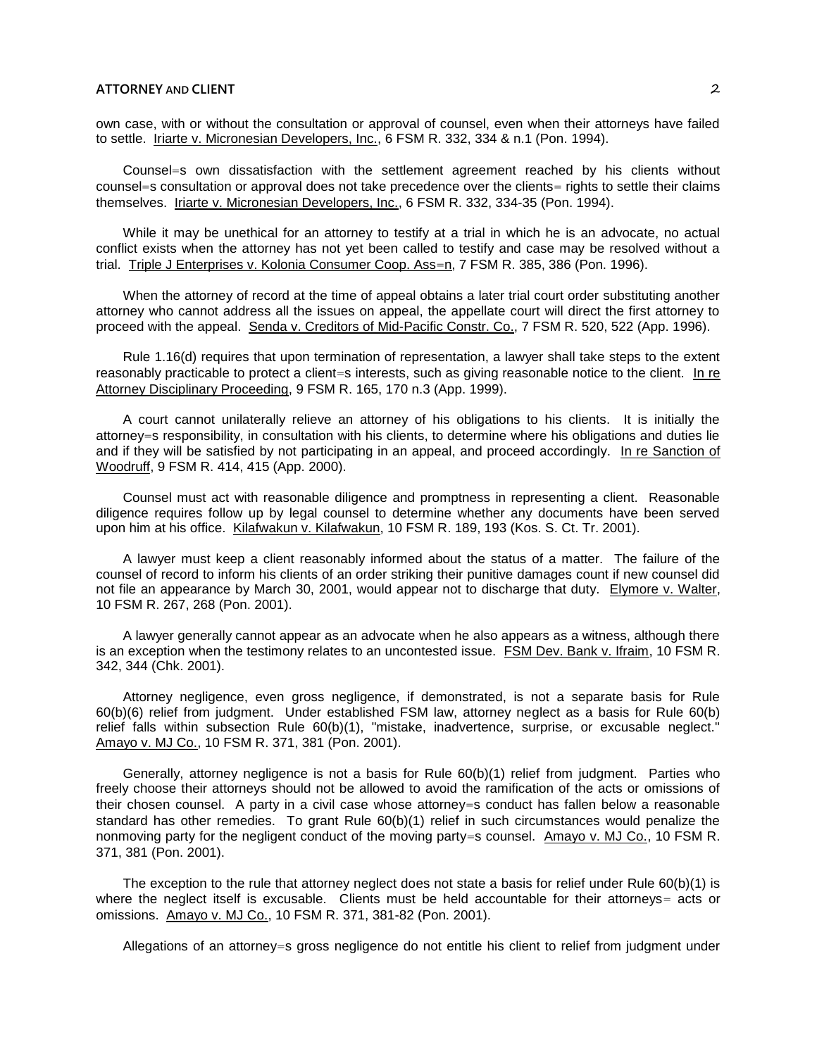own case, with or without the consultation or approval of counsel, even when their attorneys have failed to settle. Iriarte v. Micronesian Developers, Inc., 6 FSM R. 332, 334 & n.1 (Pon. 1994).

Counsel=s own dissatisfaction with the settlement agreement reached by his clients without counsel=s consultation or approval does not take precedence over the clients= rights to settle their claims themselves. Iriarte v. Micronesian Developers, Inc., 6 FSM R. 332, 334-35 (Pon. 1994).

While it may be unethical for an attorney to testify at a trial in which he is an advocate, no actual conflict exists when the attorney has not yet been called to testify and case may be resolved without a trial. Triple J Enterprises v. Kolonia Consumer Coop. Ass=n, 7 FSM R. 385, 386 (Pon. 1996).

When the attorney of record at the time of appeal obtains a later trial court order substituting another attorney who cannot address all the issues on appeal, the appellate court will direct the first attorney to proceed with the appeal. Senda v. Creditors of Mid-Pacific Constr. Co., 7 FSM R. 520, 522 (App. 1996).

Rule 1.16(d) requires that upon termination of representation, a lawyer shall take steps to the extent reasonably practicable to protect a client=s interests, such as giving reasonable notice to the client. In re Attorney Disciplinary Proceeding, 9 FSM R. 165, 170 n.3 (App. 1999).

A court cannot unilaterally relieve an attorney of his obligations to his clients. It is initially the attorney=s responsibility, in consultation with his clients, to determine where his obligations and duties lie and if they will be satisfied by not participating in an appeal, and proceed accordingly. In re Sanction of Woodruff, 9 FSM R. 414, 415 (App. 2000).

Counsel must act with reasonable diligence and promptness in representing a client. Reasonable diligence requires follow up by legal counsel to determine whether any documents have been served upon him at his office. Kilafwakun v. Kilafwakun, 10 FSM R. 189, 193 (Kos. S. Ct. Tr. 2001).

A lawyer must keep a client reasonably informed about the status of a matter. The failure of the counsel of record to inform his clients of an order striking their punitive damages count if new counsel did not file an appearance by March 30, 2001, would appear not to discharge that duty. Elymore v. Walter, 10 FSM R. 267, 268 (Pon. 2001).

A lawyer generally cannot appear as an advocate when he also appears as a witness, although there is an exception when the testimony relates to an uncontested issue. FSM Dev. Bank v. Ifraim, 10 FSM R. 342, 344 (Chk. 2001).

Attorney negligence, even gross negligence, if demonstrated, is not a separate basis for Rule 60(b)(6) relief from judgment. Under established FSM law, attorney neglect as a basis for Rule 60(b) relief falls within subsection Rule 60(b)(1), "mistake, inadvertence, surprise, or excusable neglect." Amayo v. MJ Co., 10 FSM R. 371, 381 (Pon. 2001).

Generally, attorney negligence is not a basis for Rule 60(b)(1) relief from judgment. Parties who freely choose their attorneys should not be allowed to avoid the ramification of the acts or omissions of their chosen counsel. A party in a civil case whose attorney=s conduct has fallen below a reasonable standard has other remedies. To grant Rule 60(b)(1) relief in such circumstances would penalize the nonmoving party for the negligent conduct of the moving party=s counsel. Amayo v. MJ Co., 10 FSM R. 371, 381 (Pon. 2001).

The exception to the rule that attorney neglect does not state a basis for relief under Rule 60(b)(1) is where the neglect itself is excusable. Clients must be held accountable for their attorneys= acts or omissions. Amayo v. MJ Co., 10 FSM R. 371, 381-82 (Pon. 2001).

Allegations of an attorney=s gross negligence do not entitle his client to relief from judgment under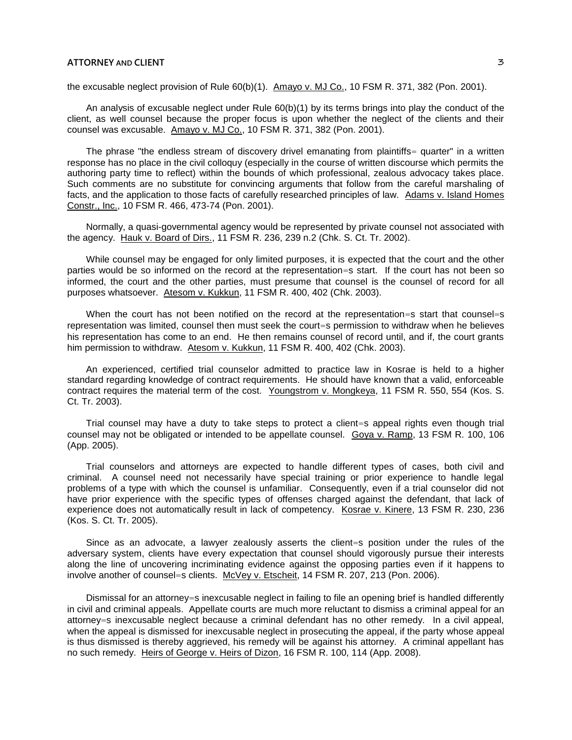the excusable neglect provision of Rule 60(b)(1). Amayo v. MJ Co., 10 FSM R. 371, 382 (Pon. 2001).

An analysis of excusable neglect under Rule 60(b)(1) by its terms brings into play the conduct of the client, as well counsel because the proper focus is upon whether the neglect of the clients and their counsel was excusable. Amayo v. MJ Co., 10 FSM R. 371, 382 (Pon. 2001).

The phrase "the endless stream of discovery drivel emanating from plaintiffs= quarter" in a written response has no place in the civil colloquy (especially in the course of written discourse which permits the authoring party time to reflect) within the bounds of which professional, zealous advocacy takes place. Such comments are no substitute for convincing arguments that follow from the careful marshaling of facts, and the application to those facts of carefully researched principles of law. Adams v. Island Homes Constr., Inc., 10 FSM R. 466, 473-74 (Pon. 2001).

Normally, a quasi-governmental agency would be represented by private counsel not associated with the agency. Hauk v. Board of Dirs., 11 FSM R. 236, 239 n.2 (Chk. S. Ct. Tr. 2002).

While counsel may be engaged for only limited purposes, it is expected that the court and the other parties would be so informed on the record at the representation=s start. If the court has not been so informed, the court and the other parties, must presume that counsel is the counsel of record for all purposes whatsoever. Atesom v. Kukkun, 11 FSM R. 400, 402 (Chk. 2003).

When the court has not been notified on the record at the representation=s start that counsel=s representation was limited, counsel then must seek the court=s permission to withdraw when he believes his representation has come to an end. He then remains counsel of record until, and if, the court grants him permission to withdraw. Atesom v. Kukkun, 11 FSM R. 400, 402 (Chk. 2003).

An experienced, certified trial counselor admitted to practice law in Kosrae is held to a higher standard regarding knowledge of contract requirements. He should have known that a valid, enforceable contract requires the material term of the cost. Youngstrom v. Mongkeya, 11 FSM R. 550, 554 (Kos. S. Ct. Tr. 2003).

Trial counsel may have a duty to take steps to protect a client=s appeal rights even though trial counsel may not be obligated or intended to be appellate counsel. Goya v. Ramp, 13 FSM R. 100, 106 (App. 2005).

Trial counselors and attorneys are expected to handle different types of cases, both civil and criminal. A counsel need not necessarily have special training or prior experience to handle legal problems of a type with which the counsel is unfamiliar. Consequently, even if a trial counselor did not have prior experience with the specific types of offenses charged against the defendant, that lack of experience does not automatically result in lack of competency. Kosrae v. Kinere, 13 FSM R. 230, 236 (Kos. S. Ct. Tr. 2005).

Since as an advocate, a lawyer zealously asserts the client=s position under the rules of the adversary system, clients have every expectation that counsel should vigorously pursue their interests along the line of uncovering incriminating evidence against the opposing parties even if it happens to involve another of counsel=s clients. McVey v. Etscheit, 14 FSM R. 207, 213 (Pon. 2006).

Dismissal for an attorney=s inexcusable neglect in failing to file an opening brief is handled differently in civil and criminal appeals. Appellate courts are much more reluctant to dismiss a criminal appeal for an attorney=s inexcusable neglect because a criminal defendant has no other remedy. In a civil appeal, when the appeal is dismissed for inexcusable neglect in prosecuting the appeal, if the party whose appeal is thus dismissed is thereby aggrieved, his remedy will be against his attorney. A criminal appellant has no such remedy. Heirs of George v. Heirs of Dizon, 16 FSM R. 100, 114 (App. 2008).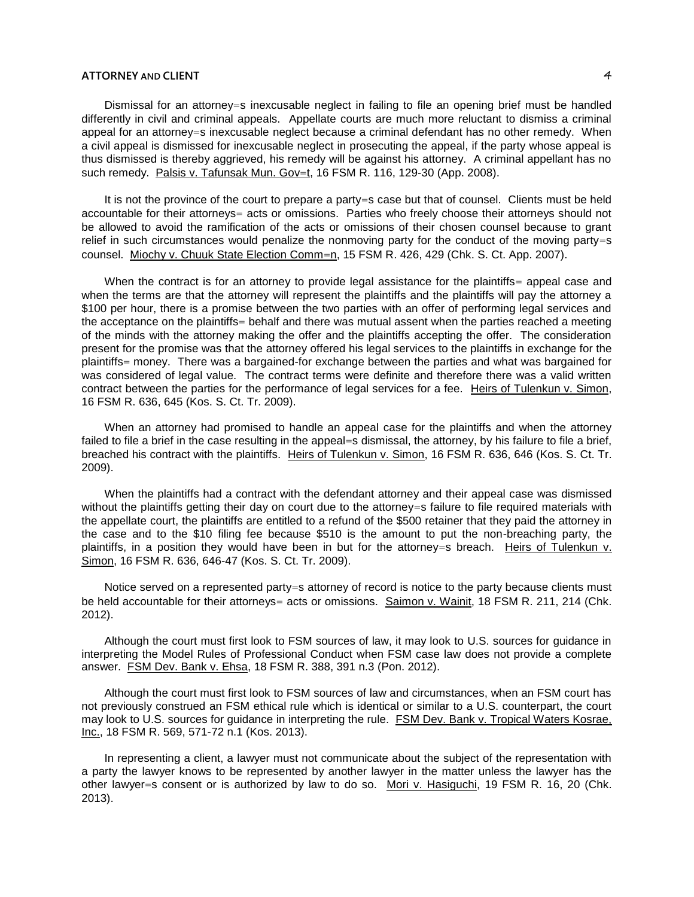Dismissal for an attorney=s inexcusable neglect in failing to file an opening brief must be handled differently in civil and criminal appeals. Appellate courts are much more reluctant to dismiss a criminal appeal for an attorney=s inexcusable neglect because a criminal defendant has no other remedy. When a civil appeal is dismissed for inexcusable neglect in prosecuting the appeal, if the party whose appeal is thus dismissed is thereby aggrieved, his remedy will be against his attorney. A criminal appellant has no such remedy. Palsis v. Tafunsak Mun. Gov=t, 16 FSM R. 116, 129-30 (App. 2008).

It is not the province of the court to prepare a party=s case but that of counsel. Clients must be held accountable for their attorneys= acts or omissions. Parties who freely choose their attorneys should not be allowed to avoid the ramification of the acts or omissions of their chosen counsel because to grant relief in such circumstances would penalize the nonmoving party for the conduct of the moving party=s counsel. Miochy v. Chuuk State Election Comm=n, 15 FSM R. 426, 429 (Chk. S. Ct. App. 2007).

When the contract is for an attorney to provide legal assistance for the plaintiffs= appeal case and when the terms are that the attorney will represent the plaintiffs and the plaintiffs will pay the attorney a \$100 per hour, there is a promise between the two parties with an offer of performing legal services and the acceptance on the plaintiffs= behalf and there was mutual assent when the parties reached a meeting of the minds with the attorney making the offer and the plaintiffs accepting the offer. The consideration present for the promise was that the attorney offered his legal services to the plaintiffs in exchange for the plaintiffs= money. There was a bargained-for exchange between the parties and what was bargained for was considered of legal value. The contract terms were definite and therefore there was a valid written contract between the parties for the performance of legal services for a fee. Heirs of Tulenkun v. Simon, 16 FSM R. 636, 645 (Kos. S. Ct. Tr. 2009).

When an attorney had promised to handle an appeal case for the plaintiffs and when the attorney failed to file a brief in the case resulting in the appeal=s dismissal, the attorney, by his failure to file a brief, breached his contract with the plaintiffs. Heirs of Tulenkun v. Simon, 16 FSM R. 636, 646 (Kos. S. Ct. Tr. 2009).

When the plaintiffs had a contract with the defendant attorney and their appeal case was dismissed without the plaintiffs getting their day on court due to the attorney=s failure to file required materials with the appellate court, the plaintiffs are entitled to a refund of the \$500 retainer that they paid the attorney in the case and to the \$10 filing fee because \$510 is the amount to put the non-breaching party, the plaintiffs, in a position they would have been in but for the attorney=s breach. Heirs of Tulenkun v. Simon, 16 FSM R. 636, 646-47 (Kos. S. Ct. Tr. 2009).

Notice served on a represented party=s attorney of record is notice to the party because clients must be held accountable for their attorneys= acts or omissions. Saimon v. Wainit, 18 FSM R. 211, 214 (Chk. 2012).

Although the court must first look to FSM sources of law, it may look to U.S. sources for guidance in interpreting the Model Rules of Professional Conduct when FSM case law does not provide a complete answer. FSM Dev. Bank v. Ehsa, 18 FSM R. 388, 391 n.3 (Pon. 2012).

Although the court must first look to FSM sources of law and circumstances, when an FSM court has not previously construed an FSM ethical rule which is identical or similar to a U.S. counterpart, the court may look to U.S. sources for guidance in interpreting the rule. FSM Dev. Bank v. Tropical Waters Kosrae, Inc., 18 FSM R. 569, 571-72 n.1 (Kos. 2013).

In representing a client, a lawyer must not communicate about the subject of the representation with a party the lawyer knows to be represented by another lawyer in the matter unless the lawyer has the other lawyer=s consent or is authorized by law to do so. Mori v. Hasiguchi, 19 FSM R. 16, 20 (Chk. 2013).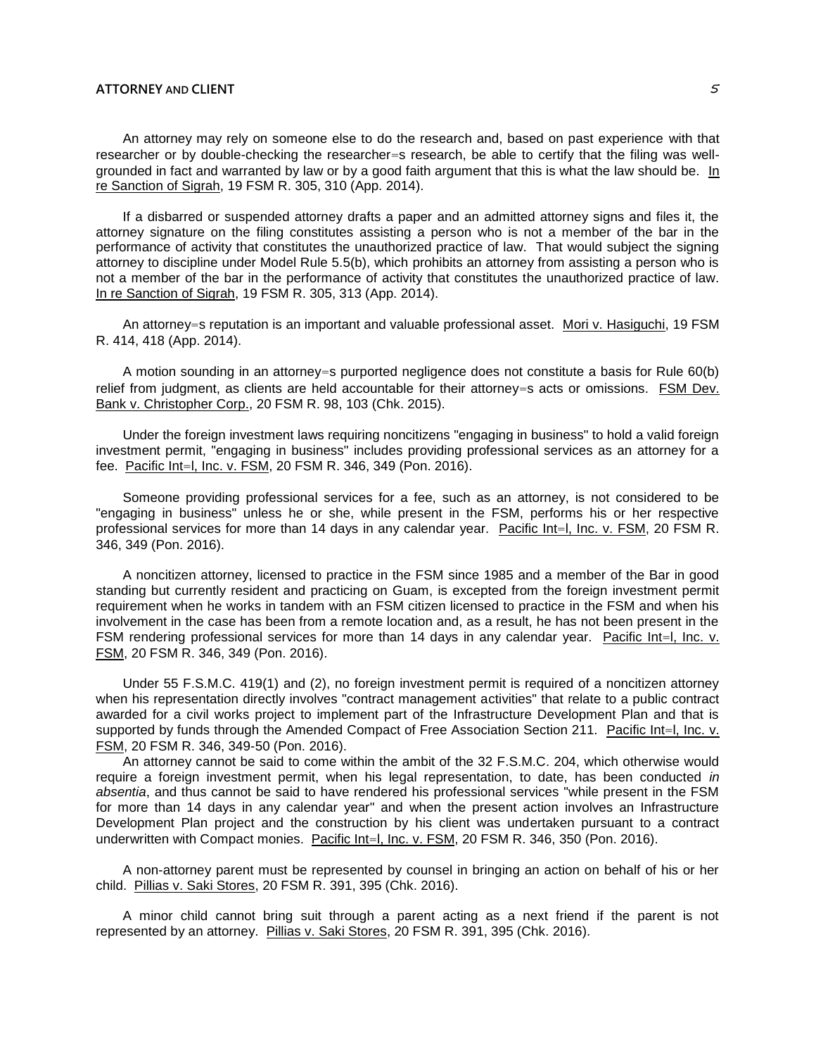An attorney may rely on someone else to do the research and, based on past experience with that researcher or by double-checking the researcher=s research, be able to certify that the filing was well-grounded in fact and warranted by law or by a good faith argument that this is what the law should be. In re Sanction of Sigrah, 19 FSM R. 305, 310 (App. 2014).

If a disbarred or suspended attorney drafts a paper and an admitted attorney signs and files it, the attorney signature on the filing constitutes assisting a person who is not a member of the bar in the performance of activity that constitutes the unauthorized practice of law. That would subject the signing attorney to discipline under Model Rule 5.5(b), which prohibits an attorney from assisting a person who is not a member of the bar in the performance of activity that constitutes the unauthorized practice of law. In re Sanction of Sigrah, 19 FSM R. 305, 313 (App. 2014).

An attorney=s reputation is an important and valuable professional asset. Mori v. Hasiguchi, 19 FSM R. 414, 418 (App. 2014).

A motion sounding in an attorney=s purported negligence does not constitute a basis for Rule 60(b) relief from judgment, as clients are held accountable for their attorney=s acts or omissions. FSM Dev. Bank v. Christopher Corp., 20 FSM R. 98, 103 (Chk. 2015).

Under the foreign investment laws requiring noncitizens "engaging in business" to hold a valid foreign investment permit, "engaging in business" includes providing professional services as an attorney for a fee. Pacific Int=l, Inc. v. FSM, 20 FSM R. 346, 349 (Pon. 2016).

Someone providing professional services for a fee, such as an attorney, is not considered to be "engaging in business" unless he or she, while present in the FSM, performs his or her respective professional services for more than 14 days in any calendar year. Pacific Int=l, Inc. v. FSM, 20 FSM R. 346, 349 (Pon. 2016).

A noncitizen attorney, licensed to practice in the FSM since 1985 and a member of the Bar in good standing but currently resident and practicing on Guam, is excepted from the foreign investment permit requirement when he works in tandem with an FSM citizen licensed to practice in the FSM and when his involvement in the case has been from a remote location and, as a result, he has not been present in the FSM rendering professional services for more than 14 days in any calendar year. Pacific Int=l, Inc. v. FSM, 20 FSM R. 346, 349 (Pon. 2016).

Under 55 F.S.M.C. 419(1) and (2), no foreign investment permit is required of a noncitizen attorney when his representation directly involves "contract management activities" that relate to a public contract awarded for a civil works project to implement part of the Infrastructure Development Plan and that is supported by funds through the Amended Compact of Free Association Section 211. Pacific Int=l, Inc. v. FSM, 20 FSM R. 346, 349-50 (Pon. 2016).

An attorney cannot be said to come within the ambit of the 32 F.S.M.C. 204, which otherwise would require a foreign investment permit, when his legal representation, to date, has been conducted *in absentia*, and thus cannot be said to have rendered his professional services "while present in the FSM for more than 14 days in any calendar year" and when the present action involves an Infrastructure Development Plan project and the construction by his client was undertaken pursuant to a contract underwritten with Compact monies. Pacific Int=l, Inc. v. FSM, 20 FSM R. 346, 350 (Pon. 2016).

A non-attorney parent must be represented by counsel in bringing an action on behalf of his or her child. Pillias v. Saki Stores, 20 FSM R. 391, 395 (Chk. 2016).

A minor child cannot bring suit through a parent acting as a next friend if the parent is not represented by an attorney. Pillias v. Saki Stores, 20 FSM R. 391, 395 (Chk. 2016).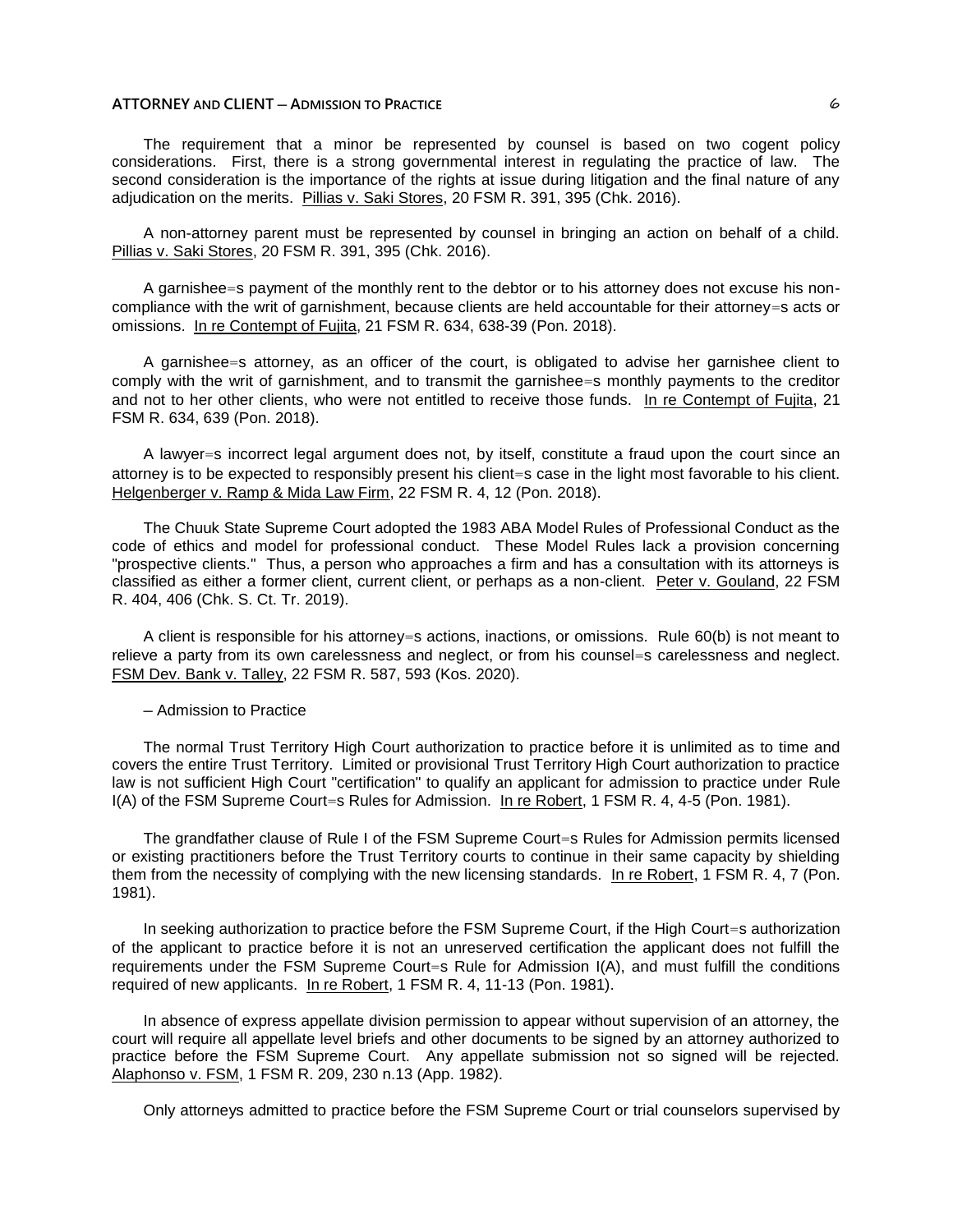The requirement that a minor be represented by counsel is based on two cogent policy considerations. First, there is a strong governmental interest in regulating the practice of law. The second consideration is the importance of the rights at issue during litigation and the final nature of any adjudication on the merits. Pillias v. Saki Stores, 20 FSM R. 391, 395 (Chk. 2016).

A non-attorney parent must be represented by counsel in bringing an action on behalf of a child. Pillias v. Saki Stores, 20 FSM R. 391, 395 (Chk. 2016).

A garnishee=s payment of the monthly rent to the debtor or to his attorney does not excuse his non-compliance with the writ of garnishment, because clients are held accountable for their attorney=s acts or omissions. In re Contempt of Fujita, 21 FSM R. 634, 638-39 (Pon. 2018).

A garnishee=s attorney, as an officer of the court, is obligated to advise her garnishee client to comply with the writ of garnishment, and to transmit the garnishee=s monthly payments to the creditor and not to her other clients, who were not entitled to receive those funds. In re Contempt of Fujita, 21 FSM R. 634, 639 (Pon. 2018).

A lawyer=s incorrect legal argument does not, by itself, constitute a fraud upon the court since an attorney is to be expected to responsibly present his client=s case in the light most favorable to his client. Helgenberger v. Ramp & Mida Law Firm, 22 FSM R. 4, 12 (Pon. 2018).

The Chuuk State Supreme Court adopted the 1983 ABA Model Rules of Professional Conduct as the code of ethics and model for professional conduct. These Model Rules lack a provision concerning "prospective clients." Thus, a person who approaches a firm and has a consultation with its attorneys is classified as either a former client, current client, or perhaps as a non-client. Peter v. Gouland, 22 FSM R. 404, 406 (Chk. S. Ct. Tr. 2019).

A client is responsible for his attorney=s actions, inactions, or omissions. Rule 60(b) is not meant to relieve a party from its own carelessness and neglect, or from his counsel=s carelessness and neglect. FSM Dev. Bank v. Talley, 22 FSM R. 587, 593 (Kos. 2020).

– Admission to Practice

The normal Trust Territory High Court authorization to practice before it is unlimited as to time and covers the entire Trust Territory. Limited or provisional Trust Territory High Court authorization to practice law is not sufficient High Court "certification" to qualify an applicant for admission to practice under Rule I(A) of the FSM Supreme Court=s Rules for Admission. In re Robert, 1 FSM R. 4, 4-5 (Pon. 1981).

The grandfather clause of Rule I of the FSM Supreme Court=s Rules for Admission permits licensed or existing practitioners before the Trust Territory courts to continue in their same capacity by shielding them from the necessity of complying with the new licensing standards. In re Robert, 1 FSM R. 4, 7 (Pon. 1981).

In seeking authorization to practice before the FSM Supreme Court, if the High Court=s authorization of the applicant to practice before it is not an unreserved certification the applicant does not fulfill the requirements under the FSM Supreme Court=s Rule for Admission I(A), and must fulfill the conditions required of new applicants. In re Robert, 1 FSM R. 4, 11-13 (Pon. 1981).

In absence of express appellate division permission to appear without supervision of an attorney, the court will require all appellate level briefs and other documents to be signed by an attorney authorized to practice before the FSM Supreme Court. Any appellate submission not so signed will be rejected. Alaphonso v. FSM, 1 FSM R. 209, 230 n.13 (App. 1982).

Only attorneys admitted to practice before the FSM Supreme Court or trial counselors supervised by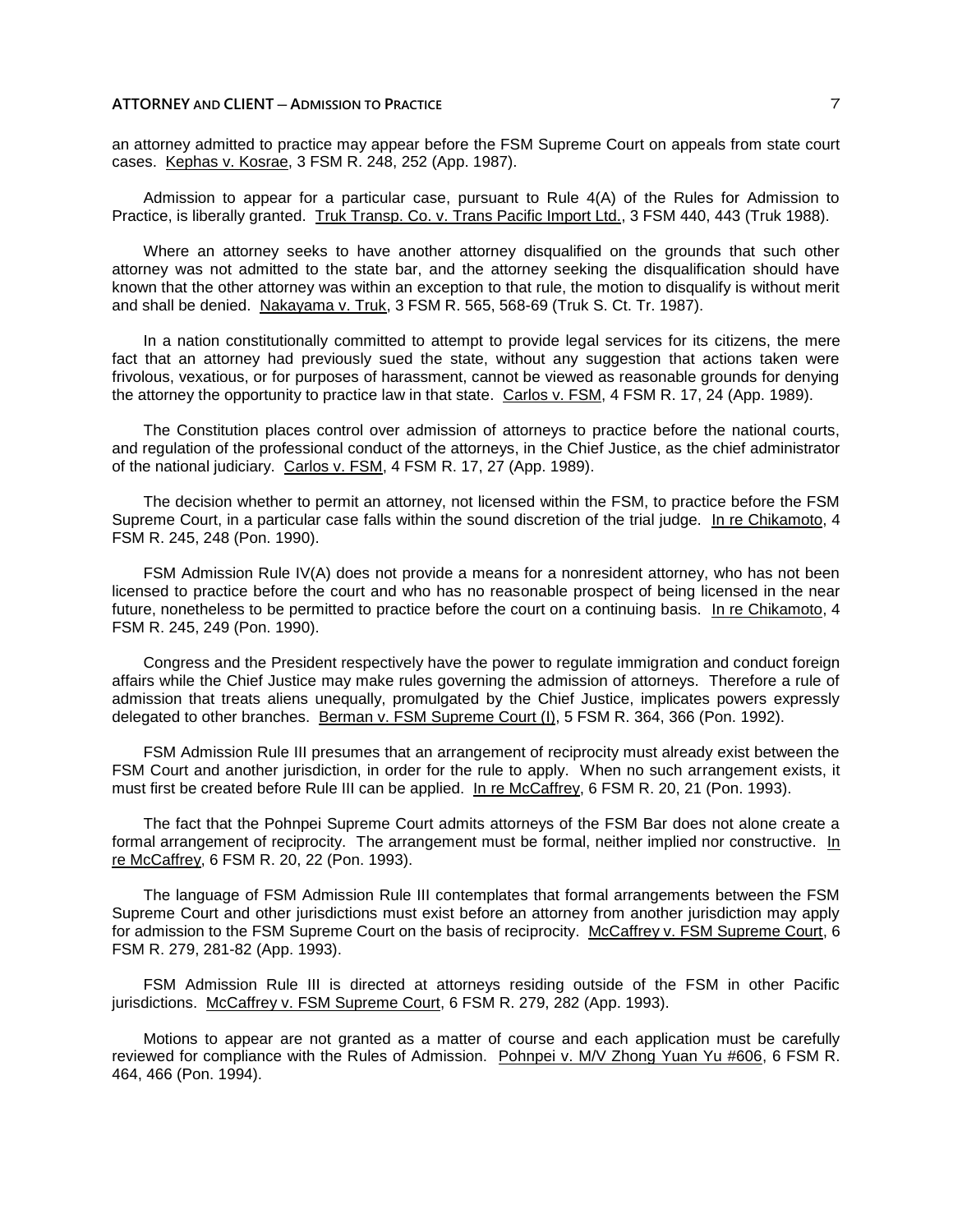an attorney admitted to practice may appear before the FSM Supreme Court on appeals from state court cases. Kephas v. Kosrae, 3 FSM R. 248, 252 (App. 1987).

Admission to appear for a particular case, pursuant to Rule 4(A) of the Rules for Admission to Practice, is liberally granted. Truk Transp. Co. v. Trans Pacific Import Ltd., 3 FSM 440, 443 (Truk 1988).

Where an attorney seeks to have another attorney disqualified on the grounds that such other attorney was not admitted to the state bar, and the attorney seeking the disqualification should have known that the other attorney was within an exception to that rule, the motion to disqualify is without merit and shall be denied. Nakayama v. Truk, 3 FSM R. 565, 568-69 (Truk S. Ct. Tr. 1987).

In a nation constitutionally committed to attempt to provide legal services for its citizens, the mere fact that an attorney had previously sued the state, without any suggestion that actions taken were frivolous, vexatious, or for purposes of harassment, cannot be viewed as reasonable grounds for denying the attorney the opportunity to practice law in that state. Carlos v. FSM, 4 FSM R. 17, 24 (App. 1989).

The Constitution places control over admission of attorneys to practice before the national courts, and regulation of the professional conduct of the attorneys, in the Chief Justice, as the chief administrator of the national judiciary. Carlos v. FSM, 4 FSM R. 17, 27 (App. 1989).

The decision whether to permit an attorney, not licensed within the FSM, to practice before the FSM Supreme Court, in a particular case falls within the sound discretion of the trial judge. In re Chikamoto, 4 FSM R. 245, 248 (Pon. 1990).

FSM Admission Rule IV(A) does not provide a means for a nonresident attorney, who has not been licensed to practice before the court and who has no reasonable prospect of being licensed in the near future, nonetheless to be permitted to practice before the court on a continuing basis. In re Chikamoto, 4 FSM R. 245, 249 (Pon. 1990).

Congress and the President respectively have the power to regulate immigration and conduct foreign affairs while the Chief Justice may make rules governing the admission of attorneys. Therefore a rule of admission that treats aliens unequally, promulgated by the Chief Justice, implicates powers expressly delegated to other branches. Berman v. FSM Supreme Court (I), 5 FSM R. 364, 366 (Pon. 1992).

FSM Admission Rule III presumes that an arrangement of reciprocity must already exist between the FSM Court and another jurisdiction, in order for the rule to apply. When no such arrangement exists, it must first be created before Rule III can be applied. In re McCaffrey, 6 FSM R. 20, 21 (Pon. 1993).

The fact that the Pohnpei Supreme Court admits attorneys of the FSM Bar does not alone create a formal arrangement of reciprocity. The arrangement must be formal, neither implied nor constructive. In re McCaffrey, 6 FSM R. 20, 22 (Pon. 1993).

The language of FSM Admission Rule III contemplates that formal arrangements between the FSM Supreme Court and other jurisdictions must exist before an attorney from another jurisdiction may apply for admission to the FSM Supreme Court on the basis of reciprocity. McCaffrey v. FSM Supreme Court, 6 FSM R. 279, 281-82 (App. 1993).

FSM Admission Rule III is directed at attorneys residing outside of the FSM in other Pacific jurisdictions. McCaffrey v. FSM Supreme Court, 6 FSM R. 279, 282 (App. 1993).

Motions to appear are not granted as a matter of course and each application must be carefully reviewed for compliance with the Rules of Admission. Pohnpei v. M/V Zhong Yuan Yu #606, 6 FSM R. 464, 466 (Pon. 1994).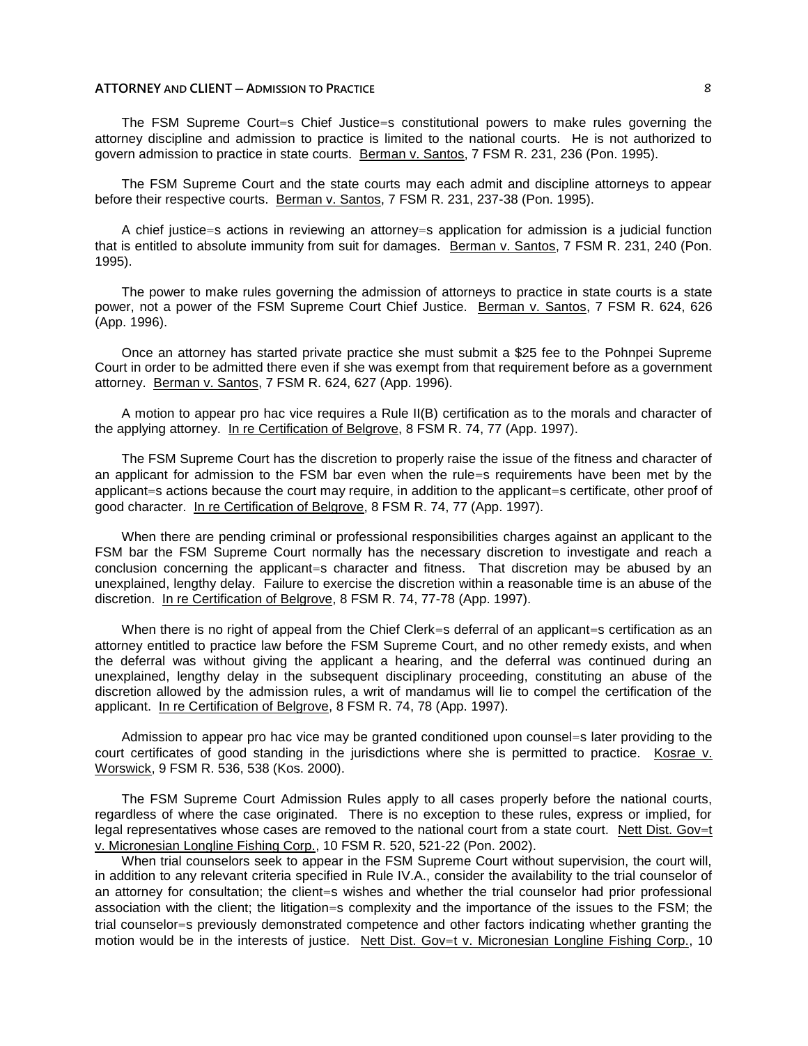The FSM Supreme Court=s Chief Justice=s constitutional powers to make rules governing the attorney discipline and admission to practice is limited to the national courts. He is not authorized to govern admission to practice in state courts. Berman v. Santos, 7 FSM R. 231, 236 (Pon. 1995).

The FSM Supreme Court and the state courts may each admit and discipline attorneys to appear before their respective courts. Berman v. Santos, 7 FSM R. 231, 237-38 (Pon. 1995).

A chief justice=s actions in reviewing an attorney=s application for admission is a judicial function that is entitled to absolute immunity from suit for damages. Berman v. Santos, 7 FSM R. 231, 240 (Pon. 1995).

The power to make rules governing the admission of attorneys to practice in state courts is a state power, not a power of the FSM Supreme Court Chief Justice. Berman v. Santos, 7 FSM R. 624, 626 (App. 1996).

Once an attorney has started private practice she must submit a $25 fee to the Pohnpei Supreme Court in order to be admitted there even if she was exempt from that requirement before as a government attorney. Berman v. Santos, 7 FSM R. 624, 627 (App. 1996).

A motion to appear pro hac vice requires a Rule II(B) certification as to the morals and character of the applying attorney. In re Certification of Belgrove, 8 FSM R. 74, 77 (App. 1997).

The FSM Supreme Court has the discretion to properly raise the issue of the fitness and character of an applicant for admission to the FSM bar even when the rule=s requirements have been met by the applicant=s actions because the court may require, in addition to the applicant=s certificate, other proof of good character. In re Certification of Belgrove, 8 FSM R. 74, 77 (App. 1997).

When there are pending criminal or professional responsibilities charges against an applicant to the FSM bar the FSM Supreme Court normally has the necessary discretion to investigate and reach a conclusion concerning the applicant=s character and fitness. That discretion may be abused by an unexplained, lengthy delay. Failure to exercise the discretion within a reasonable time is an abuse of the discretion. In re Certification of Belgrove, 8 FSM R. 74, 77-78 (App. 1997).

When there is no right of appeal from the Chief Clerk=s deferral of an applicant=s certification as an attorney entitled to practice law before the FSM Supreme Court, and no other remedy exists, and when the deferral was without giving the applicant a hearing, and the deferral was continued during an unexplained, lengthy delay in the subsequent disciplinary proceeding, constituting an abuse of the discretion allowed by the admission rules, a writ of mandamus will lie to compel the certification of the applicant. In re Certification of Belgrove, 8 FSM R. 74, 78 (App. 1997).

Admission to appear pro hac vice may be granted conditioned upon counsel=s later providing to the court certificates of good standing in the jurisdictions where she is permitted to practice. Kosrae v. Worswick, 9 FSM R. 536, 538 (Kos. 2000).

The FSM Supreme Court Admission Rules apply to all cases properly before the national courts, regardless of where the case originated. There is no exception to these rules, express or implied, for legal representatives whose cases are removed to the national court from a state court. Nett Dist. Gov=t v. Micronesian Longline Fishing Corp., 10 FSM R. 520, 521-22 (Pon. 2002).

When trial counselors seek to appear in the FSM Supreme Court without supervision, the court will, in addition to any relevant criteria specified in Rule IV.A., consider the availability to the trial counselor of an attorney for consultation; the client=s wishes and whether the trial counselor had prior professional association with the client; the litigation=s complexity and the importance of the issues to the FSM; the trial counselor=s previously demonstrated competence and other factors indicating whether granting the motion would be in the interests of justice. Nett Dist. Gov=t v. Micronesian Longline Fishing Corp., 10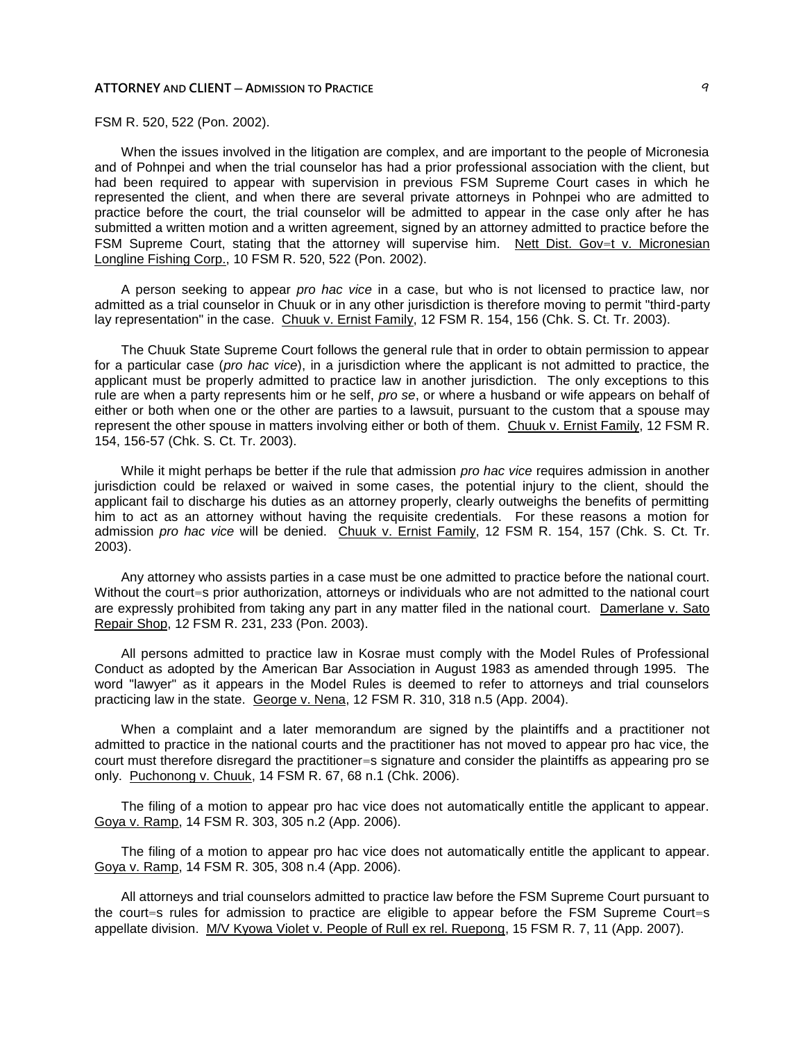FSM R. 520, 522 (Pon. 2002).

When the issues involved in the litigation are complex, and are important to the people of Micronesia and of Pohnpei and when the trial counselor has had a prior professional association with the client, but had been required to appear with supervision in previous FSM Supreme Court cases in which he represented the client, and when there are several private attorneys in Pohnpei who are admitted to practice before the court, the trial counselor will be admitted to appear in the case only after he has submitted a written motion and a written agreement, signed by an attorney admitted to practice before the FSM Supreme Court, stating that the attorney will supervise him. Nett Dist. Gov=t v. Micronesian Longline Fishing Corp., 10 FSM R. 520, 522 (Pon. 2002).

A person seeking to appear *pro hac vice* in a case, but who is not licensed to practice law, nor admitted as a trial counselor in Chuuk or in any other jurisdiction is therefore moving to permit "third-party lay representation" in the case. Chuuk v. Ernist Family, 12 FSM R. 154, 156 (Chk. S. Ct. Tr. 2003).

The Chuuk State Supreme Court follows the general rule that in order to obtain permission to appear for a particular case (*pro hac vice*), in a jurisdiction where the applicant is not admitted to practice, the applicant must be properly admitted to practice law in another jurisdiction. The only exceptions to this rule are when a party represents him or he self, *pro se*, or where a husband or wife appears on behalf of either or both when one or the other are parties to a lawsuit, pursuant to the custom that a spouse may represent the other spouse in matters involving either or both of them. Chuuk v. Ernist Family, 12 FSM R. 154, 156-57 (Chk. S. Ct. Tr. 2003).

While it might perhaps be better if the rule that admission *pro hac vice* requires admission in another jurisdiction could be relaxed or waived in some cases, the potential injury to the client, should the applicant fail to discharge his duties as an attorney properly, clearly outweighs the benefits of permitting him to act as an attorney without having the requisite credentials. For these reasons a motion for admission *pro hac vice* will be denied. Chuuk v. Ernist Family, 12 FSM R. 154, 157 (Chk. S. Ct. Tr. 2003).

Any attorney who assists parties in a case must be one admitted to practice before the national court. Without the court=s prior authorization, attorneys or individuals who are not admitted to the national court are expressly prohibited from taking any part in any matter filed in the national court. Damerlane v. Sato Repair Shop, 12 FSM R. 231, 233 (Pon. 2003).

All persons admitted to practice law in Kosrae must comply with the Model Rules of Professional Conduct as adopted by the American Bar Association in August 1983 as amended through 1995. The word "lawyer" as it appears in the Model Rules is deemed to refer to attorneys and trial counselors practicing law in the state. George v. Nena, 12 FSM R. 310, 318 n.5 (App. 2004).

When a complaint and a later memorandum are signed by the plaintiffs and a practitioner not admitted to practice in the national courts and the practitioner has not moved to appear pro hac vice, the court must therefore disregard the practitioner=s signature and consider the plaintiffs as appearing pro se only. Puchonong v. Chuuk, 14 FSM R. 67, 68 n.1 (Chk. 2006).

The filing of a motion to appear pro hac vice does not automatically entitle the applicant to appear. Goya v. Ramp, 14 FSM R. 303, 305 n.2 (App. 2006).

The filing of a motion to appear pro hac vice does not automatically entitle the applicant to appear. Goya v. Ramp, 14 FSM R. 305, 308 n.4 (App. 2006).

All attorneys and trial counselors admitted to practice law before the FSM Supreme Court pursuant to the court=s rules for admission to practice are eligible to appear before the FSM Supreme Court=s appellate division. M/V Kyowa Violet v. People of Rull ex rel. Ruepong, 15 FSM R. 7, 11 (App. 2007).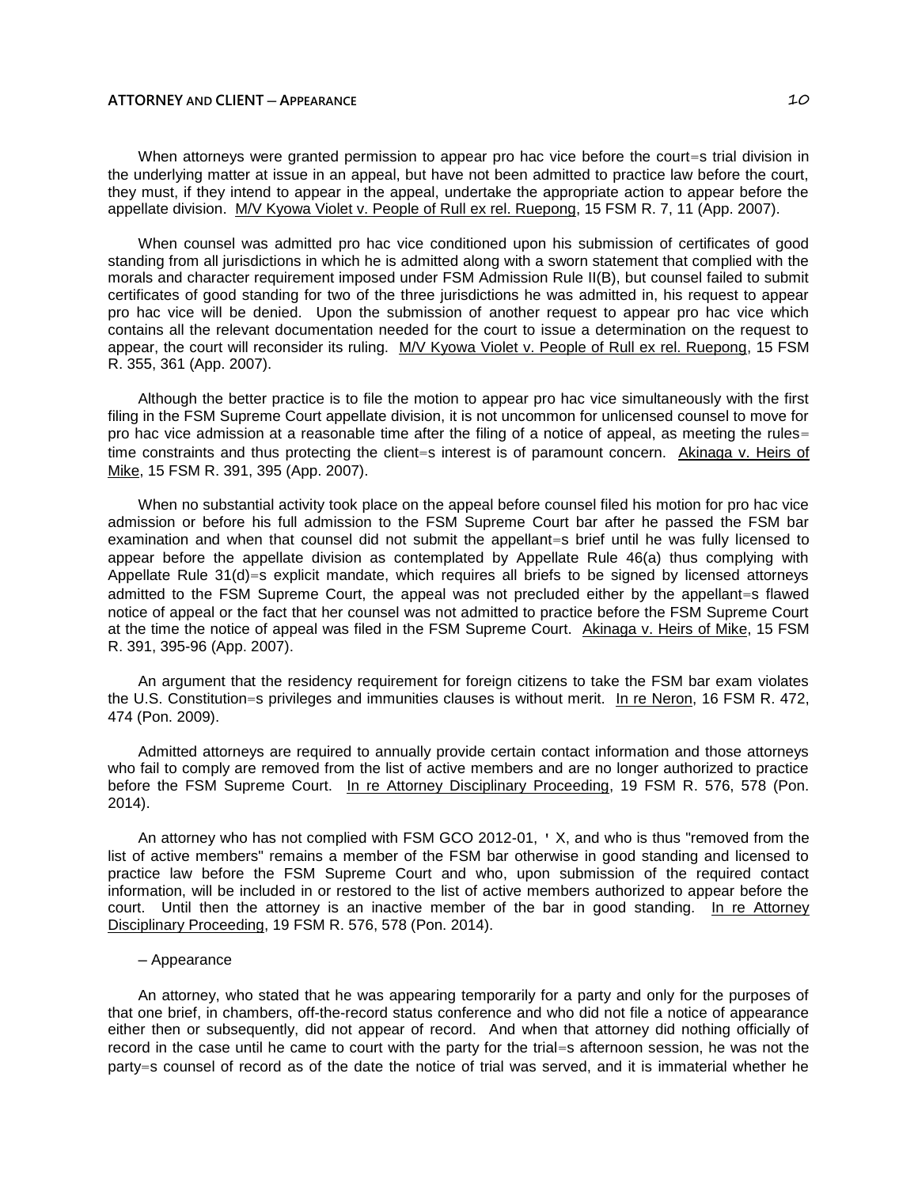When attorneys were granted permission to appear pro hac vice before the court=s trial division in the underlying matter at issue in an appeal, but have not been admitted to practice law before the court, they must, if they intend to appear in the appeal, undertake the appropriate action to appear before the appellate division. M/V Kyowa Violet v. People of Rull ex rel. Ruepong, 15 FSM R. 7, 11 (App. 2007).

When counsel was admitted pro hac vice conditioned upon his submission of certificates of good standing from all jurisdictions in which he is admitted along with a sworn statement that complied with the morals and character requirement imposed under FSM Admission Rule II(B), but counsel failed to submit certificates of good standing for two of the three jurisdictions he was admitted in, his request to appear pro hac vice will be denied. Upon the submission of another request to appear pro hac vice which contains all the relevant documentation needed for the court to issue a determination on the request to appear, the court will reconsider its ruling. M/V Kyowa Violet v. People of Rull ex rel. Ruepong, 15 FSM R. 355, 361 (App. 2007).

Although the better practice is to file the motion to appear pro hac vice simultaneously with the first filing in the FSM Supreme Court appellate division, it is not uncommon for unlicensed counsel to move for pro hac vice admission at a reasonable time after the filing of a notice of appeal, as meeting the rules= time constraints and thus protecting the client=s interest is of paramount concern. Akinaga v. Heirs of Mike, 15 FSM R. 391, 395 (App. 2007).

When no substantial activity took place on the appeal before counsel filed his motion for pro hac vice admission or before his full admission to the FSM Supreme Court bar after he passed the FSM bar examination and when that counsel did not submit the appellant=s brief until he was fully licensed to appear before the appellate division as contemplated by Appellate Rule 46(a) thus complying with Appellate Rule 31(d)=s explicit mandate, which requires all briefs to be signed by licensed attorneys admitted to the FSM Supreme Court, the appeal was not precluded either by the appellant=s flawed notice of appeal or the fact that her counsel was not admitted to practice before the FSM Supreme Court at the time the notice of appeal was filed in the FSM Supreme Court. Akinaga v. Heirs of Mike, 15 FSM R. 391, 395-96 (App. 2007).

An argument that the residency requirement for foreign citizens to take the FSM bar exam violates the U.S. Constitution=s privileges and immunities clauses is without merit. In re Neron, 16 FSM R. 472, 474 (Pon. 2009).

Admitted attorneys are required to annually provide certain contact information and those attorneys who fail to comply are removed from the list of active members and are no longer authorized to practice before the FSM Supreme Court. In re Attorney Disciplinary Proceeding, 19 FSM R. 576, 578 (Pon. 2014).

An attorney who has not complied with FSM GCO 2012-01, ' X, and who is thus "removed from the list of active members" remains a member of the FSM bar otherwise in good standing and licensed to practice law before the FSM Supreme Court and who, upon submission of the required contact information, will be included in or restored to the list of active members authorized to appear before the court. Until then the attorney is an inactive member of the bar in good standing. In re Attorney Disciplinary Proceeding, 19 FSM R. 576, 578 (Pon. 2014).

– Appearance

An attorney, who stated that he was appearing temporarily for a party and only for the purposes of that one brief, in chambers, off-the-record status conference and who did not file a notice of appearance either then or subsequently, did not appear of record. And when that attorney did nothing officially of record in the case until he came to court with the party for the trial=s afternoon session, he was not the party=s counsel of record as of the date the notice of trial was served, and it is immaterial whether he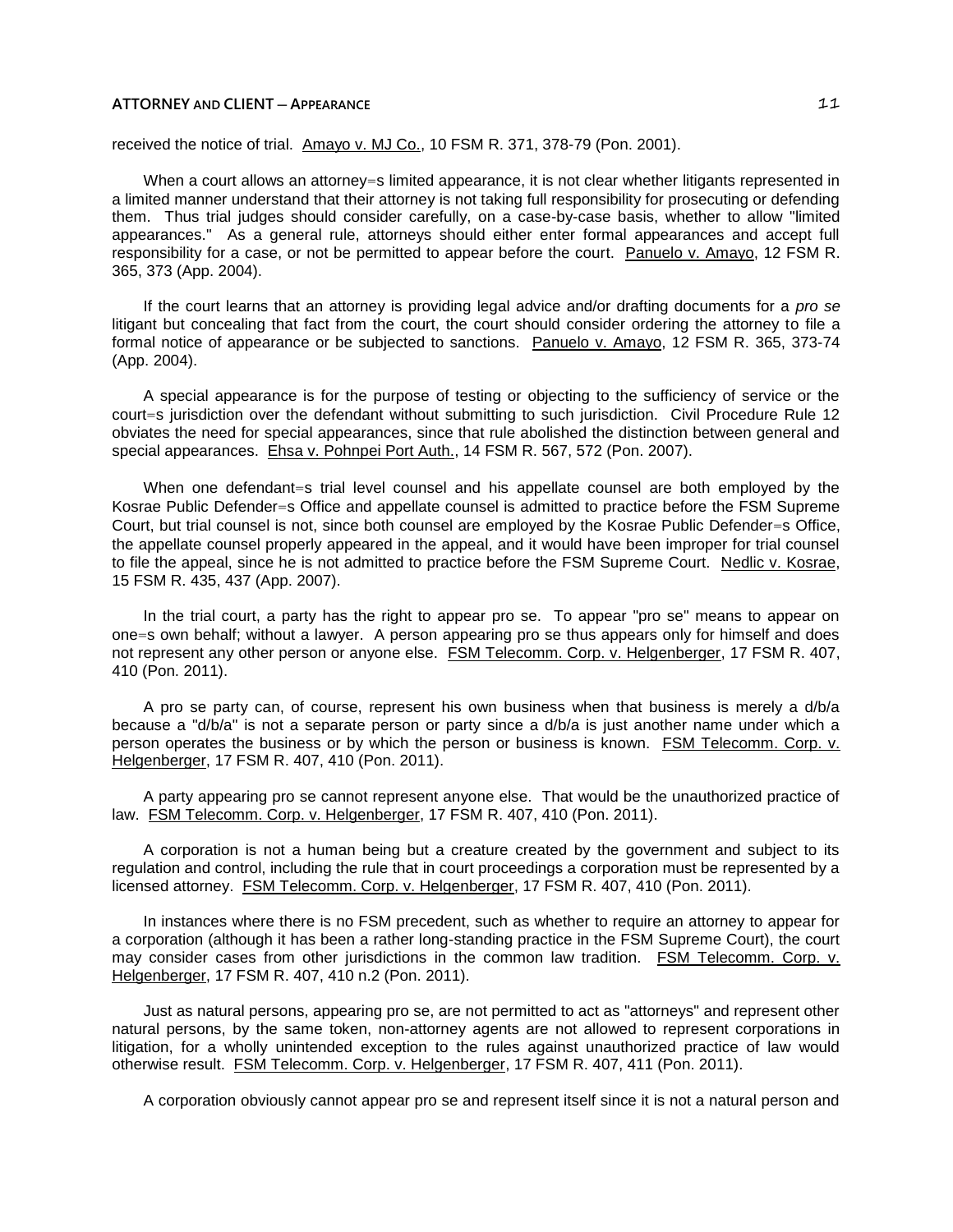received the notice of trial. Amayo v. MJ Co., 10 FSM R. 371, 378-79 (Pon. 2001).

When a court allows an attorney=s limited appearance, it is not clear whether litigants represented in a limited manner understand that their attorney is not taking full responsibility for prosecuting or defending them. Thus trial judges should consider carefully, on a case-by-case basis, whether to allow "limited appearances." As a general rule, attorneys should either enter formal appearances and accept full responsibility for a case, or not be permitted to appear before the court. Panuelo v. Amayo, 12 FSM R. 365, 373 (App. 2004).

If the court learns that an attorney is providing legal advice and/or drafting documents for a *pro se* litigant but concealing that fact from the court, the court should consider ordering the attorney to file a formal notice of appearance or be subjected to sanctions. Panuelo v. Amayo, 12 FSM R. 365, 373-74 (App. 2004).

A special appearance is for the purpose of testing or objecting to the sufficiency of service or the court=s jurisdiction over the defendant without submitting to such jurisdiction. Civil Procedure Rule 12 obviates the need for special appearances, since that rule abolished the distinction between general and special appearances. Ehsa v. Pohnpei Port Auth., 14 FSM R. 567, 572 (Pon. 2007).

When one defendant=s trial level counsel and his appellate counsel are both employed by the Kosrae Public Defender=s Office and appellate counsel is admitted to practice before the FSM Supreme Court, but trial counsel is not, since both counsel are employed by the Kosrae Public Defender=s Office, the appellate counsel properly appeared in the appeal, and it would have been improper for trial counsel to file the appeal, since he is not admitted to practice before the FSM Supreme Court. Nedlic v. Kosrae, 15 FSM R. 435, 437 (App. 2007).

In the trial court, a party has the right to appear pro se. To appear "pro se" means to appear on one=s own behalf; without a lawyer. A person appearing pro se thus appears only for himself and does not represent any other person or anyone else. FSM Telecomm. Corp. v. Helgenberger, 17 FSM R. 407, 410 (Pon. 2011).

A pro se party can, of course, represent his own business when that business is merely a d/b/a because a "d/b/a" is not a separate person or party since a d/b/a is just another name under which a person operates the business or by which the person or business is known. FSM Telecomm. Corp. v. Helgenberger, 17 FSM R. 407, 410 (Pon. 2011).

A party appearing pro se cannot represent anyone else. That would be the unauthorized practice of law. FSM Telecomm. Corp. v. Helgenberger, 17 FSM R. 407, 410 (Pon. 2011).

A corporation is not a human being but a creature created by the government and subject to its regulation and control, including the rule that in court proceedings a corporation must be represented by a licensed attorney. FSM Telecomm. Corp. v. Helgenberger, 17 FSM R. 407, 410 (Pon. 2011).

In instances where there is no FSM precedent, such as whether to require an attorney to appear for a corporation (although it has been a rather long-standing practice in the FSM Supreme Court), the court may consider cases from other jurisdictions in the common law tradition. FSM Telecomm. Corp. v. Helgenberger, 17 FSM R. 407, 410 n.2 (Pon. 2011).

Just as natural persons, appearing pro se, are not permitted to act as "attorneys" and represent other natural persons, by the same token, non-attorney agents are not allowed to represent corporations in litigation, for a wholly unintended exception to the rules against unauthorized practice of law would otherwise result. FSM Telecomm. Corp. v. Helgenberger, 17 FSM R. 407, 411 (Pon. 2011).

A corporation obviously cannot appear pro se and represent itself since it is not a natural person and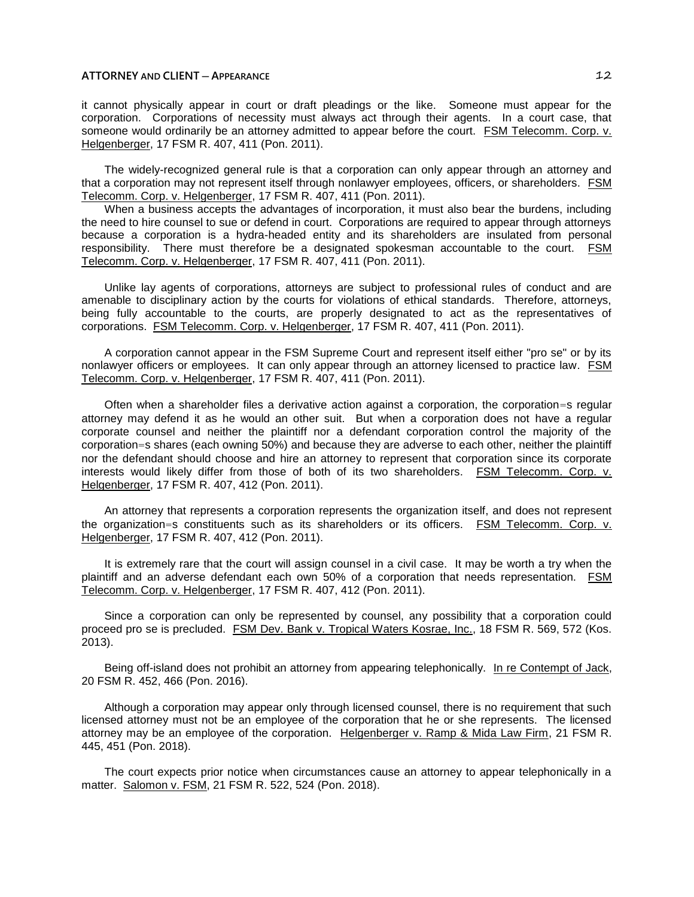it cannot physically appear in court or draft pleadings or the like. Someone must appear for the corporation. Corporations of necessity must always act through their agents. In a court case, that someone would ordinarily be an attorney admitted to appear before the court. FSM Telecomm. Corp. v. Helgenberger, 17 FSM R. 407, 411 (Pon. 2011).

The widely-recognized general rule is that a corporation can only appear through an attorney and that a corporation may not represent itself through nonlawyer employees, officers, or shareholders. FSM Telecomm. Corp. v. Helgenberger, 17 FSM R. 407, 411 (Pon. 2011).

When a business accepts the advantages of incorporation, it must also bear the burdens, including the need to hire counsel to sue or defend in court. Corporations are required to appear through attorneys because a corporation is a hydra-headed entity and its shareholders are insulated from personal responsibility. There must therefore be a designated spokesman accountable to the court. FSM Telecomm. Corp. v. Helgenberger, 17 FSM R. 407, 411 (Pon. 2011).

Unlike lay agents of corporations, attorneys are subject to professional rules of conduct and are amenable to disciplinary action by the courts for violations of ethical standards. Therefore, attorneys, being fully accountable to the courts, are properly designated to act as the representatives of corporations. FSM Telecomm. Corp. v. Helgenberger, 17 FSM R. 407, 411 (Pon. 2011).

A corporation cannot appear in the FSM Supreme Court and represent itself either "pro se" or by its nonlawyer officers or employees. It can only appear through an attorney licensed to practice law. FSM Telecomm. Corp. v. Helgenberger, 17 FSM R. 407, 411 (Pon. 2011).

Often when a shareholder files a derivative action against a corporation, the corporation=s regular attorney may defend it as he would an other suit. But when a corporation does not have a regular corporate counsel and neither the plaintiff nor a defendant corporation control the majority of the corporation=s shares (each owning 50%) and because they are adverse to each other, neither the plaintiff nor the defendant should choose and hire an attorney to represent that corporation since its corporate interests would likely differ from those of both of its two shareholders. FSM Telecomm. Corp. v. Helgenberger, 17 FSM R. 407, 412 (Pon. 2011).

An attorney that represents a corporation represents the organization itself, and does not represent the organization=s constituents such as its shareholders or its officers. FSM Telecomm. Corp. v. Helgenberger, 17 FSM R. 407, 412 (Pon. 2011).

It is extremely rare that the court will assign counsel in a civil case. It may be worth a try when the plaintiff and an adverse defendant each own 50% of a corporation that needs representation. FSM Telecomm. Corp. v. Helgenberger, 17 FSM R. 407, 412 (Pon. 2011).

Since a corporation can only be represented by counsel, any possibility that a corporation could proceed pro se is precluded. FSM Dev. Bank v. Tropical Waters Kosrae, Inc., 18 FSM R. 569, 572 (Kos. 2013).

Being off-island does not prohibit an attorney from appearing telephonically. In re Contempt of Jack, 20 FSM R. 452, 466 (Pon. 2016).

Although a corporation may appear only through licensed counsel, there is no requirement that such licensed attorney must not be an employee of the corporation that he or she represents. The licensed attorney may be an employee of the corporation. Helgenberger v. Ramp & Mida Law Firm, 21 FSM R. 445, 451 (Pon. 2018).

The court expects prior notice when circumstances cause an attorney to appear telephonically in a matter. Salomon v. FSM, 21 FSM R. 522, 524 (Pon. 2018).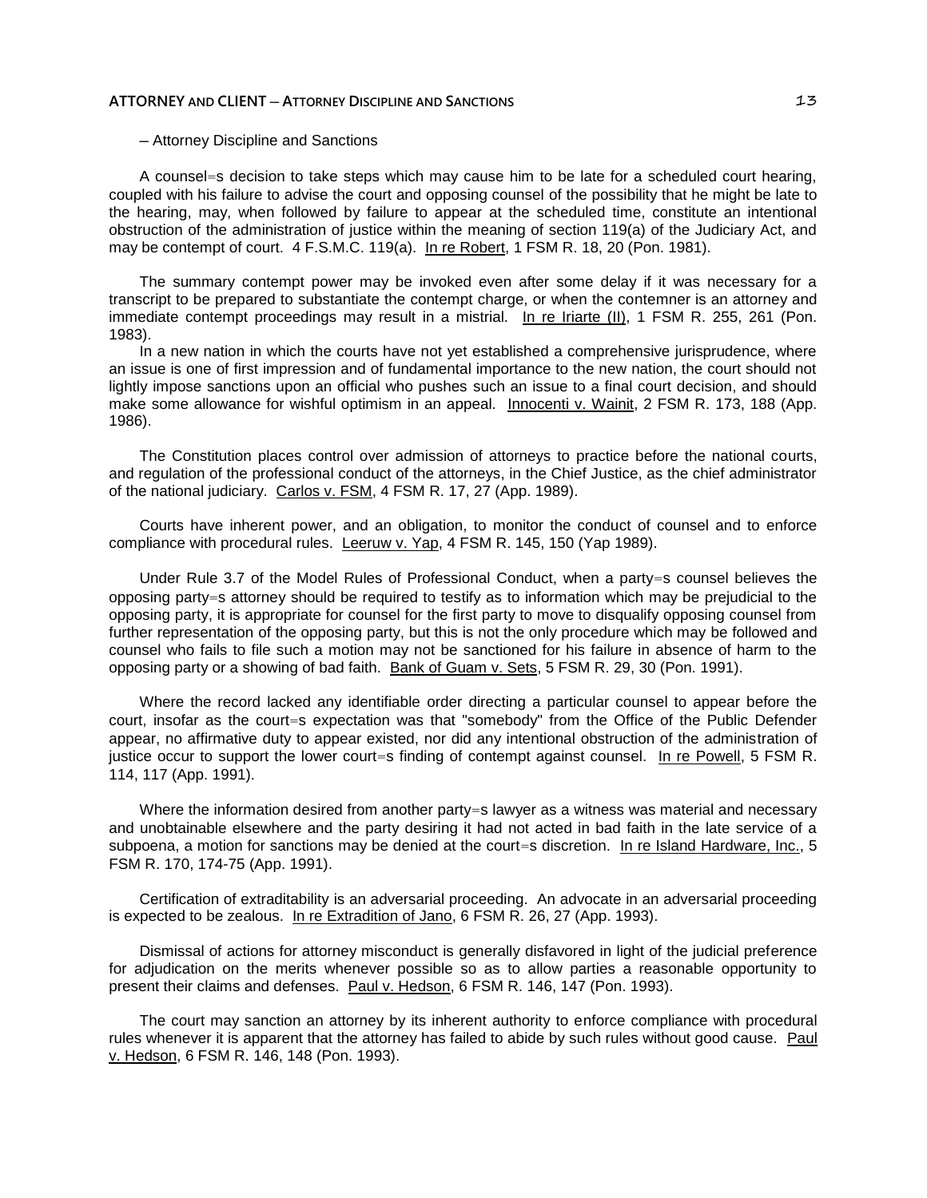– Attorney Discipline and Sanctions

A counsel=s decision to take steps which may cause him to be late for a scheduled court hearing, coupled with his failure to advise the court and opposing counsel of the possibility that he might be late to the hearing, may, when followed by failure to appear at the scheduled time, constitute an intentional obstruction of the administration of justice within the meaning of section 119(a) of the Judiciary Act, and may be contempt of court. 4 F.S.M.C. 119(a). In re Robert, 1 FSM R. 18, 20 (Pon. 1981).

The summary contempt power may be invoked even after some delay if it was necessary for a transcript to be prepared to substantiate the contempt charge, or when the contemner is an attorney and immediate contempt proceedings may result in a mistrial. In re Iriarte (II), 1 FSM R. 255, 261 (Pon. 1983).

In a new nation in which the courts have not yet established a comprehensive jurisprudence, where an issue is one of first impression and of fundamental importance to the new nation, the court should not lightly impose sanctions upon an official who pushes such an issue to a final court decision, and should make some allowance for wishful optimism in an appeal. Innocenti v. Wainit, 2 FSM R. 173, 188 (App. 1986).

The Constitution places control over admission of attorneys to practice before the national courts, and regulation of the professional conduct of the attorneys, in the Chief Justice, as the chief administrator of the national judiciary. Carlos v. FSM, 4 FSM R. 17, 27 (App. 1989).

Courts have inherent power, and an obligation, to monitor the conduct of counsel and to enforce compliance with procedural rules. Leeruw v. Yap, 4 FSM R. 145, 150 (Yap 1989).

Under Rule 3.7 of the Model Rules of Professional Conduct, when a party=s counsel believes the opposing party=s attorney should be required to testify as to information which may be prejudicial to the opposing party, it is appropriate for counsel for the first party to move to disqualify opposing counsel from further representation of the opposing party, but this is not the only procedure which may be followed and counsel who fails to file such a motion may not be sanctioned for his failure in absence of harm to the opposing party or a showing of bad faith. Bank of Guam v. Sets, 5 FSM R. 29, 30 (Pon. 1991).

Where the record lacked any identifiable order directing a particular counsel to appear before the court, insofar as the court=s expectation was that "somebody" from the Office of the Public Defender appear, no affirmative duty to appear existed, nor did any intentional obstruction of the administration of justice occur to support the lower court=s finding of contempt against counsel. In re Powell, 5 FSM R. 114, 117 (App. 1991).

Where the information desired from another party=s lawyer as a witness was material and necessary and unobtainable elsewhere and the party desiring it had not acted in bad faith in the late service of a subpoena, a motion for sanctions may be denied at the court=s discretion. In re Island Hardware, Inc., 5 FSM R. 170, 174-75 (App. 1991).

Certification of extraditability is an adversarial proceeding. An advocate in an adversarial proceeding is expected to be zealous. In re Extradition of Jano, 6 FSM R. 26, 27 (App. 1993).

Dismissal of actions for attorney misconduct is generally disfavored in light of the judicial preference for adjudication on the merits whenever possible so as to allow parties a reasonable opportunity to present their claims and defenses. Paul v. Hedson, 6 FSM R. 146, 147 (Pon. 1993).

The court may sanction an attorney by its inherent authority to enforce compliance with procedural rules whenever it is apparent that the attorney has failed to abide by such rules without good cause. Paul v. Hedson, 6 FSM R. 146, 148 (Pon. 1993).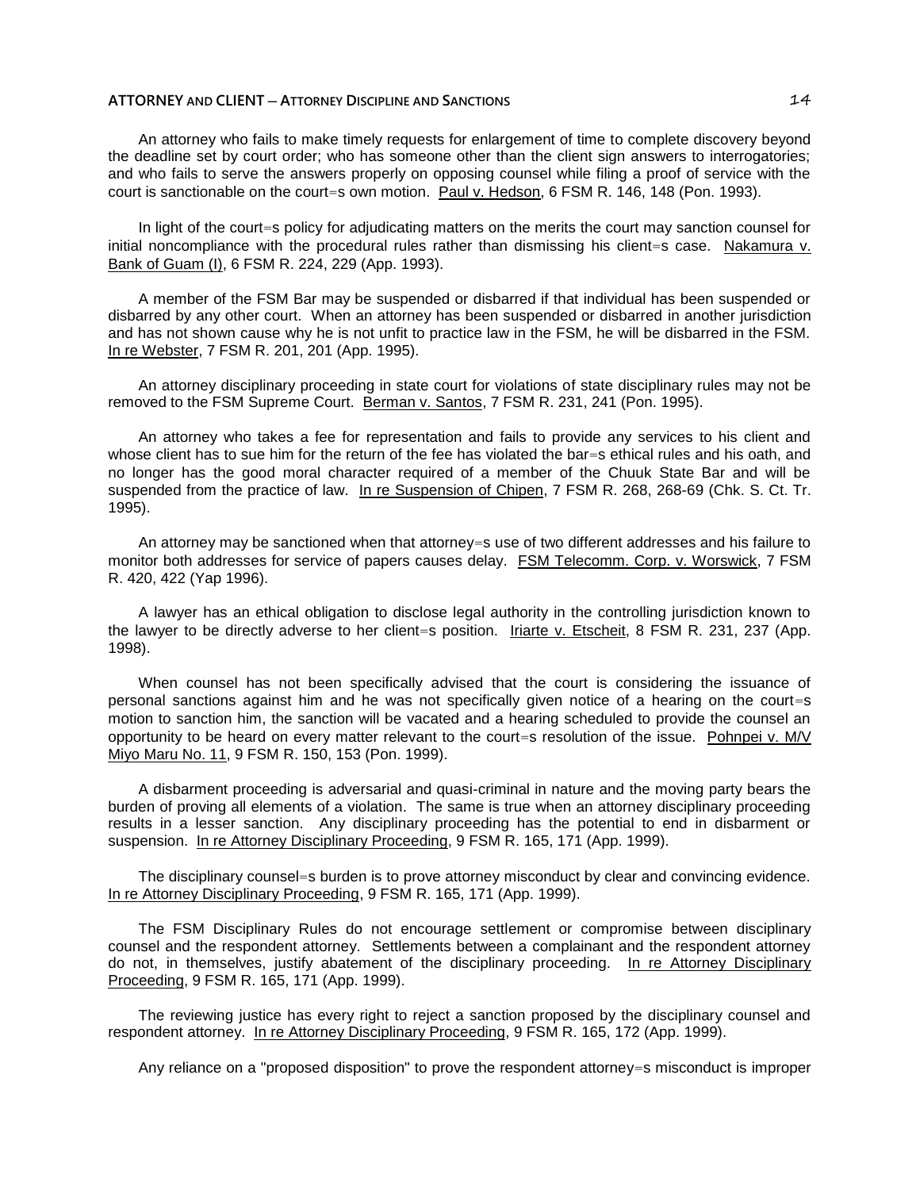An attorney who fails to make timely requests for enlargement of time to complete discovery beyond the deadline set by court order; who has someone other than the client sign answers to interrogatories; and who fails to serve the answers properly on opposing counsel while filing a proof of service with the court is sanctionable on the court=s own motion. Paul v. Hedson, 6 FSM R. 146, 148 (Pon. 1993).

In light of the court=s policy for adjudicating matters on the merits the court may sanction counsel for initial noncompliance with the procedural rules rather than dismissing his client=s case. Nakamura v. Bank of Guam (I), 6 FSM R. 224, 229 (App. 1993).

A member of the FSM Bar may be suspended or disbarred if that individual has been suspended or disbarred by any other court. When an attorney has been suspended or disbarred in another jurisdiction and has not shown cause why he is not unfit to practice law in the FSM, he will be disbarred in the FSM. In re Webster, 7 FSM R. 201, 201 (App. 1995).

An attorney disciplinary proceeding in state court for violations of state disciplinary rules may not be removed to the FSM Supreme Court. Berman v. Santos, 7 FSM R. 231, 241 (Pon. 1995).

An attorney who takes a fee for representation and fails to provide any services to his client and whose client has to sue him for the return of the fee has violated the bar=s ethical rules and his oath, and no longer has the good moral character required of a member of the Chuuk State Bar and will be suspended from the practice of law. In re Suspension of Chipen, 7 FSM R. 268, 268-69 (Chk. S. Ct. Tr. 1995).

An attorney may be sanctioned when that attorney=s use of two different addresses and his failure to monitor both addresses for service of papers causes delay. FSM Telecomm. Corp. v. Worswick, 7 FSM R. 420, 422 (Yap 1996).

A lawyer has an ethical obligation to disclose legal authority in the controlling jurisdiction known to the lawyer to be directly adverse to her client=s position. Iriarte v. Etscheit, 8 FSM R. 231, 237 (App. 1998).

When counsel has not been specifically advised that the court is considering the issuance of personal sanctions against him and he was not specifically given notice of a hearing on the court=s motion to sanction him, the sanction will be vacated and a hearing scheduled to provide the counsel an opportunity to be heard on every matter relevant to the court=s resolution of the issue. Pohnpei v. M/V Miyo Maru No. 11, 9 FSM R. 150, 153 (Pon. 1999).

A disbarment proceeding is adversarial and quasi-criminal in nature and the moving party bears the burden of proving all elements of a violation. The same is true when an attorney disciplinary proceeding results in a lesser sanction. Any disciplinary proceeding has the potential to end in disbarment or suspension. In re Attorney Disciplinary Proceeding, 9 FSM R. 165, 171 (App. 1999).

The disciplinary counsel=s burden is to prove attorney misconduct by clear and convincing evidence. In re Attorney Disciplinary Proceeding, 9 FSM R. 165, 171 (App. 1999).

The FSM Disciplinary Rules do not encourage settlement or compromise between disciplinary counsel and the respondent attorney. Settlements between a complainant and the respondent attorney do not, in themselves, justify abatement of the disciplinary proceeding. In re Attorney Disciplinary Proceeding, 9 FSM R. 165, 171 (App. 1999).

The reviewing justice has every right to reject a sanction proposed by the disciplinary counsel and respondent attorney. In re Attorney Disciplinary Proceeding, 9 FSM R. 165, 172 (App. 1999).

Any reliance on a "proposed disposition" to prove the respondent attorney=s misconduct is improper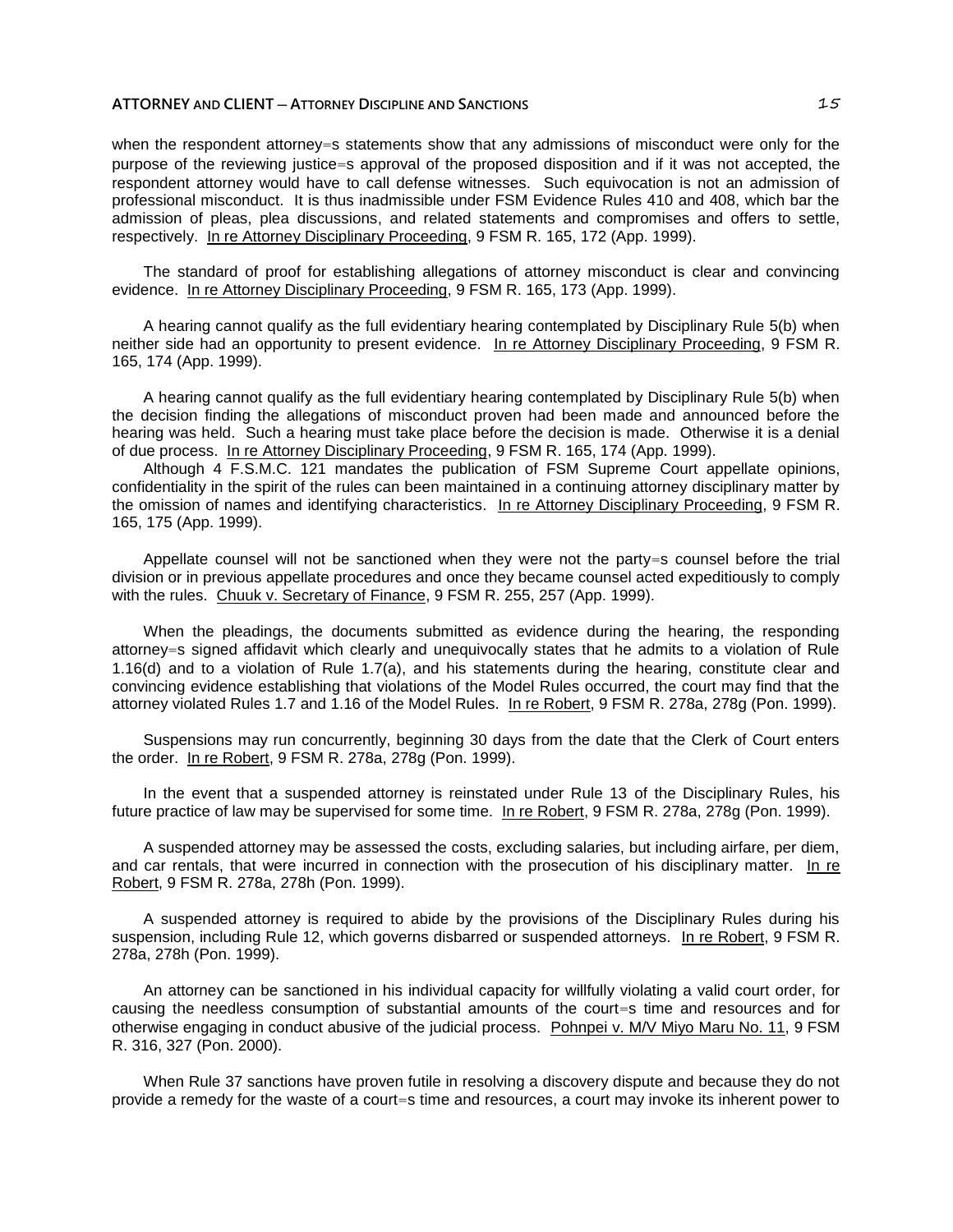when the respondent attorney=s statements show that any admissions of misconduct were only for the purpose of the reviewing justice=s approval of the proposed disposition and if it was not accepted, the respondent attorney would have to call defense witnesses. Such equivocation is not an admission of professional misconduct. It is thus inadmissible under FSM Evidence Rules 410 and 408, which bar the admission of pleas, plea discussions, and related statements and compromises and offers to settle, respectively. In re Attorney Disciplinary Proceeding, 9 FSM R. 165, 172 (App. 1999).

The standard of proof for establishing allegations of attorney misconduct is clear and convincing evidence. In re Attorney Disciplinary Proceeding, 9 FSM R. 165, 173 (App. 1999).

A hearing cannot qualify as the full evidentiary hearing contemplated by Disciplinary Rule 5(b) when neither side had an opportunity to present evidence. In re Attorney Disciplinary Proceeding, 9 FSM R. 165, 174 (App. 1999).

A hearing cannot qualify as the full evidentiary hearing contemplated by Disciplinary Rule 5(b) when the decision finding the allegations of misconduct proven had been made and announced before the hearing was held. Such a hearing must take place before the decision is made. Otherwise it is a denial of due process. In re Attorney Disciplinary Proceeding, 9 FSM R. 165, 174 (App. 1999).

Although 4 F.S.M.C. 121 mandates the publication of FSM Supreme Court appellate opinions, confidentiality in the spirit of the rules can be maintained in a continuing attorney disciplinary matter by the omission of names and identifying characteristics. In re Attorney Disciplinary Proceeding, 9 FSM R. 165, 175 (App. 1999).

Appellate counsel will not be sanctioned when they were not the party=s counsel before the trial division or in previous appellate procedures and once they became counsel acted expeditiously to comply with the rules. Chuuk v. Secretary of Finance, 9 FSM R. 255, 257 (App. 1999).

When the pleadings, the documents submitted as evidence during the hearing, the responding attorney=s signed affidavit which clearly and unequivocally states that he admits to a violation of Rule 1.16(d) and to a violation of Rule 1.7(a), and his statements during the hearing, constitute clear and convincing evidence establishing that violations of the Model Rules occurred, the court may find that the attorney violated Rules 1.7 and 1.16 of the Model Rules. In re Robert, 9 FSM R. 278a, 278g (Pon. 1999).

Suspensions may run concurrently, beginning 30 days from the date that the Clerk of Court enters the order. In re Robert, 9 FSM R. 278a, 278g (Pon. 1999).

In the event that a suspended attorney is reinstated under Rule 13 of the Disciplinary Rules, his future practice of law may be supervised for some time. In re Robert, 9 FSM R. 278a, 278g (Pon. 1999).

A suspended attorney may be assessed the costs, excluding salaries, but including airfare, per diem, and car rentals, that were incurred in connection with the prosecution of his disciplinary matter. In re Robert, 9 FSM R. 278a, 278h (Pon. 1999).

A suspended attorney is required to abide by the provisions of the Disciplinary Rules during his suspension, including Rule 12, which governs disbarred or suspended attorneys. In re Robert, 9 FSM R. 278a, 278h (Pon. 1999).

An attorney can be sanctioned in his individual capacity for willfully violating a valid court order, for causing the needless consumption of substantial amounts of the court=s time and resources and for otherwise engaging in conduct abusive of the judicial process. Pohnpei v. M/V Miyo Maru No. 11, 9 FSM R. 316, 327 (Pon. 2000).

When Rule 37 sanctions have proven futile in resolving a discovery dispute and because they do not provide a remedy for the waste of a court=s time and resources, a court may invoke its inherent power to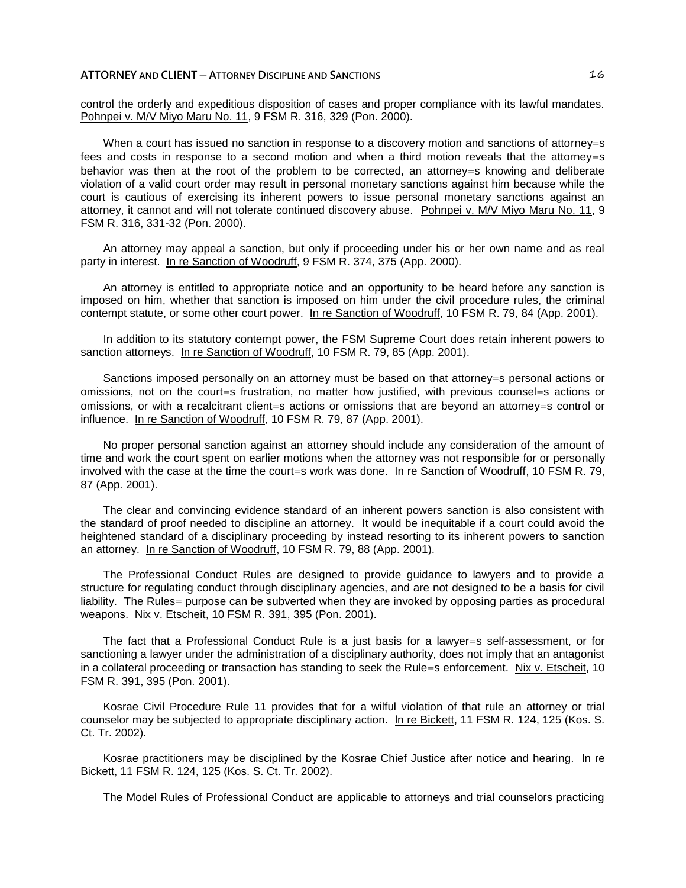control the orderly and expeditious disposition of cases and proper compliance with its lawful mandates. Pohnpei v. M/V Miyo Maru No. 11, 9 FSM R. 316, 329 (Pon. 2000).

When a court has issued no sanction in response to a discovery motion and sanctions of attorney=s fees and costs in response to a second motion and when a third motion reveals that the attorney=s behavior was then at the root of the problem to be corrected, an attorney=s knowing and deliberate violation of a valid court order may result in personal monetary sanctions against him because while the court is cautious of exercising its inherent powers to issue personal monetary sanctions against an attorney, it cannot and will not tolerate continued discovery abuse. Pohnpei v. M/V Miyo Maru No. 11, 9 FSM R. 316, 331-32 (Pon. 2000).

An attorney may appeal a sanction, but only if proceeding under his or her own name and as real party in interest. In re Sanction of Woodruff, 9 FSM R. 374, 375 (App. 2000).

An attorney is entitled to appropriate notice and an opportunity to be heard before any sanction is imposed on him, whether that sanction is imposed on him under the civil procedure rules, the criminal contempt statute, or some other court power. In re Sanction of Woodruff, 10 FSM R. 79, 84 (App. 2001).

In addition to its statutory contempt power, the FSM Supreme Court does retain inherent powers to sanction attorneys. In re Sanction of Woodruff, 10 FSM R. 79, 85 (App. 2001).

Sanctions imposed personally on an attorney must be based on that attorney=s personal actions or omissions, not on the court=s frustration, no matter how justified, with previous counsel=s actions or omissions, or with a recalcitrant client=s actions or omissions that are beyond an attorney=s control or influence. In re Sanction of Woodruff, 10 FSM R. 79, 87 (App. 2001).

No proper personal sanction against an attorney should include any consideration of the amount of time and work the court spent on earlier motions when the attorney was not responsible for or personally involved with the case at the time the court=s work was done. In re Sanction of Woodruff, 10 FSM R. 79, 87 (App. 2001).

The clear and convincing evidence standard of an inherent powers sanction is also consistent with the standard of proof needed to discipline an attorney. It would be inequitable if a court could avoid the heightened standard of a disciplinary proceeding by instead resorting to its inherent powers to sanction an attorney. In re Sanction of Woodruff, 10 FSM R. 79, 88 (App. 2001).

The Professional Conduct Rules are designed to provide guidance to lawyers and to provide a structure for regulating conduct through disciplinary agencies, and are not designed to be a basis for civil liability. The Rules= purpose can be subverted when they are invoked by opposing parties as procedural weapons. Nix v. Etscheit, 10 FSM R. 391, 395 (Pon. 2001).

The fact that a Professional Conduct Rule is a just basis for a lawyer=s self-assessment, or for sanctioning a lawyer under the administration of a disciplinary authority, does not imply that an antagonist in a collateral proceeding or transaction has standing to seek the Rule=s enforcement. Nix v. Etscheit, 10 FSM R. 391, 395 (Pon. 2001).

Kosrae Civil Procedure Rule 11 provides that for a wilful violation of that rule an attorney or trial counselor may be subjected to appropriate disciplinary action. In re Bickett, 11 FSM R. 124, 125 (Kos. S. Ct. Tr. 2002).

Kosrae practitioners may be disciplined by the Kosrae Chief Justice after notice and hearing. In re Bickett, 11 FSM R. 124, 125 (Kos. S. Ct. Tr. 2002).

The Model Rules of Professional Conduct are applicable to attorneys and trial counselors practicing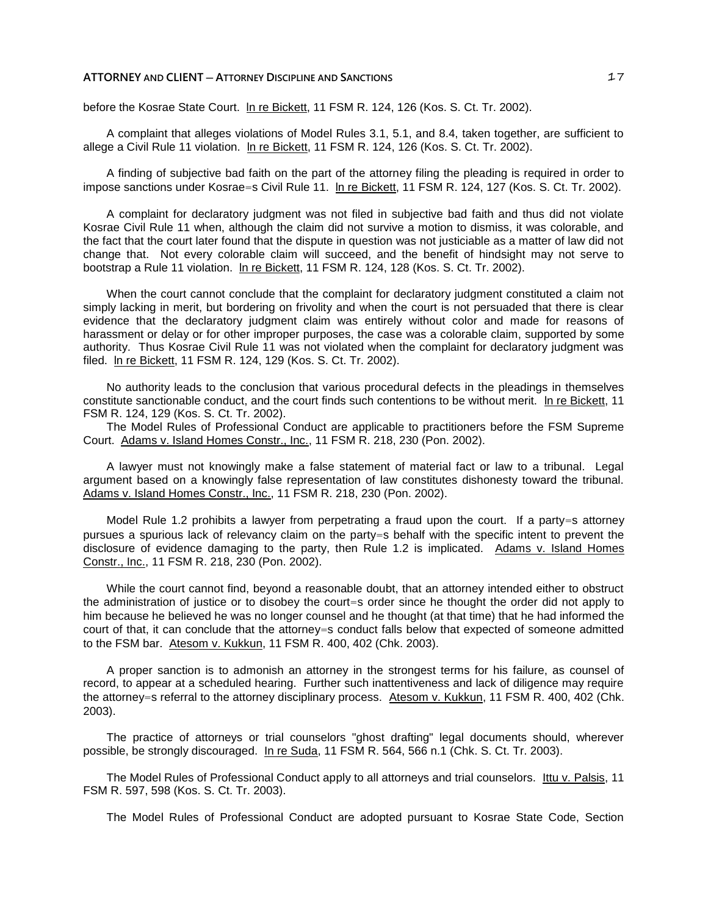before the Kosrae State Court. ln re Bickett, 11 FSM R. 124, 126 (Kos. S. Ct. Tr. 2002).

A complaint that alleges violations of Model Rules 3.1, 5.1, and 8.4, taken together, are sufficient to allege a Civil Rule 11 violation. ln re Bickett, 11 FSM R. 124, 126 (Kos. S. Ct. Tr. 2002).

A finding of subjective bad faith on the part of the attorney filing the pleading is required in order to impose sanctions under Kosrae=s Civil Rule 11. ln re Bickett, 11 FSM R. 124, 127 (Kos. S. Ct. Tr. 2002).

A complaint for declaratory judgment was not filed in subjective bad faith and thus did not violate Kosrae Civil Rule 11 when, although the claim did not survive a motion to dismiss, it was colorable, and the fact that the court later found that the dispute in question was not justiciable as a matter of law did not change that. Not every colorable claim will succeed, and the benefit of hindsight may not serve to bootstrap a Rule 11 violation. ln re Bickett, 11 FSM R. 124, 128 (Kos. S. Ct. Tr. 2002).

When the court cannot conclude that the complaint for declaratory judgment constituted a claim not simply lacking in merit, but bordering on frivolity and when the court is not persuaded that there is clear evidence that the declaratory judgment claim was entirely without color and made for reasons of harassment or delay or for other improper purposes, the case was a colorable claim, supported by some authority. Thus Kosrae Civil Rule 11 was not violated when the complaint for declaratory judgment was filed. ln re Bickett, 11 FSM R. 124, 129 (Kos. S. Ct. Tr. 2002).

No authority leads to the conclusion that various procedural defects in the pleadings in themselves constitute sanctionable conduct, and the court finds such contentions to be without merit. ln re Bickett, 11 FSM R. 124, 129 (Kos. S. Ct. Tr. 2002).

The Model Rules of Professional Conduct are applicable to practitioners before the FSM Supreme Court. Adams v. Island Homes Constr., Inc., 11 FSM R. 218, 230 (Pon. 2002).

A lawyer must not knowingly make a false statement of material fact or law to a tribunal. Legal argument based on a knowingly false representation of law constitutes dishonesty toward the tribunal. Adams v. Island Homes Constr., Inc., 11 FSM R. 218, 230 (Pon. 2002).

Model Rule 1.2 prohibits a lawyer from perpetrating a fraud upon the court. If a party=s attorney pursues a spurious lack of relevancy claim on the party=s behalf with the specific intent to prevent the disclosure of evidence damaging to the party, then Rule 1.2 is implicated. Adams v. Island Homes Constr., Inc., 11 FSM R. 218, 230 (Pon. 2002).

While the court cannot find, beyond a reasonable doubt, that an attorney intended either to obstruct the administration of justice or to disobey the court=s order since he thought the order did not apply to him because he believed he was no longer counsel and he thought (at that time) that he had informed the court of that, it can conclude that the attorney=s conduct falls below that expected of someone admitted to the FSM bar. Atesom v. Kukkun, 11 FSM R. 400, 402 (Chk. 2003).

A proper sanction is to admonish an attorney in the strongest terms for his failure, as counsel of record, to appear at a scheduled hearing. Further such inattentiveness and lack of diligence may require the attorney=s referral to the attorney disciplinary process. Atesom v. Kukkun, 11 FSM R. 400, 402 (Chk. 2003).

The practice of attorneys or trial counselors "ghost drafting" legal documents should, wherever possible, be strongly discouraged. In re Suda, 11 FSM R. 564, 566 n.1 (Chk. S. Ct. Tr. 2003).

The Model Rules of Professional Conduct apply to all attorneys and trial counselors. Ittu v. Palsis, 11 FSM R. 597, 598 (Kos. S. Ct. Tr. 2003).

The Model Rules of Professional Conduct are adopted pursuant to Kosrae State Code, Section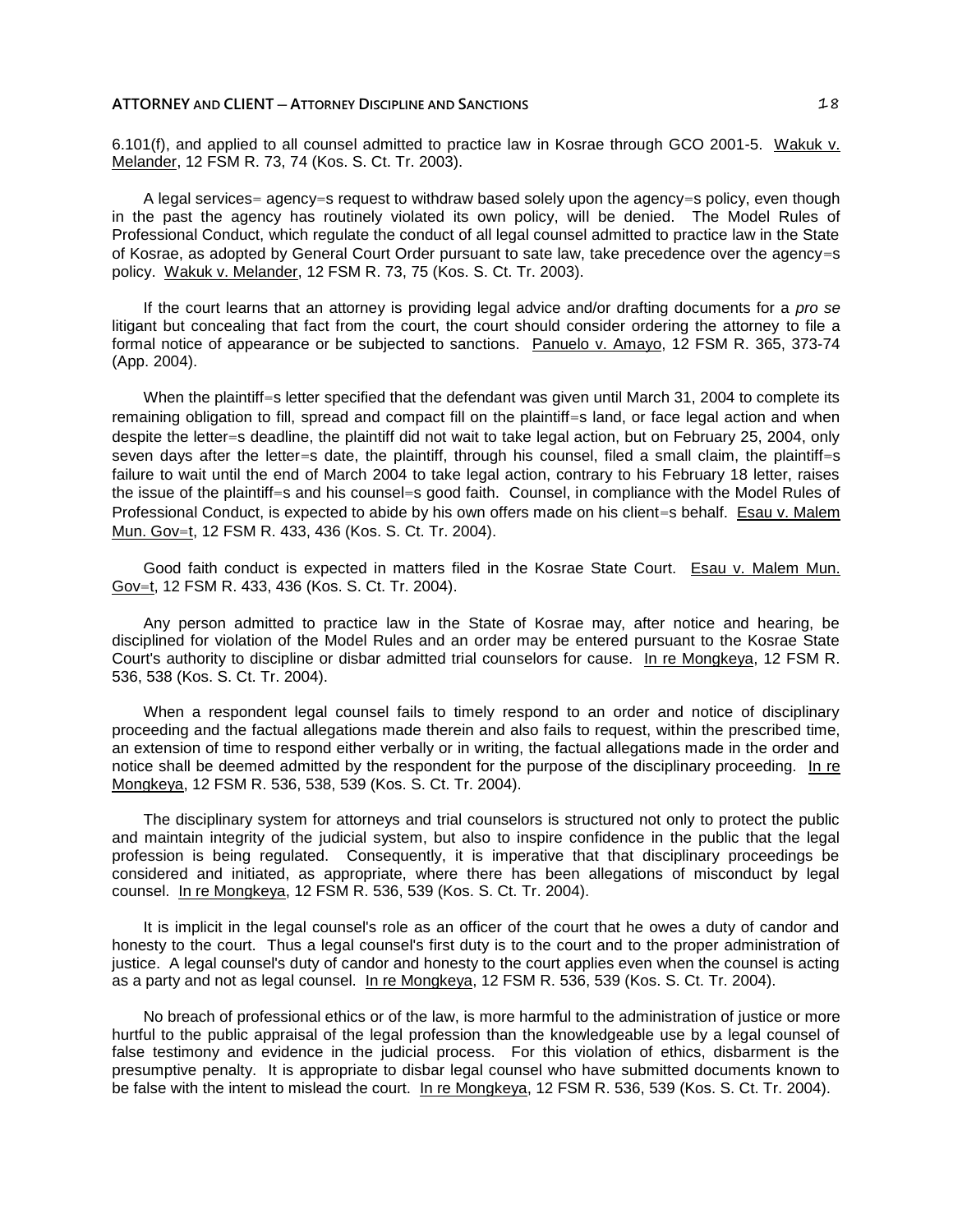6.101(f), and applied to all counsel admitted to practice law in Kosrae through GCO 2001-5. Wakuk v. Melander, 12 FSM R. 73, 74 (Kos. S. Ct. Tr. 2003).

A legal services= agency=s request to withdraw based solely upon the agency=s policy, even though in the past the agency has routinely violated its own policy, will be denied. The Model Rules of Professional Conduct, which regulate the conduct of all legal counsel admitted to practice law in the State of Kosrae, as adopted by General Court Order pursuant to sate law, take precedence over the agency=s policy. Wakuk v. Melander, 12 FSM R. 73, 75 (Kos. S. Ct. Tr. 2003).

If the court learns that an attorney is providing legal advice and/or drafting documents for a *pro se* litigant but concealing that fact from the court, the court should consider ordering the attorney to file a formal notice of appearance or be subjected to sanctions. Panuelo v. Amayo, 12 FSM R. 365, 373-74 (App. 2004).

When the plaintiff=s letter specified that the defendant was given until March 31, 2004 to complete its remaining obligation to fill, spread and compact fill on the plaintiff=s land, or face legal action and when despite the letter=s deadline, the plaintiff did not wait to take legal action, but on February 25, 2004, only seven days after the letter=s date, the plaintiff, through his counsel, filed a small claim, the plaintiff=s failure to wait until the end of March 2004 to take legal action, contrary to his February 18 letter, raises the issue of the plaintiff=s and his counsel=s good faith. Counsel, in compliance with the Model Rules of Professional Conduct, is expected to abide by his own offers made on his client=s behalf. Esau v. Malem Mun. Gov=t, 12 FSM R. 433, 436 (Kos. S. Ct. Tr. 2004).

Good faith conduct is expected in matters filed in the Kosrae State Court. Esau v. Malem Mun. Gov=t, 12 FSM R. 433, 436 (Kos. S. Ct. Tr. 2004).

Any person admitted to practice law in the State of Kosrae may, after notice and hearing, be disciplined for violation of the Model Rules and an order may be entered pursuant to the Kosrae State Court's authority to discipline or disbar admitted trial counselors for cause. In re Mongkeya, 12 FSM R. 536, 538 (Kos. S. Ct. Tr. 2004).

When a respondent legal counsel fails to timely respond to an order and notice of disciplinary proceeding and the factual allegations made therein and also fails to request, within the prescribed time, an extension of time to respond either verbally or in writing, the factual allegations made in the order and notice shall be deemed admitted by the respondent for the purpose of the disciplinary proceeding. In re Mongkeya, 12 FSM R. 536, 538, 539 (Kos. S. Ct. Tr. 2004).

The disciplinary system for attorneys and trial counselors is structured not only to protect the public and maintain integrity of the judicial system, but also to inspire confidence in the public that the legal profession is being regulated. Consequently, it is imperative that that disciplinary proceedings be considered and initiated, as appropriate, where there has been allegations of misconduct by legal counsel. In re Mongkeya, 12 FSM R. 536, 539 (Kos. S. Ct. Tr. 2004).

It is implicit in the legal counsel's role as an officer of the court that he owes a duty of candor and honesty to the court. Thus a legal counsel's first duty is to the court and to the proper administration of justice. A legal counsel's duty of candor and honesty to the court applies even when the counsel is acting as a party and not as legal counsel. In re Mongkeya, 12 FSM R. 536, 539 (Kos. S. Ct. Tr. 2004).

No breach of professional ethics or of the law, is more harmful to the administration of justice or more hurtful to the public appraisal of the legal profession than the knowledgeable use by a legal counsel of false testimony and evidence in the judicial process. For this violation of ethics, disbarment is the presumptive penalty. It is appropriate to disbar legal counsel who have submitted documents known to be false with the intent to mislead the court. In re Mongkeya, 12 FSM R. 536, 539 (Kos. S. Ct. Tr. 2004).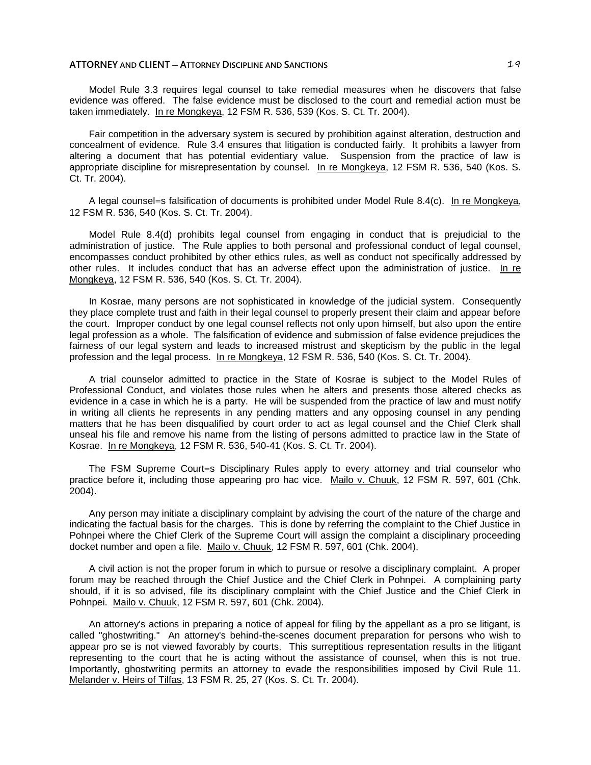Model Rule 3.3 requires legal counsel to take remedial measures when he discovers that false evidence was offered. The false evidence must be disclosed to the court and remedial action must be taken immediately. In re Mongkeya, 12 FSM R. 536, 539 (Kos. S. Ct. Tr. 2004).

Fair competition in the adversary system is secured by prohibition against alteration, destruction and concealment of evidence. Rule 3.4 ensures that litigation is conducted fairly. It prohibits a lawyer from altering a document that has potential evidentiary value. Suspension from the practice of law is appropriate discipline for misrepresentation by counsel. In re Mongkeya, 12 FSM R. 536, 540 (Kos. S. Ct. Tr. 2004).

A legal counsel=s falsification of documents is prohibited under Model Rule 8.4(c). In re Mongkeya, 12 FSM R. 536, 540 (Kos. S. Ct. Tr. 2004).

Model Rule 8.4(d) prohibits legal counsel from engaging in conduct that is prejudicial to the administration of justice. The Rule applies to both personal and professional conduct of legal counsel, encompasses conduct prohibited by other ethics rules, as well as conduct not specifically addressed by other rules. It includes conduct that has an adverse effect upon the administration of justice. In re Mongkeya, 12 FSM R. 536, 540 (Kos. S. Ct. Tr. 2004).

In Kosrae, many persons are not sophisticated in knowledge of the judicial system. Consequently they place complete trust and faith in their legal counsel to properly present their claim and appear before the court. Improper conduct by one legal counsel reflects not only upon himself, but also upon the entire legal profession as a whole. The falsification of evidence and submission of false evidence prejudices the fairness of our legal system and leads to increased mistrust and skepticism by the public in the legal profession and the legal process. In re Mongkeya, 12 FSM R. 536, 540 (Kos. S. Ct. Tr. 2004).

A trial counselor admitted to practice in the State of Kosrae is subject to the Model Rules of Professional Conduct, and violates those rules when he alters and presents those altered checks as evidence in a case in which he is a party. He will be suspended from the practice of law and must notify in writing all clients he represents in any pending matters and any opposing counsel in any pending matters that he has been disqualified by court order to act as legal counsel and the Chief Clerk shall unseal his file and remove his name from the listing of persons admitted to practice law in the State of Kosrae. In re Mongkeya, 12 FSM R. 536, 540-41 (Kos. S. Ct. Tr. 2004).

The FSM Supreme Court=s Disciplinary Rules apply to every attorney and trial counselor who practice before it, including those appearing pro hac vice. Mailo v. Chuuk, 12 FSM R. 597, 601 (Chk. 2004).

Any person may initiate a disciplinary complaint by advising the court of the nature of the charge and indicating the factual basis for the charges. This is done by referring the complaint to the Chief Justice in Pohnpei where the Chief Clerk of the Supreme Court will assign the complaint a disciplinary proceeding docket number and open a file. Mailo v. Chuuk, 12 FSM R. 597, 601 (Chk. 2004).

A civil action is not the proper forum in which to pursue or resolve a disciplinary complaint. A proper forum may be reached through the Chief Justice and the Chief Clerk in Pohnpei. A complaining party should, if it is so advised, file its disciplinary complaint with the Chief Justice and the Chief Clerk in Pohnpei. Mailo v. Chuuk, 12 FSM R. 597, 601 (Chk. 2004).

An attorney's actions in preparing a notice of appeal for filing by the appellant as a pro se litigant, is called "ghostwriting." An attorney's behind-the-scenes document preparation for persons who wish to appear pro se is not viewed favorably by courts. This surreptitious representation results in the litigant representing to the court that he is acting without the assistance of counsel, when this is not true. Importantly, ghostwriting permits an attorney to evade the responsibilities imposed by Civil Rule 11. Melander v. Heirs of Tilfas, 13 FSM R. 25, 27 (Kos. S. Ct. Tr. 2004).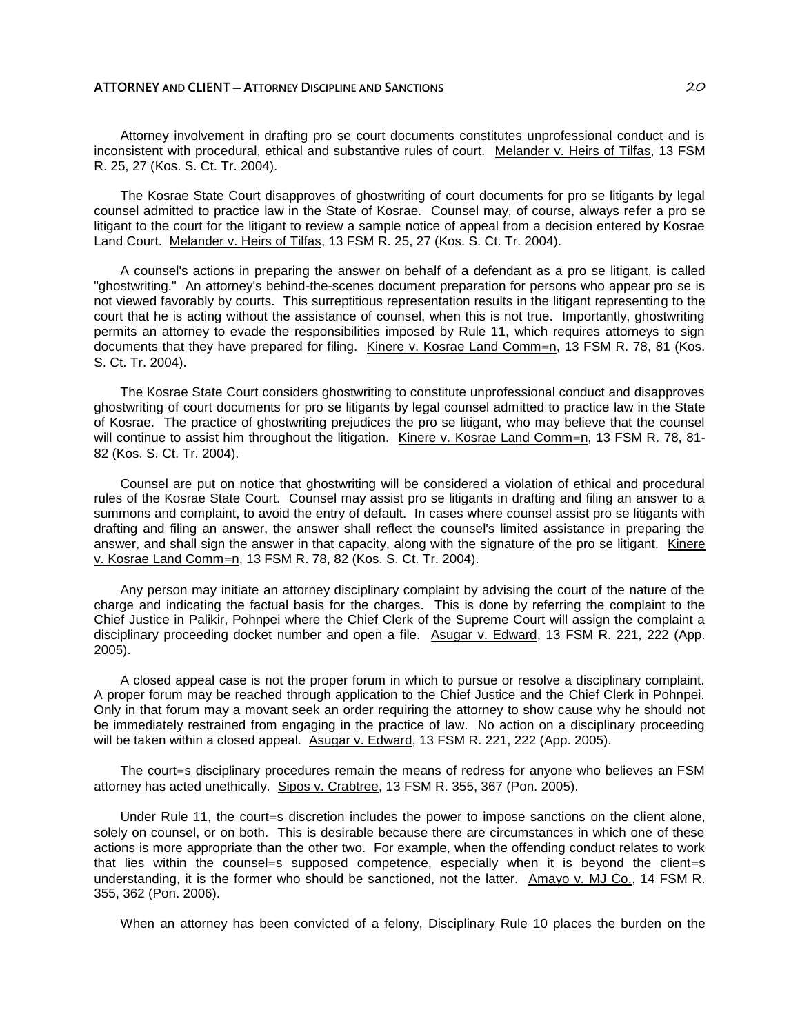Attorney involvement in drafting pro se court documents constitutes unprofessional conduct and is inconsistent with procedural, ethical and substantive rules of court. Melander v. Heirs of Tilfas, 13 FSM R. 25, 27 (Kos. S. Ct. Tr. 2004).

The Kosrae State Court disapproves of ghostwriting of court documents for pro se litigants by legal counsel admitted to practice law in the State of Kosrae. Counsel may, of course, always refer a pro se litigant to the court for the litigant to review a sample notice of appeal from a decision entered by Kosrae Land Court. Melander v. Heirs of Tilfas, 13 FSM R. 25, 27 (Kos. S. Ct. Tr. 2004).

A counsel's actions in preparing the answer on behalf of a defendant as a pro se litigant, is called "ghostwriting." An attorney's behind-the-scenes document preparation for persons who appear pro se is not viewed favorably by courts. This surreptitious representation results in the litigant representing to the court that he is acting without the assistance of counsel, when this is not true. Importantly, ghostwriting permits an attorney to evade the responsibilities imposed by Rule 11, which requires attorneys to sign documents that they have prepared for filing. Kinere v. Kosrae Land Comm=n, 13 FSM R. 78, 81 (Kos. S. Ct. Tr. 2004).

The Kosrae State Court considers ghostwriting to constitute unprofessional conduct and disapproves ghostwriting of court documents for pro se litigants by legal counsel admitted to practice law in the State of Kosrae. The practice of ghostwriting prejudices the pro se litigant, who may believe that the counsel will continue to assist him throughout the litigation. Kinere v. Kosrae Land Comm=n, 13 FSM R. 78, 81-82 (Kos. S. Ct. Tr. 2004).

Counsel are put on notice that ghostwriting will be considered a violation of ethical and procedural rules of the Kosrae State Court. Counsel may assist pro se litigants in drafting and filing an answer to a summons and complaint, to avoid the entry of default. In cases where counsel assist pro se litigants with drafting and filing an answer, the answer shall reflect the counsel's limited assistance in preparing the answer, and shall sign the answer in that capacity, along with the signature of the pro se litigant. Kinere v. Kosrae Land Comm=n, 13 FSM R. 78, 82 (Kos. S. Ct. Tr. 2004).

Any person may initiate an attorney disciplinary complaint by advising the court of the nature of the charge and indicating the factual basis for the charges. This is done by referring the complaint to the Chief Justice in Palikir, Pohnpei where the Chief Clerk of the Supreme Court will assign the complaint a disciplinary proceeding docket number and open a file. Asugar v. Edward, 13 FSM R. 221, 222 (App. 2005).

A closed appeal case is not the proper forum in which to pursue or resolve a disciplinary complaint. A proper forum may be reached through application to the Chief Justice and the Chief Clerk in Pohnpei. Only in that forum may a movant seek an order requiring the attorney to show cause why he should not be immediately restrained from engaging in the practice of law. No action on a disciplinary proceeding will be taken within a closed appeal. Asugar v. Edward, 13 FSM R. 221, 222 (App. 2005).

The court=s disciplinary procedures remain the means of redress for anyone who believes an FSM attorney has acted unethically. Sipos v. Crabtree, 13 FSM R. 355, 367 (Pon. 2005).

Under Rule 11, the court=s discretion includes the power to impose sanctions on the client alone, solely on counsel, or on both. This is desirable because there are circumstances in which one of these actions is more appropriate than the other two. For example, when the offending conduct relates to work that lies within the counsel=s supposed competence, especially when it is beyond the client=s understanding, it is the former who should be sanctioned, not the latter. Amayo v. MJ Co., 14 FSM R. 355, 362 (Pon. 2006).

When an attorney has been convicted of a felony, Disciplinary Rule 10 places the burden on the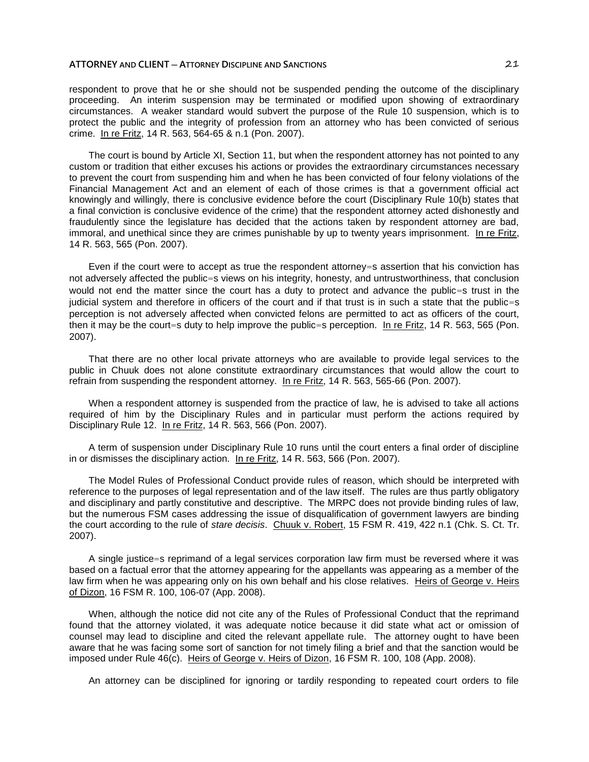respondent to prove that he or she should not be suspended pending the outcome of the disciplinary proceeding. An interim suspension may be terminated or modified upon showing of extraordinary circumstances. A weaker standard would subvert the purpose of the Rule 10 suspension, which is to protect the public and the integrity of profession from an attorney who has been convicted of serious crime. In re Fritz, 14 R. 563, 564-65 & n.1 (Pon. 2007).

The court is bound by Article XI, Section 11, but when the respondent attorney has not pointed to any custom or tradition that either excuses his actions or provides the extraordinary circumstances necessary to prevent the court from suspending him and when he has been convicted of four felony violations of the Financial Management Act and an element of each of those crimes is that a government official act knowingly and willingly, there is conclusive evidence before the court (Disciplinary Rule 10(b) states that a final conviction is conclusive evidence of the crime) that the respondent attorney acted dishonestly and fraudulently since the legislature has decided that the actions taken by respondent attorney are bad, immoral, and unethical since they are crimes punishable by up to twenty years imprisonment. In re Fritz, 14 R. 563, 565 (Pon. 2007).

Even if the court were to accept as true the respondent attorney=s assertion that his conviction has not adversely affected the public=s views on his integrity, honesty, and untrustworthiness, that conclusion would not end the matter since the court has a duty to protect and advance the public=s trust in the judicial system and therefore in officers of the court and if that trust is in such a state that the public=s perception is not adversely affected when convicted felons are permitted to act as officers of the court, then it may be the court=s duty to help improve the public=s perception. In re Fritz, 14 R. 563, 565 (Pon. 2007).

That there are no other local private attorneys who are available to provide legal services to the public in Chuuk does not alone constitute extraordinary circumstances that would allow the court to refrain from suspending the respondent attorney. In re Fritz, 14 R. 563, 565-66 (Pon. 2007).

When a respondent attorney is suspended from the practice of law, he is advised to take all actions required of him by the Disciplinary Rules and in particular must perform the actions required by Disciplinary Rule 12. In re Fritz, 14 R. 563, 566 (Pon. 2007).

A term of suspension under Disciplinary Rule 10 runs until the court enters a final order of discipline in or dismisses the disciplinary action. In re Fritz, 14 R. 563, 566 (Pon. 2007).

The Model Rules of Professional Conduct provide rules of reason, which should be interpreted with reference to the purposes of legal representation and of the law itself. The rules are thus partly obligatory and disciplinary and partly constitutive and descriptive. The MRPC does not provide binding rules of law, but the numerous FSM cases addressing the issue of disqualification of government lawyers are binding the court according to the rule of *stare decisis*. Chuuk v. Robert, 15 FSM R. 419, 422 n.1 (Chk. S. Ct. Tr. 2007).

A single justice=s reprimand of a legal services corporation law firm must be reversed where it was based on a factual error that the attorney appearing for the appellants was appearing as a member of the law firm when he was appearing only on his own behalf and his close relatives. Heirs of George v. Heirs of Dizon, 16 FSM R. 100, 106-07 (App. 2008).

When, although the notice did not cite any of the Rules of Professional Conduct that the reprimand found that the attorney violated, it was adequate notice because it did state what act or omission of counsel may lead to discipline and cited the relevant appellate rule. The attorney ought to have been aware that he was facing some sort of sanction for not timely filing a brief and that the sanction would be imposed under Rule 46(c). Heirs of George v. Heirs of Dizon, 16 FSM R. 100, 108 (App. 2008).

An attorney can be disciplined for ignoring or tardily responding to repeated court orders to file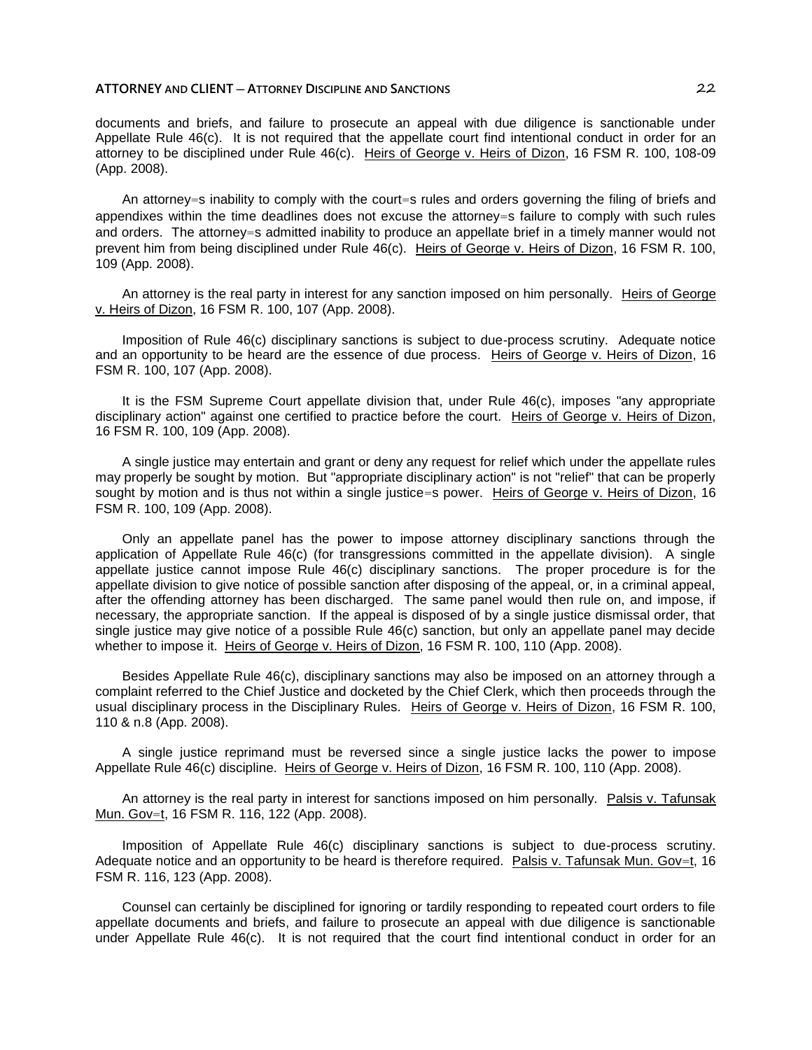documents and briefs, and failure to prosecute an appeal with due diligence is sanctionable under Appellate Rule 46(c). It is not required that the appellate court find intentional conduct in order for an attorney to be disciplined under Rule 46(c). Heirs of George v. Heirs of Dizon, 16 FSM R. 100, 108-09 (App. 2008).

An attorney=s inability to comply with the court=s rules and orders governing the filing of briefs and appendixes within the time deadlines does not excuse the attorney=s failure to comply with such rules and orders. The attorney=s admitted inability to produce an appellate brief in a timely manner would not prevent him from being disciplined under Rule 46(c). Heirs of George v. Heirs of Dizon, 16 FSM R. 100, 109 (App. 2008).

An attorney is the real party in interest for any sanction imposed on him personally. Heirs of George v. Heirs of Dizon, 16 FSM R. 100, 107 (App. 2008).

Imposition of Rule 46(c) disciplinary sanctions is subject to due-process scrutiny. Adequate notice and an opportunity to be heard are the essence of due process. Heirs of George v. Heirs of Dizon, 16 FSM R. 100, 107 (App. 2008).

It is the FSM Supreme Court appellate division that, under Rule 46(c), imposes "any appropriate disciplinary action" against one certified to practice before the court. Heirs of George v. Heirs of Dizon, 16 FSM R. 100, 109 (App. 2008).

A single justice may entertain and grant or deny any request for relief which under the appellate rules may properly be sought by motion. But "appropriate disciplinary action" is not "relief" that can be properly sought by motion and is thus not within a single justice=s power. Heirs of George v. Heirs of Dizon, 16 FSM R. 100, 109 (App. 2008).

Only an appellate panel has the power to impose attorney disciplinary sanctions through the application of Appellate Rule 46(c) (for transgressions committed in the appellate division). A single appellate justice cannot impose Rule 46(c) disciplinary sanctions. The proper procedure is for the appellate division to give notice of possible sanction after disposing of the appeal, or, in a criminal appeal, after the offending attorney has been discharged. The same panel would then rule on, and impose, if necessary, the appropriate sanction. If the appeal is disposed of by a single justice dismissal order, that single justice may give notice of a possible Rule 46(c) sanction, but only an appellate panel may decide whether to impose it. Heirs of George v. Heirs of Dizon, 16 FSM R. 100, 110 (App. 2008).

Besides Appellate Rule 46(c), disciplinary sanctions may also be imposed on an attorney through a complaint referred to the Chief Justice and docketed by the Chief Clerk, which then proceeds through the usual disciplinary process in the Disciplinary Rules. Heirs of George v. Heirs of Dizon, 16 FSM R. 100, 110 & n.8 (App. 2008).

A single justice reprimand must be reversed since a single justice lacks the power to impose Appellate Rule 46(c) discipline. Heirs of George v. Heirs of Dizon, 16 FSM R. 100, 110 (App. 2008).

An attorney is the real party in interest for sanctions imposed on him personally. Palsis v. Tafunsak Mun. Gov=t, 16 FSM R. 116, 122 (App. 2008).

Imposition of Appellate Rule 46(c) disciplinary sanctions is subject to due-process scrutiny. Adequate notice and an opportunity to be heard is therefore required. Palsis v. Tafunsak Mun. Gov=t, 16 FSM R. 116, 123 (App. 2008).

Counsel can certainly be disciplined for ignoring or tardily responding to repeated court orders to file appellate documents and briefs, and failure to prosecute an appeal with due diligence is sanctionable under Appellate Rule 46(c). It is not required that the court find intentional conduct in order for an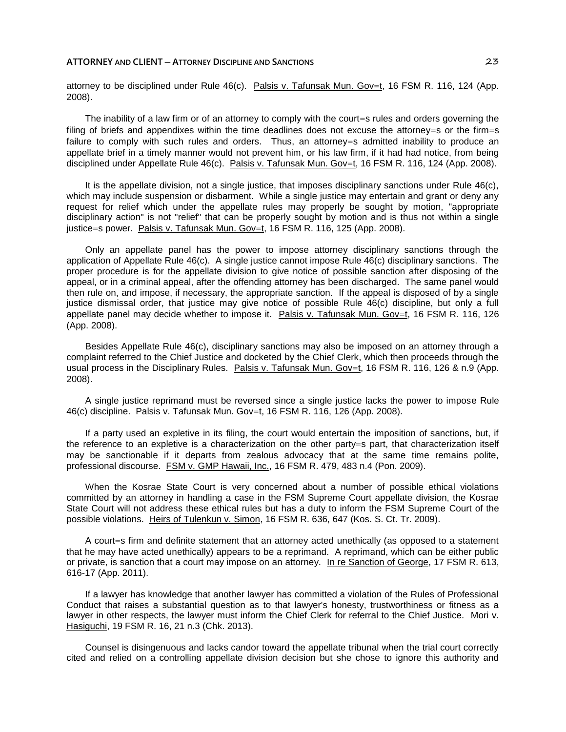attorney to be disciplined under Rule 46(c). Palsis v. Tafunsak Mun. Gov=t, 16 FSM R. 116, 124 (App. 2008).

The inability of a law firm or of an attorney to comply with the court=s rules and orders governing the filing of briefs and appendixes within the time deadlines does not excuse the attorney=s or the firm=s failure to comply with such rules and orders. Thus, an attorney=s admitted inability to produce an appellate brief in a timely manner would not prevent him, or his law firm, if it had had notice, from being disciplined under Appellate Rule 46(c). Palsis v. Tafunsak Mun. Gov=t, 16 FSM R. 116, 124 (App. 2008).

It is the appellate division, not a single justice, that imposes disciplinary sanctions under Rule 46(c), which may include suspension or disbarment. While a single justice may entertain and grant or deny any request for relief which under the appellate rules may properly be sought by motion, "appropriate disciplinary action" is not "relief" that can be properly sought by motion and is thus not within a single justice=s power. Palsis v. Tafunsak Mun. Gov=t, 16 FSM R. 116, 125 (App. 2008).

Only an appellate panel has the power to impose attorney disciplinary sanctions through the application of Appellate Rule 46(c). A single justice cannot impose Rule 46(c) disciplinary sanctions. The proper procedure is for the appellate division to give notice of possible sanction after disposing of the appeal, or in a criminal appeal, after the offending attorney has been discharged. The same panel would then rule on, and impose, if necessary, the appropriate sanction. If the appeal is disposed of by a single justice dismissal order, that justice may give notice of possible Rule 46(c) discipline, but only a full appellate panel may decide whether to impose it. Palsis v. Tafunsak Mun. Gov=t, 16 FSM R. 116, 126 (App. 2008).

Besides Appellate Rule 46(c), disciplinary sanctions may also be imposed on an attorney through a complaint referred to the Chief Justice and docketed by the Chief Clerk, which then proceeds through the usual process in the Disciplinary Rules. Palsis v. Tafunsak Mun. Gov=t, 16 FSM R. 116, 126 & n.9 (App. 2008).

A single justice reprimand must be reversed since a single justice lacks the power to impose Rule 46(c) discipline. Palsis v. Tafunsak Mun. Gov=t, 16 FSM R. 116, 126 (App. 2008).

If a party used an expletive in its filing, the court would entertain the imposition of sanctions, but, if the reference to an expletive is a characterization on the other party=s part, that characterization itself may be sanctionable if it departs from zealous advocacy that at the same time remains polite, professional discourse. FSM v. GMP Hawaii, Inc., 16 FSM R. 479, 483 n.4 (Pon. 2009).

When the Kosrae State Court is very concerned about a number of possible ethical violations committed by an attorney in handling a case in the FSM Supreme Court appellate division, the Kosrae State Court will not address these ethical rules but has a duty to inform the FSM Supreme Court of the possible violations. Heirs of Tulenkun v. Simon, 16 FSM R. 636, 647 (Kos. S. Ct. Tr. 2009).

A court=s firm and definite statement that an attorney acted unethically (as opposed to a statement that he may have acted unethically) appears to be a reprimand. A reprimand, which can be either public or private, is sanction that a court may impose on an attorney. In re Sanction of George, 17 FSM R. 613, 616-17 (App. 2011).

If a lawyer has knowledge that another lawyer has committed a violation of the Rules of Professional Conduct that raises a substantial question as to that lawyer's honesty, trustworthiness or fitness as a lawyer in other respects, the lawyer must inform the Chief Clerk for referral to the Chief Justice. Mori v. Hasiguchi, 19 FSM R. 16, 21 n.3 (Chk. 2013).

Counsel is disingenuous and lacks candor toward the appellate tribunal when the trial court correctly cited and relied on a controlling appellate division decision but she chose to ignore this authority and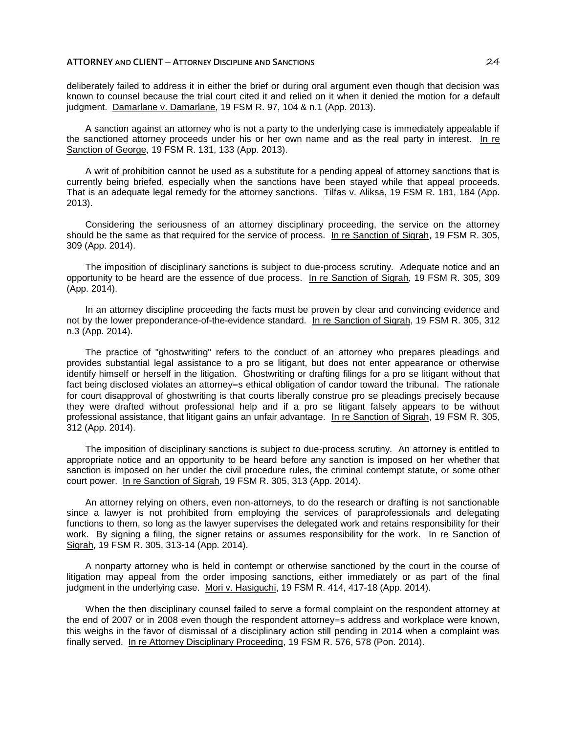deliberately failed to address it in either the brief or during oral argument even though that decision was known to counsel because the trial court cited it and relied on it when it denied the motion for a default judgment. Damarlane v. Damarlane, 19 FSM R. 97, 104 & n.1 (App. 2013).

A sanction against an attorney who is not a party to the underlying case is immediately appealable if the sanctioned attorney proceeds under his or her own name and as the real party in interest. In re Sanction of George, 19 FSM R. 131, 133 (App. 2013).

A writ of prohibition cannot be used as a substitute for a pending appeal of attorney sanctions that is currently being briefed, especially when the sanctions have been stayed while that appeal proceeds. That is an adequate legal remedy for the attorney sanctions. Tilfas v. Aliksa, 19 FSM R. 181, 184 (App. 2013).

Considering the seriousness of an attorney disciplinary proceeding, the service on the attorney should be the same as that required for the service of process. In re Sanction of Sigrah, 19 FSM R. 305, 309 (App. 2014).

The imposition of disciplinary sanctions is subject to due-process scrutiny. Adequate notice and an opportunity to be heard are the essence of due process. In re Sanction of Sigrah, 19 FSM R. 305, 309 (App. 2014).

In an attorney discipline proceeding the facts must be proven by clear and convincing evidence and not by the lower preponderance-of-the-evidence standard. In re Sanction of Sigrah, 19 FSM R. 305, 312 n.3 (App. 2014).

The practice of "ghostwriting" refers to the conduct of an attorney who prepares pleadings and provides substantial legal assistance to a pro se litigant, but does not enter appearance or otherwise identify himself or herself in the litigation. Ghostwriting or drafting filings for a pro se litigant without that fact being disclosed violates an attorney=s ethical obligation of candor toward the tribunal. The rationale for court disapproval of ghostwriting is that courts liberally construe pro se pleadings precisely because they were drafted without professional help and if a pro se litigant falsely appears to be without professional assistance, that litigant gains an unfair advantage. In re Sanction of Sigrah, 19 FSM R. 305, 312 (App. 2014).

The imposition of disciplinary sanctions is subject to due-process scrutiny. An attorney is entitled to appropriate notice and an opportunity to be heard before any sanction is imposed on her whether that sanction is imposed on her under the civil procedure rules, the criminal contempt statute, or some other court power. In re Sanction of Sigrah, 19 FSM R. 305, 313 (App. 2014).

An attorney relying on others, even non-attorneys, to do the research or drafting is not sanctionable since a lawyer is not prohibited from employing the services of paraprofessionals and delegating functions to them, so long as the lawyer supervises the delegated work and retains responsibility for their work. By signing a filing, the signer retains or assumes responsibility for the work. In re Sanction of Sigrah, 19 FSM R. 305, 313-14 (App. 2014).

A nonparty attorney who is held in contempt or otherwise sanctioned by the court in the course of litigation may appeal from the order imposing sanctions, either immediately or as part of the final judgment in the underlying case. Mori v. Hasiguchi, 19 FSM R. 414, 417-18 (App. 2014).

When the then disciplinary counsel failed to serve a formal complaint on the respondent attorney at the end of 2007 or in 2008 even though the respondent attorney=s address and workplace were known, this weighs in the favor of dismissal of a disciplinary action still pending in 2014 when a complaint was finally served. In re Attorney Disciplinary Proceeding, 19 FSM R. 576, 578 (Pon. 2014).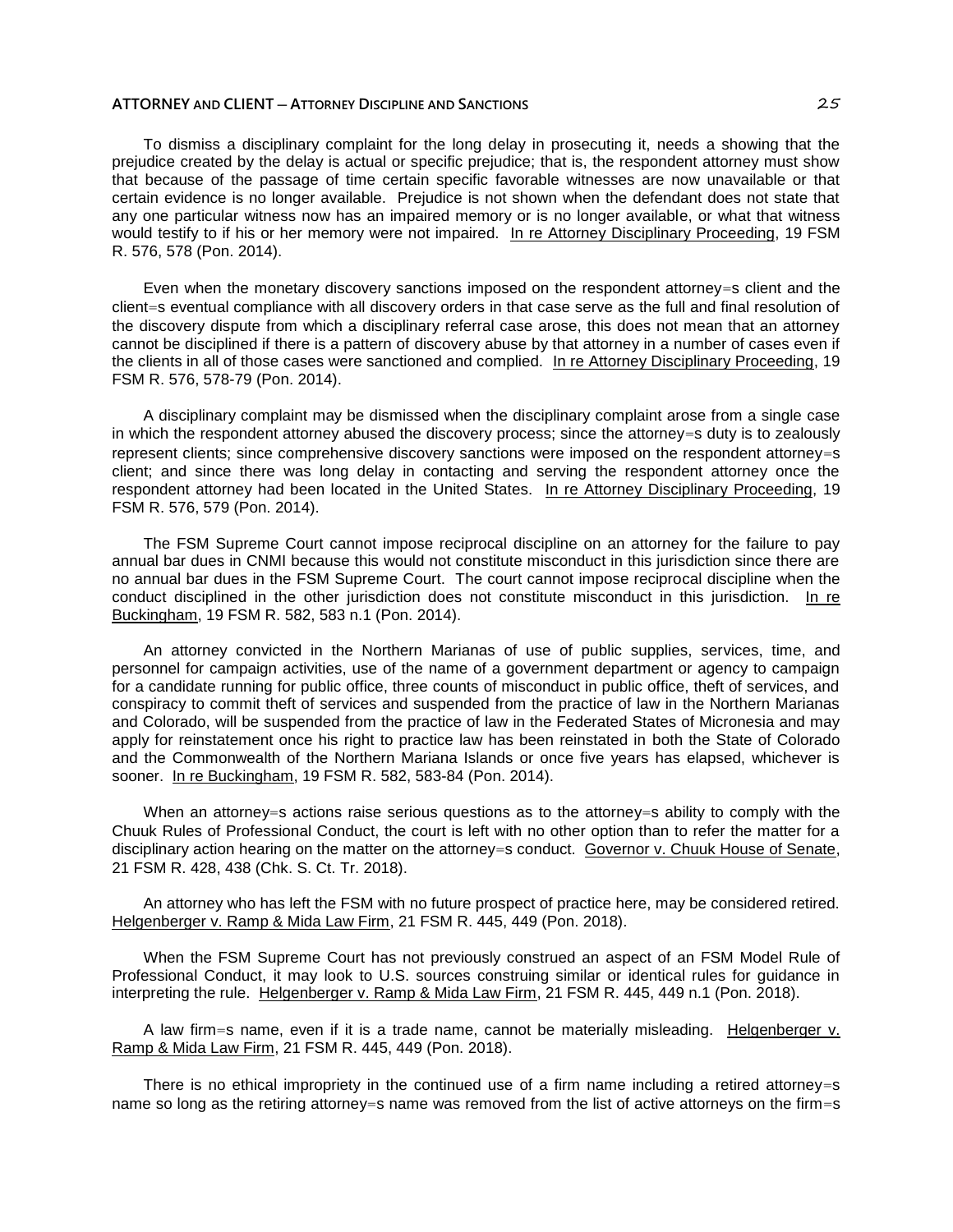To dismiss a disciplinary complaint for the long delay in prosecuting it, needs a showing that the prejudice created by the delay is actual or specific prejudice; that is, the respondent attorney must show that because of the passage of time certain specific favorable witnesses are now unavailable or that certain evidence is no longer available. Prejudice is not shown when the defendant does not state that any one particular witness now has an impaired memory or is no longer available, or what that witness would testify to if his or her memory were not impaired. In re Attorney Disciplinary Proceeding, 19 FSM R. 576, 578 (Pon. 2014).

Even when the monetary discovery sanctions imposed on the respondent attorney=s client and the client=s eventual compliance with all discovery orders in that case serve as the full and final resolution of the discovery dispute from which a disciplinary referral case arose, this does not mean that an attorney cannot be disciplined if there is a pattern of discovery abuse by that attorney in a number of cases even if the clients in all of those cases were sanctioned and complied. In re Attorney Disciplinary Proceeding, 19 FSM R. 576, 578-79 (Pon. 2014).

A disciplinary complaint may be dismissed when the disciplinary complaint arose from a single case in which the respondent attorney abused the discovery process; since the attorney=s duty is to zealously represent clients; since comprehensive discovery sanctions were imposed on the respondent attorney=s client; and since there was long delay in contacting and serving the respondent attorney once the respondent attorney had been located in the United States. In re Attorney Disciplinary Proceeding, 19 FSM R. 576, 579 (Pon. 2014).

The FSM Supreme Court cannot impose reciprocal discipline on an attorney for the failure to pay annual bar dues in CNMI because this would not constitute misconduct in this jurisdiction since there are no annual bar dues in the FSM Supreme Court. The court cannot impose reciprocal discipline when the conduct disciplined in the other jurisdiction does not constitute misconduct in this jurisdiction. In re Buckingham, 19 FSM R. 582, 583 n.1 (Pon. 2014).

An attorney convicted in the Northern Marianas of use of public supplies, services, time, and personnel for campaign activities, use of the name of a government department or agency to campaign for a candidate running for public office, three counts of misconduct in public office, theft of services, and conspiracy to commit theft of services and suspended from the practice of law in the Northern Marianas and Colorado, will be suspended from the practice of law in the Federated States of Micronesia and may apply for reinstatement once his right to practice law has been reinstated in both the State of Colorado and the Commonwealth of the Northern Mariana Islands or once five years has elapsed, whichever is sooner. In re Buckingham, 19 FSM R. 582, 583-84 (Pon. 2014).

When an attorney=s actions raise serious questions as to the attorney=s ability to comply with the Chuuk Rules of Professional Conduct, the court is left with no other option than to refer the matter for a disciplinary action hearing on the matter on the attorney=s conduct. Governor v. Chuuk House of Senate, 21 FSM R. 428, 438 (Chk. S. Ct. Tr. 2018).

An attorney who has left the FSM with no future prospect of practice here, may be considered retired. Helgenberger v. Ramp & Mida Law Firm, 21 FSM R. 445, 449 (Pon. 2018).

When the FSM Supreme Court has not previously construed an aspect of an FSM Model Rule of Professional Conduct, it may look to U.S. sources construing similar or identical rules for guidance in interpreting the rule. Helgenberger v. Ramp & Mida Law Firm, 21 FSM R. 445, 449 n.1 (Pon. 2018).

A law firm=s name, even if it is a trade name, cannot be materially misleading. Helgenberger v. Ramp & Mida Law Firm, 21 FSM R. 445, 449 (Pon. 2018).

There is no ethical impropriety in the continued use of a firm name including a retired attorney=s name so long as the retiring attorney=s name was removed from the list of active attorneys on the firm=s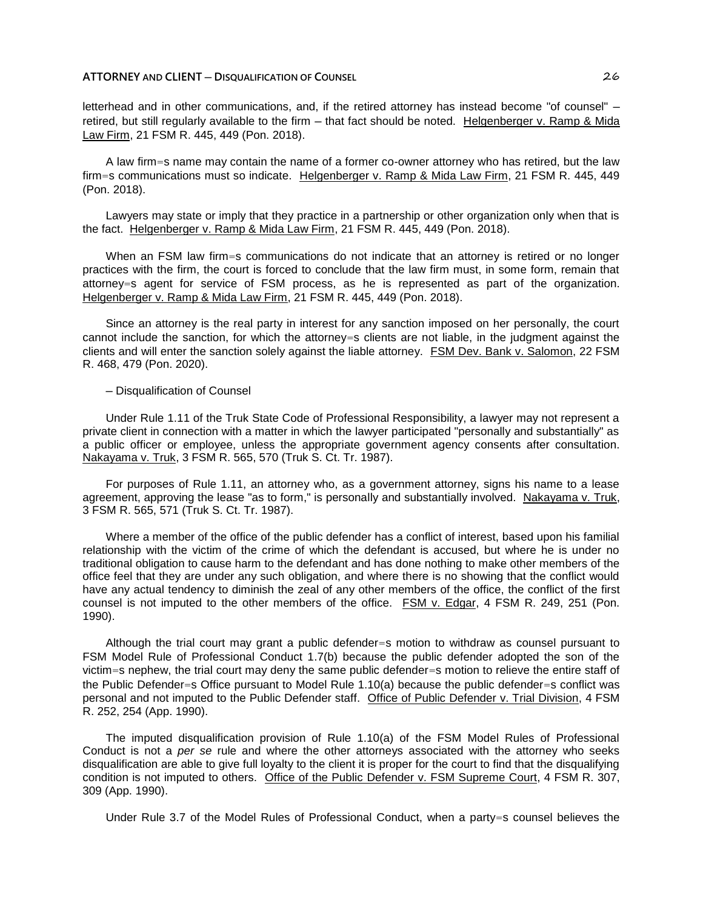letterhead and in other communications, and, if the retired attorney has instead become "of counsel" – retired, but still regularly available to the firm – that fact should be noted. Helgenberger v. Ramp & Mida Law Firm, 21 FSM R. 445, 449 (Pon. 2018).

A law firm=s name may contain the name of a former co-owner attorney who has retired, but the law firm=s communications must so indicate. Helgenberger v. Ramp & Mida Law Firm, 21 FSM R. 445, 449 (Pon. 2018).

Lawyers may state or imply that they practice in a partnership or other organization only when that is the fact. Helgenberger v. Ramp & Mida Law Firm, 21 FSM R. 445, 449 (Pon. 2018).

When an FSM law firm=s communications do not indicate that an attorney is retired or no longer practices with the firm, the court is forced to conclude that the law firm must, in some form, remain that attorney=s agent for service of FSM process, as he is represented as part of the organization. Helgenberger v. Ramp & Mida Law Firm, 21 FSM R. 445, 449 (Pon. 2018).

Since an attorney is the real party in interest for any sanction imposed on her personally, the court cannot include the sanction, for which the attorney=s clients are not liable, in the judgment against the clients and will enter the sanction solely against the liable attorney. FSM Dev. Bank v. Salomon, 22 FSM R. 468, 479 (Pon. 2020).

– Disqualification of Counsel

Under Rule 1.11 of the Truk State Code of Professional Responsibility, a lawyer may not represent a private client in connection with a matter in which the lawyer participated "personally and substantially" as a public officer or employee, unless the appropriate government agency consents after consultation. Nakayama v. Truk, 3 FSM R. 565, 570 (Truk S. Ct. Tr. 1987).

For purposes of Rule 1.11, an attorney who, as a government attorney, signs his name to a lease agreement, approving the lease "as to form," is personally and substantially involved. Nakayama v. Truk, 3 FSM R. 565, 571 (Truk S. Ct. Tr. 1987).

Where a member of the office of the public defender has a conflict of interest, based upon his familial relationship with the victim of the crime of which the defendant is accused, but where he is under no traditional obligation to cause harm to the defendant and has done nothing to make other members of the office feel that they are under any such obligation, and where there is no showing that the conflict would have any actual tendency to diminish the zeal of any other members of the office, the conflict of the first counsel is not imputed to the other members of the office. FSM v. Edgar, 4 FSM R. 249, 251 (Pon. 1990).

Although the trial court may grant a public defender=s motion to withdraw as counsel pursuant to FSM Model Rule of Professional Conduct 1.7(b) because the public defender adopted the son of the victim=s nephew, the trial court may deny the same public defender=s motion to relieve the entire staff of the Public Defender=s Office pursuant to Model Rule 1.10(a) because the public defender=s conflict was personal and not imputed to the Public Defender staff. Office of Public Defender v. Trial Division, 4 FSM R. 252, 254 (App. 1990).

The imputed disqualification provision of Rule 1.10(a) of the FSM Model Rules of Professional Conduct is not a *per se* rule and where the other attorneys associated with the attorney who seeks disqualification are able to give full loyalty to the client it is proper for the court to find that the disqualifying condition is not imputed to others. Office of the Public Defender v. FSM Supreme Court, 4 FSM R. 307, 309 (App. 1990).

Under Rule 3.7 of the Model Rules of Professional Conduct, when a party=s counsel believes the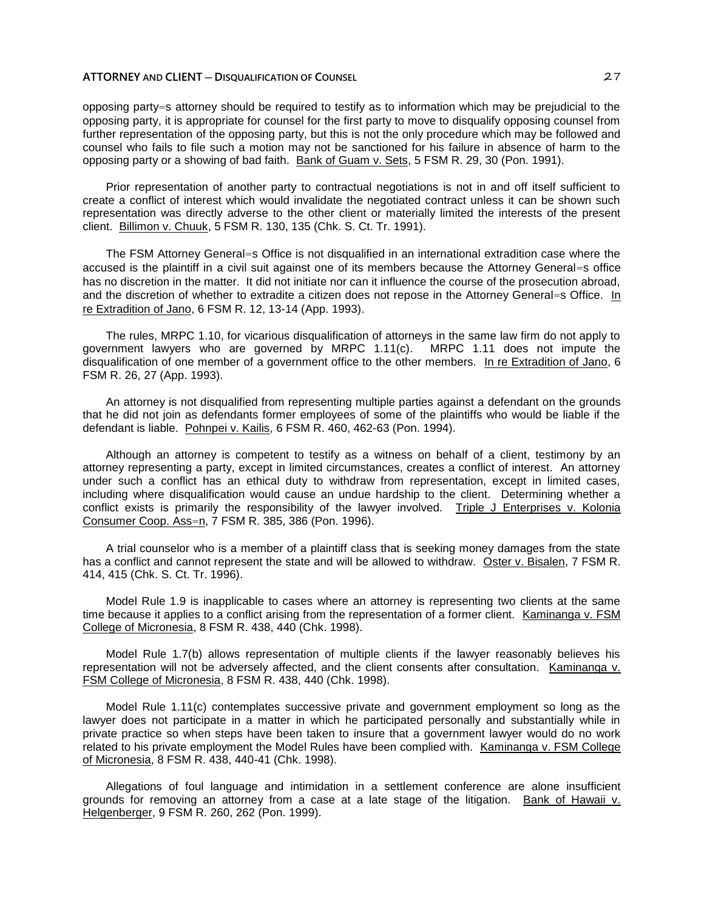opposing party=s attorney should be required to testify as to information which may be prejudicial to the opposing party, it is appropriate for counsel for the first party to move to disqualify opposing counsel from further representation of the opposing party, but this is not the only procedure which may be followed and counsel who fails to file such a motion may not be sanctioned for his failure in absence of harm to the opposing party or a showing of bad faith. Bank of Guam v. Sets, 5 FSM R. 29, 30 (Pon. 1991).

Prior representation of another party to contractual negotiations is not in and off itself sufficient to create a conflict of interest which would invalidate the negotiated contract unless it can be shown such representation was directly adverse to the other client or materially limited the interests of the present client. Billimon v. Chuuk, 5 FSM R. 130, 135 (Chk. S. Ct. Tr. 1991).

The FSM Attorney General=s Office is not disqualified in an international extradition case where the accused is the plaintiff in a civil suit against one of its members because the Attorney General=s office has no discretion in the matter. It did not initiate nor can it influence the course of the prosecution abroad, and the discretion of whether to extradite a citizen does not repose in the Attorney General=s Office. In re Extradition of Jano, 6 FSM R. 12, 13-14 (App. 1993).

The rules, MRPC 1.10, for vicarious disqualification of attorneys in the same law firm do not apply to government lawyers who are governed by MRPC 1.11(c). MRPC 1.11 does not impute the disqualification of one member of a government office to the other members. In re Extradition of Jano, 6 FSM R. 26, 27 (App. 1993).

An attorney is not disqualified from representing multiple parties against a defendant on the grounds that he did not join as defendants former employees of some of the plaintiffs who would be liable if the defendant is liable. Pohnpei v. Kailis, 6 FSM R. 460, 462-63 (Pon. 1994).

Although an attorney is competent to testify as a witness on behalf of a client, testimony by an attorney representing a party, except in limited circumstances, creates a conflict of interest. An attorney under such a conflict has an ethical duty to withdraw from representation, except in limited cases, including where disqualification would cause an undue hardship to the client. Determining whether a conflict exists is primarily the responsibility of the lawyer involved. Triple J Enterprises v. Kolonia Consumer Coop. Ass=n, 7 FSM R. 385, 386 (Pon. 1996).

A trial counselor who is a member of a plaintiff class that is seeking money damages from the state has a conflict and cannot represent the state and will be allowed to withdraw. Oster v. Bisalen, 7 FSM R. 414, 415 (Chk. S. Ct. Tr. 1996).

Model Rule 1.9 is inapplicable to cases where an attorney is representing two clients at the same time because it applies to a conflict arising from the representation of a former client. Kaminanga v. FSM College of Micronesia, 8 FSM R. 438, 440 (Chk. 1998).

Model Rule 1.7(b) allows representation of multiple clients if the lawyer reasonably believes his representation will not be adversely affected, and the client consents after consultation. Kaminanga v. FSM College of Micronesia, 8 FSM R. 438, 440 (Chk. 1998).

Model Rule 1.11(c) contemplates successive private and government employment so long as the lawyer does not participate in a matter in which he participated personally and substantially while in private practice so when steps have been taken to insure that a government lawyer would do no work related to his private employment the Model Rules have been complied with. Kaminanga v. FSM College of Micronesia, 8 FSM R. 438, 440-41 (Chk. 1998).

Allegations of foul language and intimidation in a settlement conference are alone insufficient grounds for removing an attorney from a case at a late stage of the litigation. Bank of Hawaii v. Helgenberger, 9 FSM R. 260, 262 (Pon. 1999).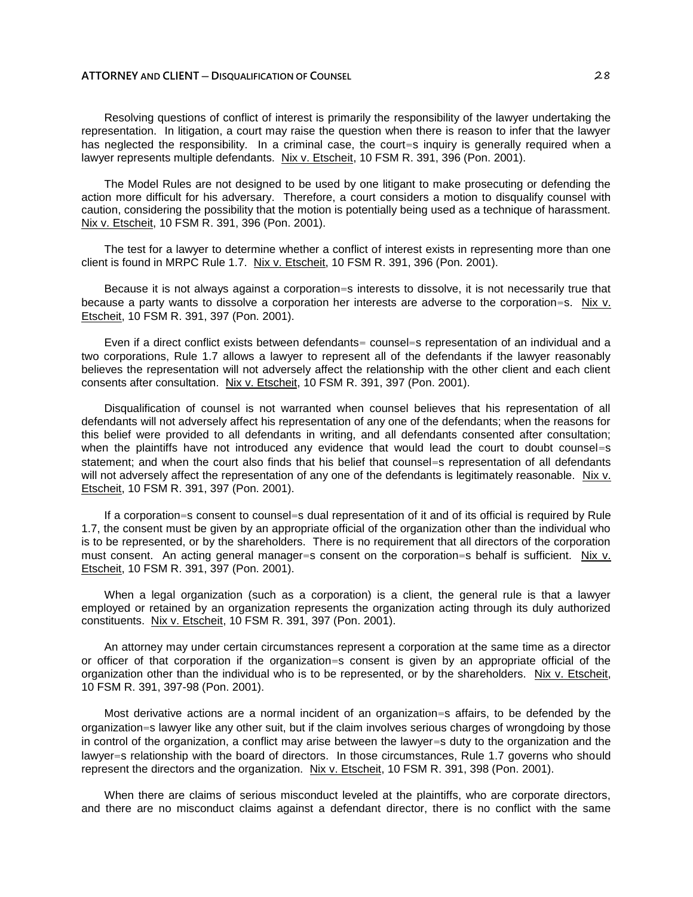Resolving questions of conflict of interest is primarily the responsibility of the lawyer undertaking the representation. In litigation, a court may raise the question when there is reason to infer that the lawyer has neglected the responsibility. In a criminal case, the court=s inquiry is generally required when a lawyer represents multiple defendants. Nix v. Etscheit, 10 FSM R. 391, 396 (Pon. 2001).

The Model Rules are not designed to be used by one litigant to make prosecuting or defending the action more difficult for his adversary. Therefore, a court considers a motion to disqualify counsel with caution, considering the possibility that the motion is potentially being used as a technique of harassment. Nix v. Etscheit, 10 FSM R. 391, 396 (Pon. 2001).

The test for a lawyer to determine whether a conflict of interest exists in representing more than one client is found in MRPC Rule 1.7. Nix v. Etscheit, 10 FSM R. 391, 396 (Pon. 2001).

Because it is not always against a corporation=s interests to dissolve, it is not necessarily true that because a party wants to dissolve a corporation her interests are adverse to the corporation=s. Nix v. Etscheit, 10 FSM R. 391, 397 (Pon. 2001).

Even if a direct conflict exists between defendants= counsel=s representation of an individual and a two corporations, Rule 1.7 allows a lawyer to represent all of the defendants if the lawyer reasonably believes the representation will not adversely affect the relationship with the other client and each client consents after consultation. Nix v. Etscheit, 10 FSM R. 391, 397 (Pon. 2001).

Disqualification of counsel is not warranted when counsel believes that his representation of all defendants will not adversely affect his representation of any one of the defendants; when the reasons for this belief were provided to all defendants in writing, and all defendants consented after consultation; when the plaintiffs have not introduced any evidence that would lead the court to doubt counsel=s statement; and when the court also finds that his belief that counsel=s representation of all defendants will not adversely affect the representation of any one of the defendants is legitimately reasonable. Nix v. Etscheit, 10 FSM R. 391, 397 (Pon. 2001).

If a corporation=s consent to counsel=s dual representation of it and of its official is required by Rule 1.7, the consent must be given by an appropriate official of the organization other than the individual who is to be represented, or by the shareholders. There is no requirement that all directors of the corporation must consent. An acting general manager=s consent on the corporation=s behalf is sufficient. Nix v. Etscheit, 10 FSM R. 391, 397 (Pon. 2001).

When a legal organization (such as a corporation) is a client, the general rule is that a lawyer employed or retained by an organization represents the organization acting through its duly authorized constituents. Nix v. Etscheit, 10 FSM R. 391, 397 (Pon. 2001).

An attorney may under certain circumstances represent a corporation at the same time as a director or officer of that corporation if the organization=s consent is given by an appropriate official of the organization other than the individual who is to be represented, or by the shareholders. Nix v. Etscheit, 10 FSM R. 391, 397-98 (Pon. 2001).

Most derivative actions are a normal incident of an organization=s affairs, to be defended by the organization=s lawyer like any other suit, but if the claim involves serious charges of wrongdoing by those in control of the organization, a conflict may arise between the lawyer=s duty to the organization and the lawyer=s relationship with the board of directors. In those circumstances, Rule 1.7 governs who should represent the directors and the organization. Nix v. Etscheit, 10 FSM R. 391, 398 (Pon. 2001).

When there are claims of serious misconduct leveled at the plaintiffs, who are corporate directors, and there are no misconduct claims against a defendant director, there is no conflict with the same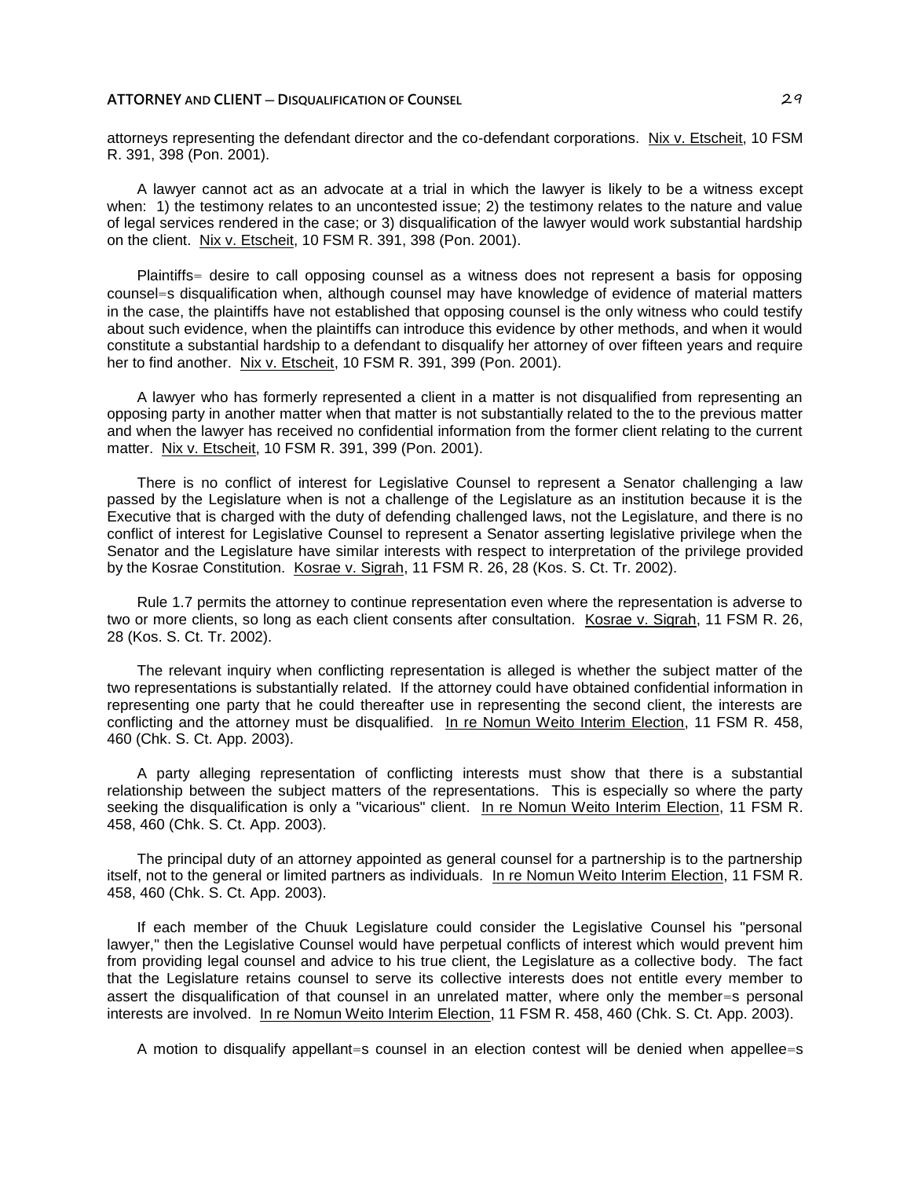attorneys representing the defendant director and the co-defendant corporations. Nix v. Etscheit, 10 FSM R. 391, 398 (Pon. 2001).

A lawyer cannot act as an advocate at a trial in which the lawyer is likely to be a witness except when: 1) the testimony relates to an uncontested issue; 2) the testimony relates to the nature and value of legal services rendered in the case; or 3) disqualification of the lawyer would work substantial hardship on the client. Nix v. Etscheit, 10 FSM R. 391, 398 (Pon. 2001).

Plaintiffs= desire to call opposing counsel as a witness does not represent a basis for opposing counsel=s disqualification when, although counsel may have knowledge of evidence of material matters in the case, the plaintiffs have not established that opposing counsel is the only witness who could testify about such evidence, when the plaintiffs can introduce this evidence by other methods, and when it would constitute a substantial hardship to a defendant to disqualify her attorney of over fifteen years and require her to find another. Nix v. Etscheit, 10 FSM R. 391, 399 (Pon. 2001).

A lawyer who has formerly represented a client in a matter is not disqualified from representing an opposing party in another matter when that matter is not substantially related to the to the previous matter and when the lawyer has received no confidential information from the former client relating to the current matter. Nix v. Etscheit, 10 FSM R. 391, 399 (Pon. 2001).

There is no conflict of interest for Legislative Counsel to represent a Senator challenging a law passed by the Legislature when is not a challenge of the Legislature as an institution because it is the Executive that is charged with the duty of defending challenged laws, not the Legislature, and there is no conflict of interest for Legislative Counsel to represent a Senator asserting legislative privilege when the Senator and the Legislature have similar interests with respect to interpretation of the privilege provided by the Kosrae Constitution. Kosrae v. Sigrah, 11 FSM R. 26, 28 (Kos. S. Ct. Tr. 2002).

Rule 1.7 permits the attorney to continue representation even where the representation is adverse to two or more clients, so long as each client consents after consultation. Kosrae v. Sigrah, 11 FSM R. 26, 28 (Kos. S. Ct. Tr. 2002).

The relevant inquiry when conflicting representation is alleged is whether the subject matter of the two representations is substantially related. If the attorney could have obtained confidential information in representing one party that he could thereafter use in representing the second client, the interests are conflicting and the attorney must be disqualified. In re Nomun Weito Interim Election, 11 FSM R. 458, 460 (Chk. S. Ct. App. 2003).

A party alleging representation of conflicting interests must show that there is a substantial relationship between the subject matters of the representations. This is especially so where the party seeking the disqualification is only a "vicarious" client. In re Nomun Weito Interim Election, 11 FSM R. 458, 460 (Chk. S. Ct. App. 2003).

The principal duty of an attorney appointed as general counsel for a partnership is to the partnership itself, not to the general or limited partners as individuals. In re Nomun Weito Interim Election, 11 FSM R. 458, 460 (Chk. S. Ct. App. 2003).

If each member of the Chuuk Legislature could consider the Legislative Counsel his "personal lawyer," then the Legislative Counsel would have perpetual conflicts of interest which would prevent him from providing legal counsel and advice to his true client, the Legislature as a collective body. The fact that the Legislature retains counsel to serve its collective interests does not entitle every member to assert the disqualification of that counsel in an unrelated matter, where only the member=s personal interests are involved. In re Nomun Weito Interim Election, 11 FSM R. 458, 460 (Chk. S. Ct. App. 2003).

A motion to disqualify appellant=s counsel in an election contest will be denied when appellee=s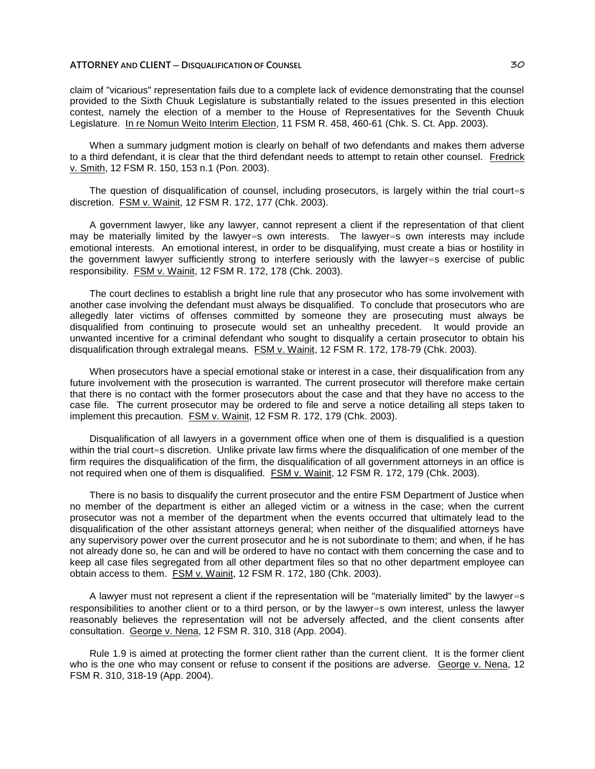claim of "vicarious" representation fails due to a complete lack of evidence demonstrating that the counsel provided to the Sixth Chuuk Legislature is substantially related to the issues presented in this election contest, namely the election of a member to the House of Representatives for the Seventh Chuuk Legislature. In re Nomun Weito Interim Election, 11 FSM R. 458, 460-61 (Chk. S. Ct. App. 2003).

When a summary judgment motion is clearly on behalf of two defendants and makes them adverse to a third defendant, it is clear that the third defendant needs to attempt to retain other counsel. Fredrick v. Smith, 12 FSM R. 150, 153 n.1 (Pon. 2003).

The question of disqualification of counsel, including prosecutors, is largely within the trial court=s discretion. FSM v. Wainit, 12 FSM R. 172, 177 (Chk. 2003).

A government lawyer, like any lawyer, cannot represent a client if the representation of that client may be materially limited by the lawyer=s own interests. The lawyer=s own interests may include emotional interests. An emotional interest, in order to be disqualifying, must create a bias or hostility in the government lawyer sufficiently strong to interfere seriously with the lawyer=s exercise of public responsibility. FSM v. Wainit, 12 FSM R. 172, 178 (Chk. 2003).

The court declines to establish a bright line rule that any prosecutor who has some involvement with another case involving the defendant must always be disqualified. To conclude that prosecutors who are allegedly later victims of offenses committed by someone they are prosecuting must always be disqualified from continuing to prosecute would set an unhealthy precedent. It would provide an unwanted incentive for a criminal defendant who sought to disqualify a certain prosecutor to obtain his disqualification through extralegal means. FSM v. Wainit, 12 FSM R. 172, 178-79 (Chk. 2003).

When prosecutors have a special emotional stake or interest in a case, their disqualification from any future involvement with the prosecution is warranted. The current prosecutor will therefore make certain that there is no contact with the former prosecutors about the case and that they have no access to the case file. The current prosecutor may be ordered to file and serve a notice detailing all steps taken to implement this precaution. FSM v. Wainit, 12 FSM R. 172, 179 (Chk. 2003).

Disqualification of all lawyers in a government office when one of them is disqualified is a question within the trial court=s discretion. Unlike private law firms where the disqualification of one member of the firm requires the disqualification of the firm, the disqualification of all government attorneys in an office is not required when one of them is disqualified. FSM v. Wainit, 12 FSM R. 172, 179 (Chk. 2003).

There is no basis to disqualify the current prosecutor and the entire FSM Department of Justice when no member of the department is either an alleged victim or a witness in the case; when the current prosecutor was not a member of the department when the events occurred that ultimately lead to the disqualification of the other assistant attorneys general; when neither of the disqualified attorneys have any supervisory power over the current prosecutor and he is not subordinate to them; and when, if he has not already done so, he can and will be ordered to have no contact with them concerning the case and to keep all case files segregated from all other department files so that no other department employee can obtain access to them. FSM v. Wainit, 12 FSM R. 172, 180 (Chk. 2003).

A lawyer must not represent a client if the representation will be "materially limited" by the lawyer=s responsibilities to another client or to a third person, or by the lawyer=s own interest, unless the lawyer reasonably believes the representation will not be adversely affected, and the client consents after consultation. George v. Nena, 12 FSM R. 310, 318 (App. 2004).

Rule 1.9 is aimed at protecting the former client rather than the current client. It is the former client who is the one who may consent or refuse to consent if the positions are adverse. George v. Nena, 12 FSM R. 310, 318-19 (App. 2004).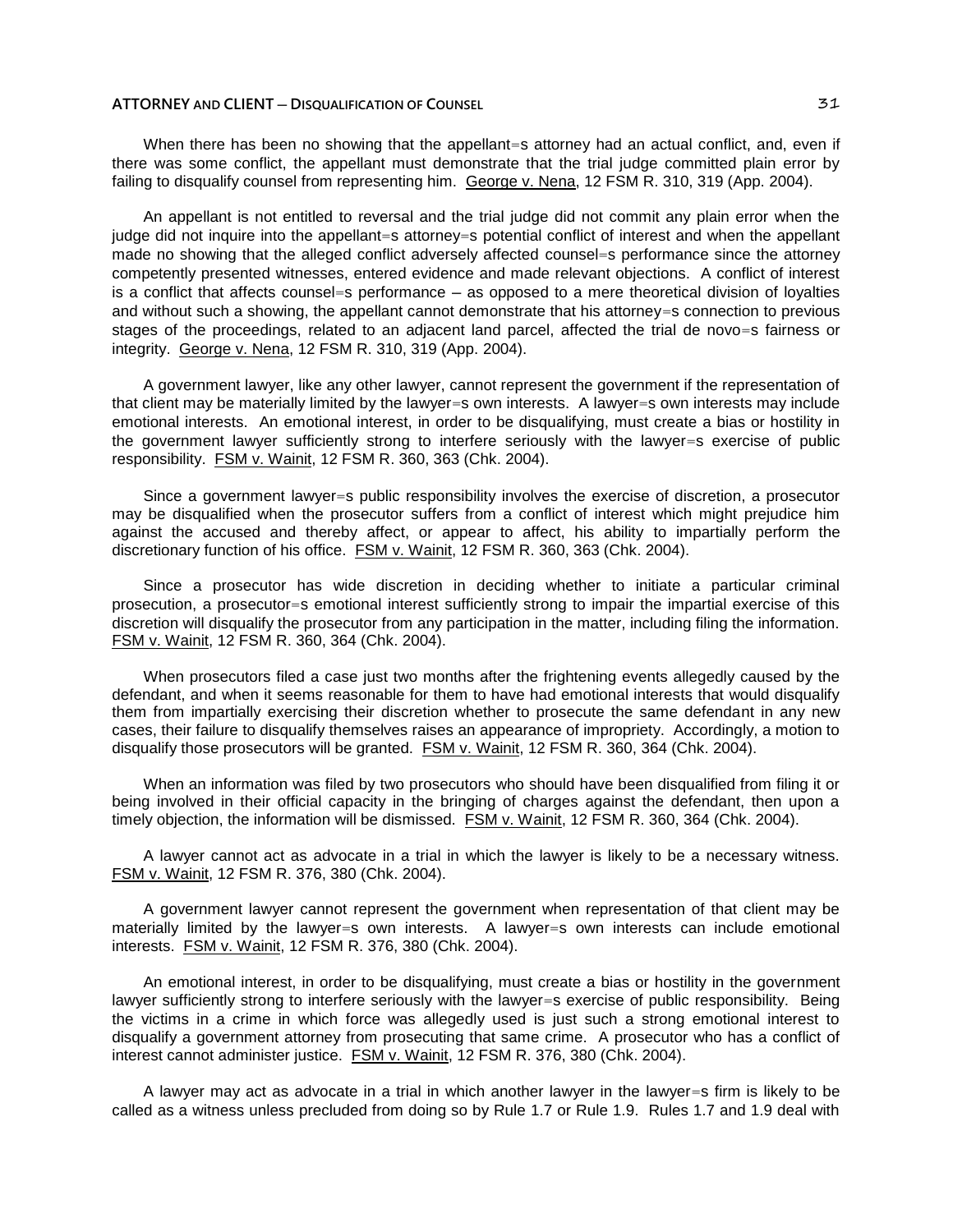When there has been no showing that the appellant=s attorney had an actual conflict, and, even if there was some conflict, the appellant must demonstrate that the trial judge committed plain error by failing to disqualify counsel from representing him. George v. Nena, 12 FSM R. 310, 319 (App. 2004).

An appellant is not entitled to reversal and the trial judge did not commit any plain error when the judge did not inquire into the appellant=s attorney=s potential conflict of interest and when the appellant made no showing that the alleged conflict adversely affected counsel=s performance since the attorney competently presented witnesses, entered evidence and made relevant objections. A conflict of interest is a conflict that affects counsel=s performance – as opposed to a mere theoretical division of loyalties and without such a showing, the appellant cannot demonstrate that his attorney=s connection to previous stages of the proceedings, related to an adjacent land parcel, affected the trial de novo=s fairness or integrity. George v. Nena, 12 FSM R. 310, 319 (App. 2004).

A government lawyer, like any other lawyer, cannot represent the government if the representation of that client may be materially limited by the lawyer=s own interests. A lawyer=s own interests may include emotional interests. An emotional interest, in order to be disqualifying, must create a bias or hostility in the government lawyer sufficiently strong to interfere seriously with the lawyer=s exercise of public responsibility. FSM v. Wainit, 12 FSM R. 360, 363 (Chk. 2004).

Since a government lawyer=s public responsibility involves the exercise of discretion, a prosecutor may be disqualified when the prosecutor suffers from a conflict of interest which might prejudice him against the accused and thereby affect, or appear to affect, his ability to impartially perform the discretionary function of his office. FSM v. Wainit, 12 FSM R. 360, 363 (Chk. 2004).

Since a prosecutor has wide discretion in deciding whether to initiate a particular criminal prosecution, a prosecutor=s emotional interest sufficiently strong to impair the impartial exercise of this discretion will disqualify the prosecutor from any participation in the matter, including filing the information. FSM v. Wainit, 12 FSM R. 360, 364 (Chk. 2004).

When prosecutors filed a case just two months after the frightening events allegedly caused by the defendant, and when it seems reasonable for them to have had emotional interests that would disqualify them from impartially exercising their discretion whether to prosecute the same defendant in any new cases, their failure to disqualify themselves raises an appearance of impropriety. Accordingly, a motion to disqualify those prosecutors will be granted. FSM v. Wainit, 12 FSM R. 360, 364 (Chk. 2004).

When an information was filed by two prosecutors who should have been disqualified from filing it or being involved in their official capacity in the bringing of charges against the defendant, then upon a timely objection, the information will be dismissed. FSM v. Wainit, 12 FSM R. 360, 364 (Chk. 2004).

A lawyer cannot act as advocate in a trial in which the lawyer is likely to be a necessary witness. FSM v. Wainit, 12 FSM R. 376, 380 (Chk. 2004).

A government lawyer cannot represent the government when representation of that client may be materially limited by the lawyer=s own interests. A lawyer=s own interests can include emotional interests. FSM v. Wainit, 12 FSM R. 376, 380 (Chk. 2004).

An emotional interest, in order to be disqualifying, must create a bias or hostility in the government lawyer sufficiently strong to interfere seriously with the lawyer=s exercise of public responsibility. Being the victims in a crime in which force was allegedly used is just such a strong emotional interest to disqualify a government attorney from prosecuting that same crime. A prosecutor who has a conflict of interest cannot administer justice. FSM v. Wainit, 12 FSM R. 376, 380 (Chk. 2004).

A lawyer may act as advocate in a trial in which another lawyer in the lawyer=s firm is likely to be called as a witness unless precluded from doing so by Rule 1.7 or Rule 1.9. Rules 1.7 and 1.9 deal with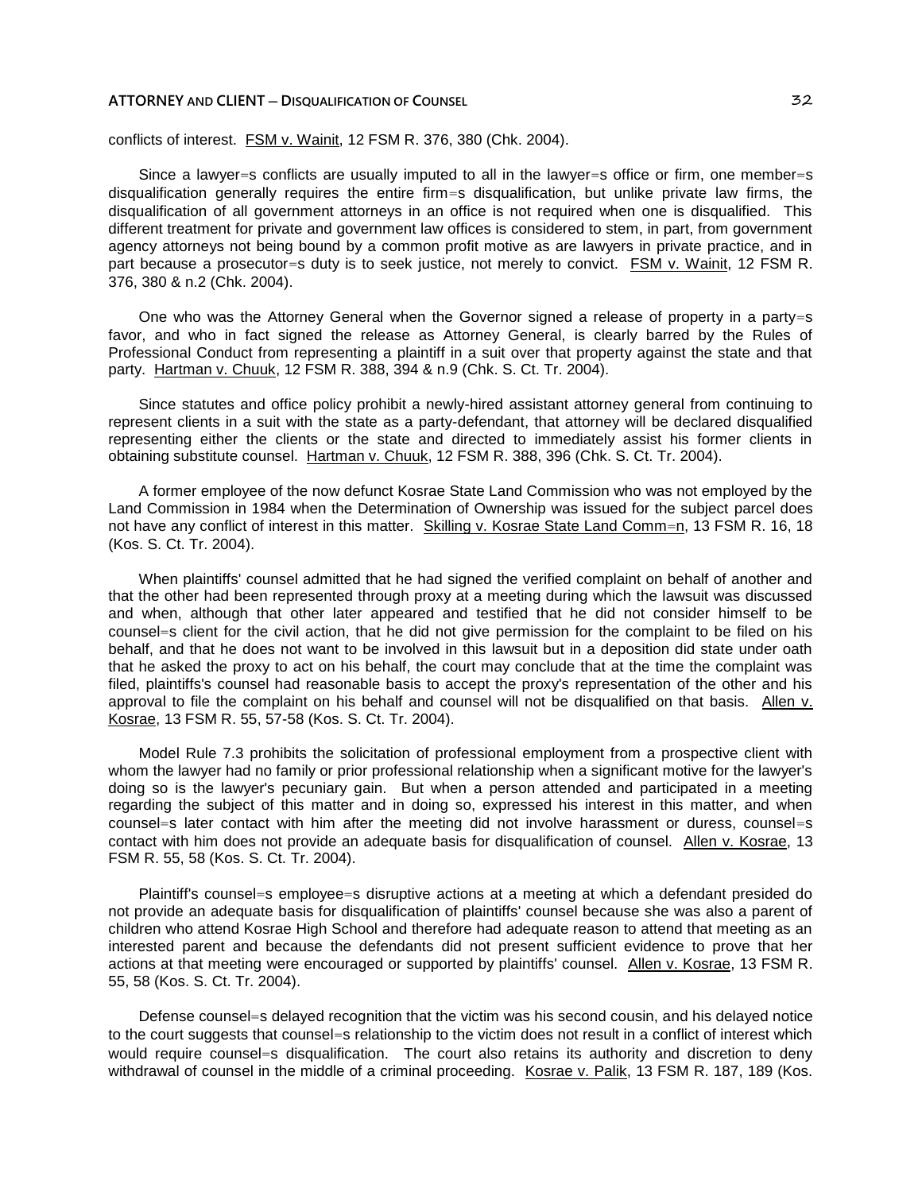conflicts of interest. FSM v. Wainit, 12 FSM R. 376, 380 (Chk. 2004).

Since a lawyer=s conflicts are usually imputed to all in the lawyer=s office or firm, one member=s disqualification generally requires the entire firm=s disqualification, but unlike private law firms, the disqualification of all government attorneys in an office is not required when one is disqualified. This different treatment for private and government law offices is considered to stem, in part, from government agency attorneys not being bound by a common profit motive as are lawyers in private practice, and in part because a prosecutor=s duty is to seek justice, not merely to convict. FSM v. Wainit, 12 FSM R. 376, 380 & n.2 (Chk. 2004).

One who was the Attorney General when the Governor signed a release of property in a party=s favor, and who in fact signed the release as Attorney General, is clearly barred by the Rules of Professional Conduct from representing a plaintiff in a suit over that property against the state and that party. Hartman v. Chuuk, 12 FSM R. 388, 394 & n.9 (Chk. S. Ct. Tr. 2004).

Since statutes and office policy prohibit a newly-hired assistant attorney general from continuing to represent clients in a suit with the state as a party-defendant, that attorney will be declared disqualified representing either the clients or the state and directed to immediately assist his former clients in obtaining substitute counsel. Hartman v. Chuuk, 12 FSM R. 388, 396 (Chk. S. Ct. Tr. 2004).

A former employee of the now defunct Kosrae State Land Commission who was not employed by the Land Commission in 1984 when the Determination of Ownership was issued for the subject parcel does not have any conflict of interest in this matter. Skilling v. Kosrae State Land Comm=n, 13 FSM R. 16, 18 (Kos. S. Ct. Tr. 2004).

When plaintiffs' counsel admitted that he had signed the verified complaint on behalf of another and that the other had been represented through proxy at a meeting during which the lawsuit was discussed and when, although that other later appeared and testified that he did not consider himself to be counsel=s client for the civil action, that he did not give permission for the complaint to be filed on his behalf, and that he does not want to be involved in this lawsuit but in a deposition did state under oath that he asked the proxy to act on his behalf, the court may conclude that at the time the complaint was filed, plaintiffs's counsel had reasonable basis to accept the proxy's representation of the other and his approval to file the complaint on his behalf and counsel will not be disqualified on that basis. Allen v. Kosrae, 13 FSM R. 55, 57-58 (Kos. S. Ct. Tr. 2004).

Model Rule 7.3 prohibits the solicitation of professional employment from a prospective client with whom the lawyer had no family or prior professional relationship when a significant motive for the lawyer's doing so is the lawyer's pecuniary gain. But when a person attended and participated in a meeting regarding the subject of this matter and in doing so, expressed his interest in this matter, and when counsel=s later contact with him after the meeting did not involve harassment or duress, counsel=s contact with him does not provide an adequate basis for disqualification of counsel. Allen v. Kosrae, 13 FSM R. 55, 58 (Kos. S. Ct. Tr. 2004).

Plaintiff's counsel=s employee=s disruptive actions at a meeting at which a defendant presided do not provide an adequate basis for disqualification of plaintiffs' counsel because she was also a parent of children who attend Kosrae High School and therefore had adequate reason to attend that meeting as an interested parent and because the defendants did not present sufficient evidence to prove that her actions at that meeting were encouraged or supported by plaintiffs' counsel. Allen v. Kosrae, 13 FSM R. 55, 58 (Kos. S. Ct. Tr. 2004).

Defense counsel=s delayed recognition that the victim was his second cousin, and his delayed notice to the court suggests that counsel=s relationship to the victim does not result in a conflict of interest which would require counsel=s disqualification. The court also retains its authority and discretion to deny withdrawal of counsel in the middle of a criminal proceeding. Kosrae v. Palik, 13 FSM R. 187, 189 (Kos.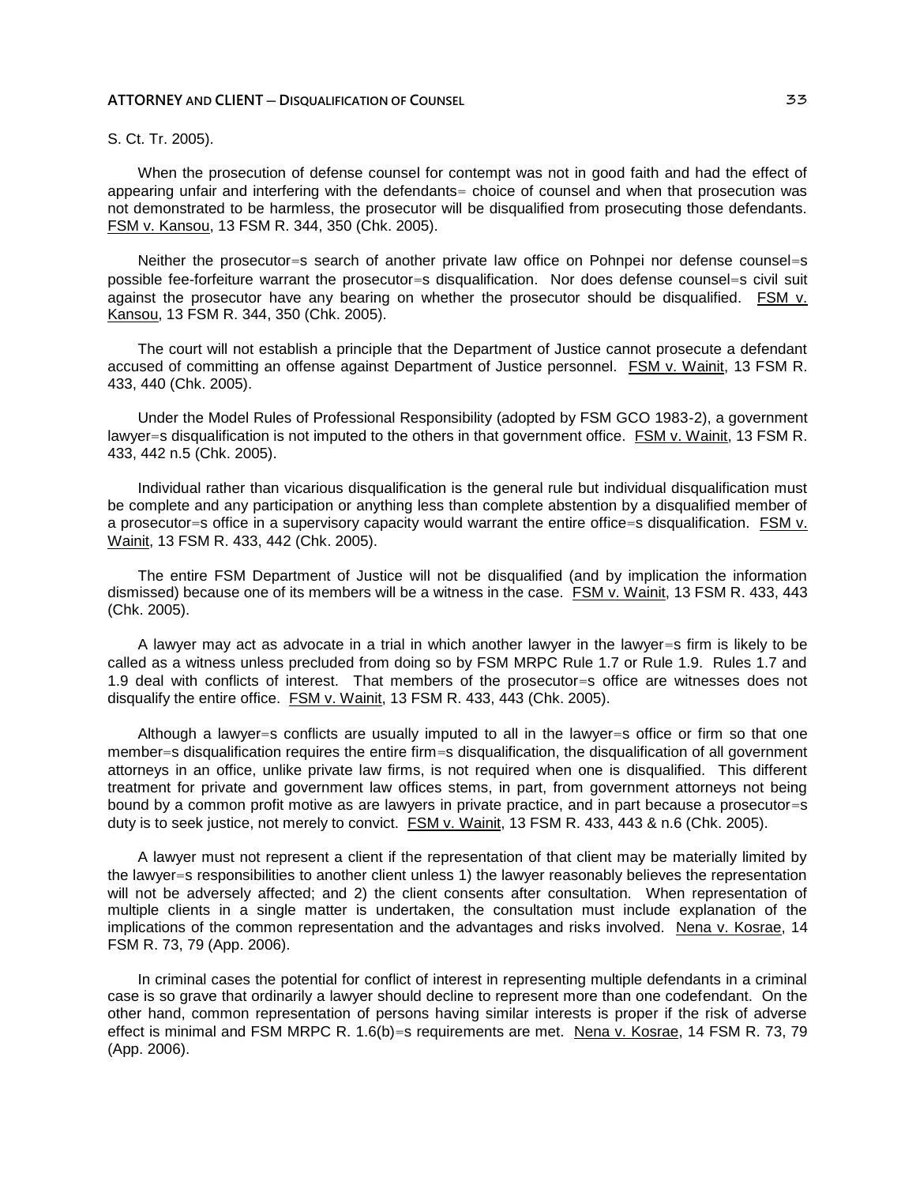S. Ct. Tr. 2005).

When the prosecution of defense counsel for contempt was not in good faith and had the effect of appearing unfair and interfering with the defendants= choice of counsel and when that prosecution was not demonstrated to be harmless, the prosecutor will be disqualified from prosecuting those defendants. FSM v. Kansou, 13 FSM R. 344, 350 (Chk. 2005).

Neither the prosecutor=s search of another private law office on Pohnpei nor defense counsel=s possible fee-forfeiture warrant the prosecutor=s disqualification. Nor does defense counsel=s civil suit against the prosecutor have any bearing on whether the prosecutor should be disqualified. FSM v. Kansou, 13 FSM R. 344, 350 (Chk. 2005).

The court will not establish a principle that the Department of Justice cannot prosecute a defendant accused of committing an offense against Department of Justice personnel. FSM v. Wainit, 13 FSM R. 433, 440 (Chk. 2005).

Under the Model Rules of Professional Responsibility (adopted by FSM GCO 1983-2), a government lawyer=s disqualification is not imputed to the others in that government office. FSM v. Wainit, 13 FSM R. 433, 442 n.5 (Chk. 2005).

Individual rather than vicarious disqualification is the general rule but individual disqualification must be complete and any participation or anything less than complete abstention by a disqualified member of a prosecutor=s office in a supervisory capacity would warrant the entire office=s disqualification. FSM v. Wainit, 13 FSM R. 433, 442 (Chk. 2005).

The entire FSM Department of Justice will not be disqualified (and by implication the information dismissed) because one of its members will be a witness in the case. FSM v. Wainit, 13 FSM R. 433, 443 (Chk. 2005).

A lawyer may act as advocate in a trial in which another lawyer in the lawyer=s firm is likely to be called as a witness unless precluded from doing so by FSM MRPC Rule 1.7 or Rule 1.9. Rules 1.7 and 1.9 deal with conflicts of interest. That members of the prosecutor=s office are witnesses does not disqualify the entire office. FSM v. Wainit, 13 FSM R. 433, 443 (Chk. 2005).

Although a lawyer=s conflicts are usually imputed to all in the lawyer=s office or firm so that one member=s disqualification requires the entire firm=s disqualification, the disqualification of all government attorneys in an office, unlike private law firms, is not required when one is disqualified. This different treatment for private and government law offices stems, in part, from government attorneys not being bound by a common profit motive as are lawyers in private practice, and in part because a prosecutor=s duty is to seek justice, not merely to convict. FSM v. Wainit, 13 FSM R. 433, 443 & n.6 (Chk. 2005).

A lawyer must not represent a client if the representation of that client may be materially limited by the lawyer=s responsibilities to another client unless 1) the lawyer reasonably believes the representation will not be adversely affected; and 2) the client consents after consultation. When representation of multiple clients in a single matter is undertaken, the consultation must include explanation of the implications of the common representation and the advantages and risks involved. Nena v. Kosrae, 14 FSM R. 73, 79 (App. 2006).

In criminal cases the potential for conflict of interest in representing multiple defendants in a criminal case is so grave that ordinarily a lawyer should decline to represent more than one codefendant. On the other hand, common representation of persons having similar interests is proper if the risk of adverse effect is minimal and FSM MRPC R. 1.6(b)=s requirements are met. Nena v. Kosrae, 14 FSM R. 73, 79 (App. 2006).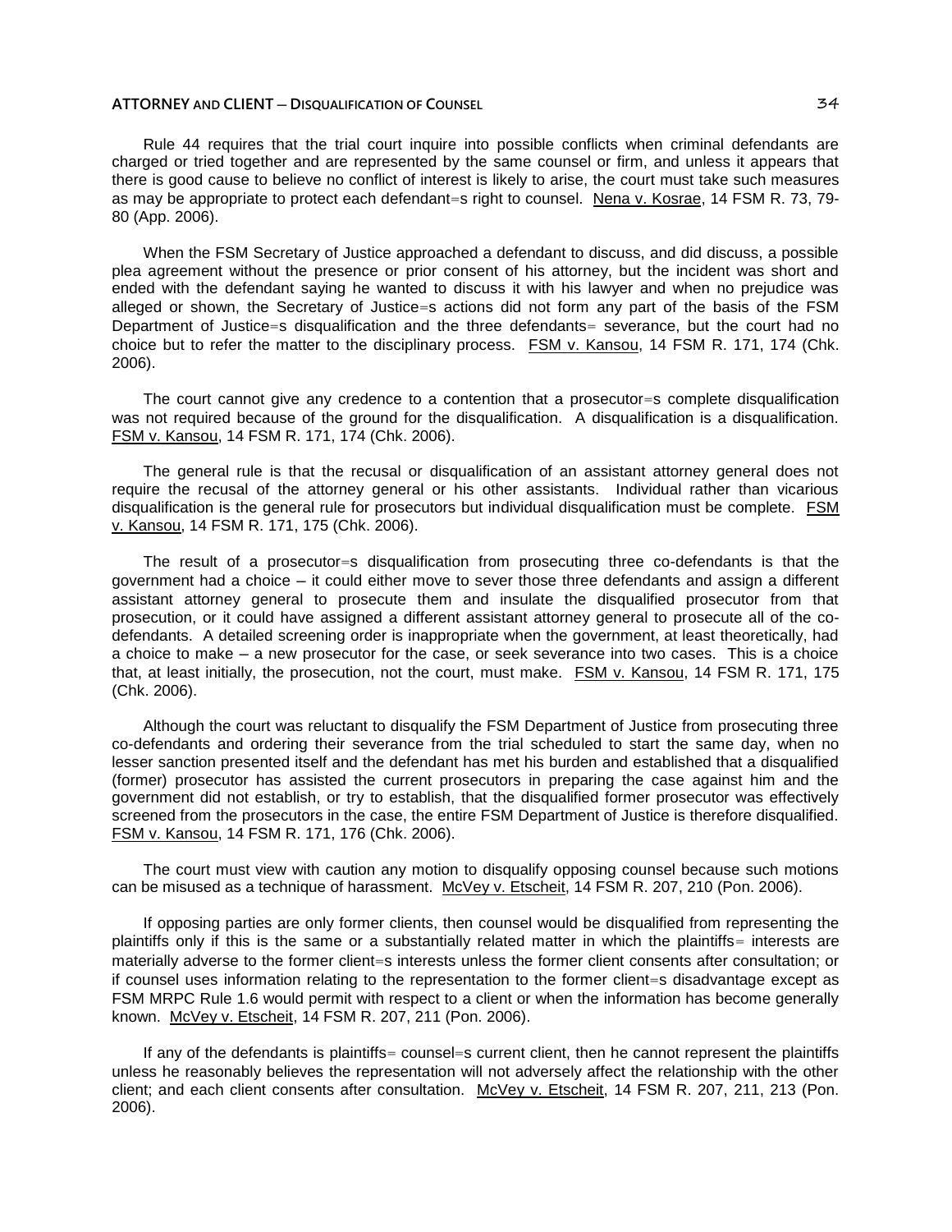Rule 44 requires that the trial court inquire into possible conflicts when criminal defendants are charged or tried together and are represented by the same counsel or firm, and unless it appears that there is good cause to believe no conflict of interest is likely to arise, the court must take such measures as may be appropriate to protect each defendant=s right to counsel. Nena v. Kosrae, 14 FSM R. 73, 79-80 (App. 2006).

When the FSM Secretary of Justice approached a defendant to discuss, and did discuss, a possible plea agreement without the presence or prior consent of his attorney, but the incident was short and ended with the defendant saying he wanted to discuss it with his lawyer and when no prejudice was alleged or shown, the Secretary of Justice=s actions did not form any part of the basis of the FSM Department of Justice=s disqualification and the three defendants= severance, but the court had no choice but to refer the matter to the disciplinary process. FSM v. Kansou, 14 FSM R. 171, 174 (Chk. 2006).

The court cannot give any credence to a contention that a prosecutor=s complete disqualification was not required because of the ground for the disqualification. A disqualification is a disqualification. FSM v. Kansou, 14 FSM R. 171, 174 (Chk. 2006).

The general rule is that the recusal or disqualification of an assistant attorney general does not require the recusal of the attorney general or his other assistants. Individual rather than vicarious disqualification is the general rule for prosecutors but individual disqualification must be complete. FSM v. Kansou, 14 FSM R. 171, 175 (Chk. 2006).

The result of a prosecutor=s disqualification from prosecuting three co-defendants is that the government had a choice – it could either move to sever those three defendants and assign a different assistant attorney general to prosecute them and insulate the disqualified prosecutor from that prosecution, or it could have assigned a different assistant attorney general to prosecute all of the co-defendants. A detailed screening order is inappropriate when the government, at least theoretically, had a choice to make – a new prosecutor for the case, or seek severance into two cases. This is a choice that, at least initially, the prosecution, not the court, must make. FSM v. Kansou, 14 FSM R. 171, 175 (Chk. 2006).

Although the court was reluctant to disqualify the FSM Department of Justice from prosecuting three co-defendants and ordering their severance from the trial scheduled to start the same day, when no lesser sanction presented itself and the defendant has met his burden and established that a disqualified (former) prosecutor has assisted the current prosecutors in preparing the case against him and the government did not establish, or try to establish, that the disqualified former prosecutor was effectively screened from the prosecutors in the case, the entire FSM Department of Justice is therefore disqualified. FSM v. Kansou, 14 FSM R. 171, 176 (Chk. 2006).

The court must view with caution any motion to disqualify opposing counsel because such motions can be misused as a technique of harassment. McVey v. Etscheit, 14 FSM R. 207, 210 (Pon. 2006).

If opposing parties are only former clients, then counsel would be disqualified from representing the plaintiffs only if this is the same or a substantially related matter in which the plaintiffs= interests are materially adverse to the former client=s interests unless the former client consents after consultation; or if counsel uses information relating to the representation to the former client=s disadvantage except as FSM MRPC Rule 1.6 would permit with respect to a client or when the information has become generally known. McVey v. Etscheit, 14 FSM R. 207, 211 (Pon. 2006).

If any of the defendants is plaintiffs= counsel=s current client, then he cannot represent the plaintiffs unless he reasonably believes the representation will not adversely affect the relationship with the other client; and each client consents after consultation. McVey v. Etscheit, 14 FSM R. 207, 211, 213 (Pon. 2006).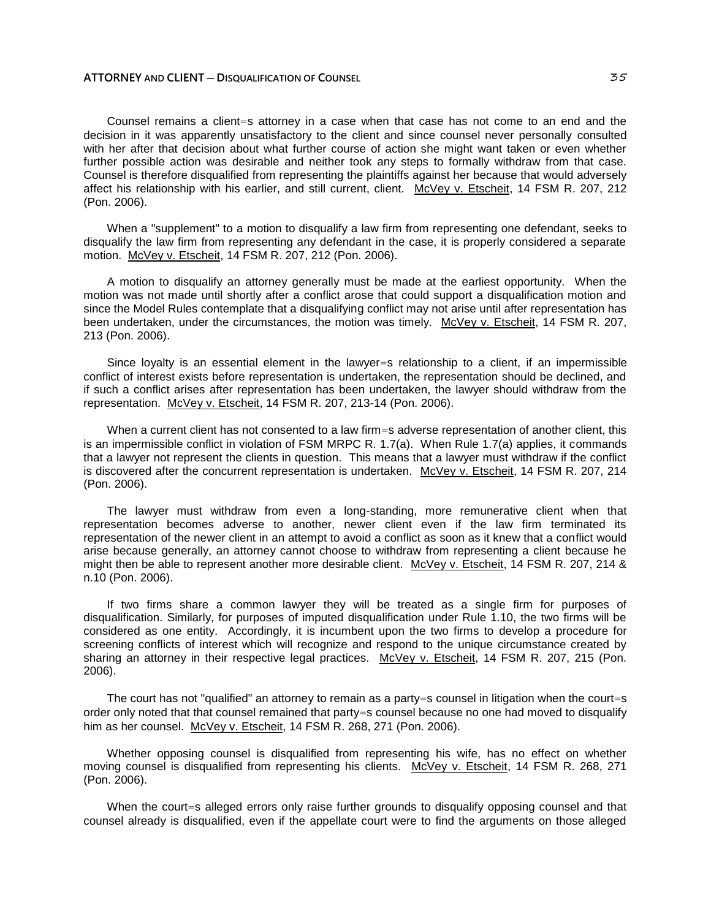Counsel remains a client=s attorney in a case when that case has not come to an end and the decision in it was apparently unsatisfactory to the client and since counsel never personally consulted with her after that decision about what further course of action she might want taken or even whether further possible action was desirable and neither took any steps to formally withdraw from that case. Counsel is therefore disqualified from representing the plaintiffs against her because that would adversely affect his relationship with his earlier, and still current, client. McVey v. Etscheit, 14 FSM R. 207, 212 (Pon. 2006).

When a "supplement" to a motion to disqualify a law firm from representing one defendant, seeks to disqualify the law firm from representing any defendant in the case, it is properly considered a separate motion. McVey v. Etscheit, 14 FSM R. 207, 212 (Pon. 2006).

A motion to disqualify an attorney generally must be made at the earliest opportunity. When the motion was not made until shortly after a conflict arose that could support a disqualification motion and since the Model Rules contemplate that a disqualifying conflict may not arise until after representation has been undertaken, under the circumstances, the motion was timely. McVey v. Etscheit, 14 FSM R. 207, 213 (Pon. 2006).

Since loyalty is an essential element in the lawyer=s relationship to a client, if an impermissible conflict of interest exists before representation is undertaken, the representation should be declined, and if such a conflict arises after representation has been undertaken, the lawyer should withdraw from the representation. McVey v. Etscheit, 14 FSM R. 207, 213-14 (Pon. 2006).

When a current client has not consented to a law firm=s adverse representation of another client, this is an impermissible conflict in violation of FSM MRPC R. 1.7(a). When Rule 1.7(a) applies, it commands that a lawyer not represent the clients in question. This means that a lawyer must withdraw if the conflict is discovered after the concurrent representation is undertaken. McVey v. Etscheit, 14 FSM R. 207, 214 (Pon. 2006).

The lawyer must withdraw from even a long-standing, more remunerative client when that representation becomes adverse to another, newer client even if the law firm terminated its representation of the newer client in an attempt to avoid a conflict as soon as it knew that a conflict would arise because generally, an attorney cannot choose to withdraw from representing a client because he might then be able to represent another more desirable client. McVey v. Etscheit, 14 FSM R. 207, 214 & n.10 (Pon. 2006).

If two firms share a common lawyer they will be treated as a single firm for purposes of disqualification. Similarly, for purposes of imputed disqualification under Rule 1.10, the two firms will be considered as one entity. Accordingly, it is incumbent upon the two firms to develop a procedure for screening conflicts of interest which will recognize and respond to the unique circumstance created by sharing an attorney in their respective legal practices. McVey v. Etscheit, 14 FSM R. 207, 215 (Pon. 2006).

The court has not "qualified" an attorney to remain as a party=s counsel in litigation when the court=s order only noted that that counsel remained that party=s counsel because no one had moved to disqualify him as her counsel. McVey v. Etscheit, 14 FSM R. 268, 271 (Pon. 2006).

Whether opposing counsel is disqualified from representing his wife, has no effect on whether moving counsel is disqualified from representing his clients. McVey v. Etscheit, 14 FSM R. 268, 271 (Pon. 2006).

When the court=s alleged errors only raise further grounds to disqualify opposing counsel and that counsel already is disqualified, even if the appellate court were to find the arguments on those alleged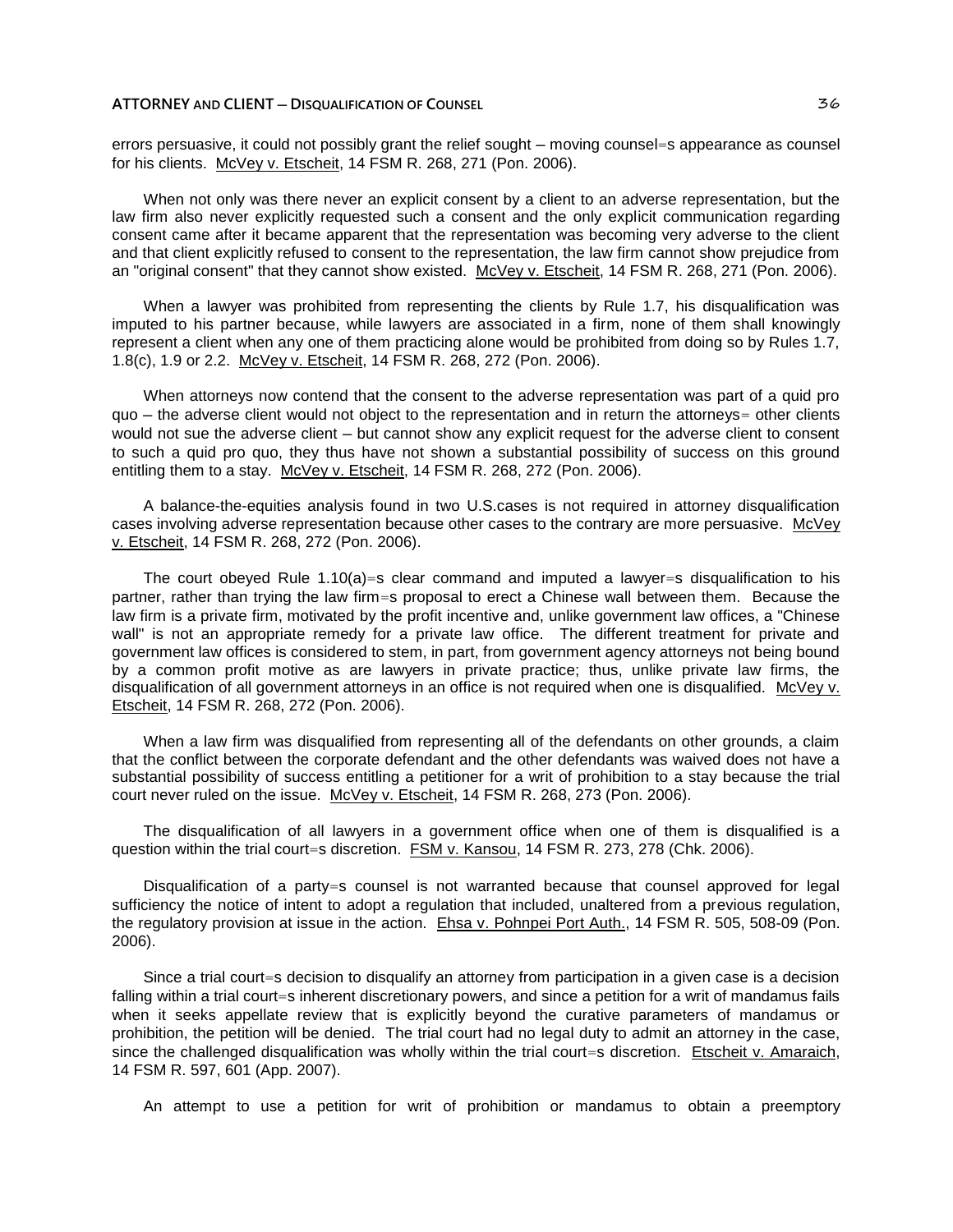errors persuasive, it could not possibly grant the relief sought – moving counsel=s appearance as counsel for his clients. McVey v. Etscheit, 14 FSM R. 268, 271 (Pon. 2006).

When not only was there never an explicit consent by a client to an adverse representation, but the law firm also never explicitly requested such a consent and the only explicit communication regarding consent came after it became apparent that the representation was becoming very adverse to the client and that client explicitly refused to consent to the representation, the law firm cannot show prejudice from an "original consent" that they cannot show existed. McVey v. Etscheit, 14 FSM R. 268, 271 (Pon. 2006).

When a lawyer was prohibited from representing the clients by Rule 1.7, his disqualification was imputed to his partner because, while lawyers are associated in a firm, none of them shall knowingly represent a client when any one of them practicing alone would be prohibited from doing so by Rules 1.7, 1.8(c), 1.9 or 2.2. McVey v. Etscheit, 14 FSM R. 268, 272 (Pon. 2006).

When attorneys now contend that the consent to the adverse representation was part of a quid pro quo – the adverse client would not object to the representation and in return the attorneys= other clients would not sue the adverse client – but cannot show any explicit request for the adverse client to consent to such a quid pro quo, they thus have not shown a substantial possibility of success on this ground entitling them to a stay. McVey v. Etscheit, 14 FSM R. 268, 272 (Pon. 2006).

A balance-the-equities analysis found in two U.S.cases is not required in attorney disqualification cases involving adverse representation because other cases to the contrary are more persuasive. McVey v. Etscheit, 14 FSM R. 268, 272 (Pon. 2006).

The court obeyed Rule 1.10(a)=s clear command and imputed a lawyer=s disqualification to his partner, rather than trying the law firm=s proposal to erect a Chinese wall between them. Because the law firm is a private firm, motivated by the profit incentive and, unlike government law offices, a "Chinese wall" is not an appropriate remedy for a private law office. The different treatment for private and government law offices is considered to stem, in part, from government agency attorneys not being bound by a common profit motive as are lawyers in private practice; thus, unlike private law firms, the disqualification of all government attorneys in an office is not required when one is disqualified. McVey v. Etscheit, 14 FSM R. 268, 272 (Pon. 2006).

When a law firm was disqualified from representing all of the defendants on other grounds, a claim that the conflict between the corporate defendant and the other defendants was waived does not have a substantial possibility of success entitling a petitioner for a writ of prohibition to a stay because the trial court never ruled on the issue. McVey v. Etscheit, 14 FSM R. 268, 273 (Pon. 2006).

The disqualification of all lawyers in a government office when one of them is disqualified is a question within the trial court=s discretion. FSM v. Kansou, 14 FSM R. 273, 278 (Chk. 2006).

Disqualification of a party=s counsel is not warranted because that counsel approved for legal sufficiency the notice of intent to adopt a regulation that included, unaltered from a previous regulation, the regulatory provision at issue in the action. Ehsa v. Pohnpei Port Auth., 14 FSM R. 505, 508-09 (Pon. 2006).

Since a trial court=s decision to disqualify an attorney from participation in a given case is a decision falling within a trial court=s inherent discretionary powers, and since a petition for a writ of mandamus fails when it seeks appellate review that is explicitly beyond the curative parameters of mandamus or prohibition, the petition will be denied. The trial court had no legal duty to admit an attorney in the case, since the challenged disqualification was wholly within the trial court=s discretion. Etscheit v. Amaraich, 14 FSM R. 597, 601 (App. 2007).

An attempt to use a petition for writ of prohibition or mandamus to obtain a preemptory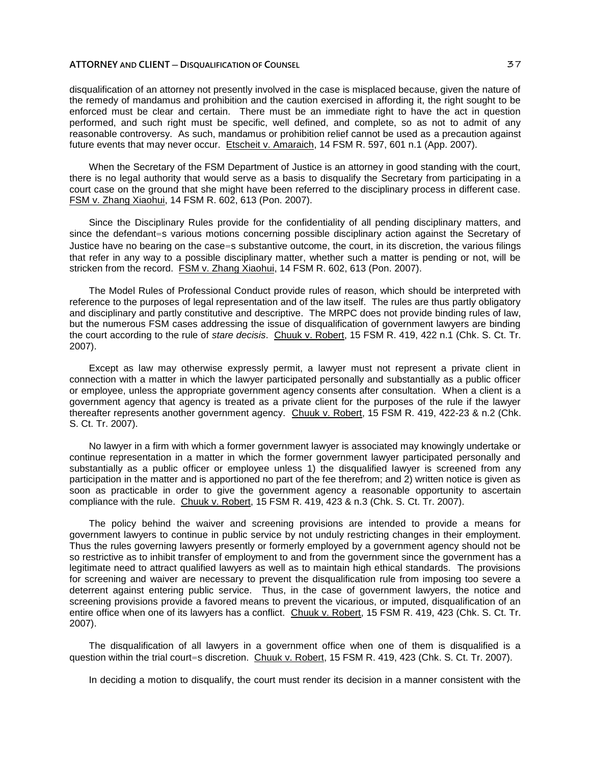disqualification of an attorney not presently involved in the case is misplaced because, given the nature of the remedy of mandamus and prohibition and the caution exercised in affording it, the right sought to be enforced must be clear and certain. There must be an immediate right to have the act in question performed, and such right must be specific, well defined, and complete, so as not to admit of any reasonable controversy. As such, mandamus or prohibition relief cannot be used as a precaution against future events that may never occur. Etscheit v. Amaraich, 14 FSM R. 597, 601 n.1 (App. 2007).

When the Secretary of the FSM Department of Justice is an attorney in good standing with the court, there is no legal authority that would serve as a basis to disqualify the Secretary from participating in a court case on the ground that she might have been referred to the disciplinary process in different case. FSM v. Zhang Xiaohui, 14 FSM R. 602, 613 (Pon. 2007).

Since the Disciplinary Rules provide for the confidentiality of all pending disciplinary matters, and since the defendant=s various motions concerning possible disciplinary action against the Secretary of Justice have no bearing on the case=s substantive outcome, the court, in its discretion, the various filings that refer in any way to a possible disciplinary matter, whether such a matter is pending or not, will be stricken from the record. FSM v. Zhang Xiaohui, 14 FSM R. 602, 613 (Pon. 2007).

The Model Rules of Professional Conduct provide rules of reason, which should be interpreted with reference to the purposes of legal representation and of the law itself. The rules are thus partly obligatory and disciplinary and partly constitutive and descriptive. The MRPC does not provide binding rules of law, but the numerous FSM cases addressing the issue of disqualification of government lawyers are binding the court according to the rule of *stare decisis*. Chuuk v. Robert, 15 FSM R. 419, 422 n.1 (Chk. S. Ct. Tr. 2007).

Except as law may otherwise expressly permit, a lawyer must not represent a private client in connection with a matter in which the lawyer participated personally and substantially as a public officer or employee, unless the appropriate government agency consents after consultation. When a client is a government agency that agency is treated as a private client for the purposes of the rule if the lawyer thereafter represents another government agency. Chuuk v. Robert, 15 FSM R. 419, 422-23 & n.2 (Chk. S. Ct. Tr. 2007).

No lawyer in a firm with which a former government lawyer is associated may knowingly undertake or continue representation in a matter in which the former government lawyer participated personally and substantially as a public officer or employee unless 1) the disqualified lawyer is screened from any participation in the matter and is apportioned no part of the fee therefrom; and 2) written notice is given as soon as practicable in order to give the government agency a reasonable opportunity to ascertain compliance with the rule. Chuuk v. Robert, 15 FSM R. 419, 423 & n.3 (Chk. S. Ct. Tr. 2007).

The policy behind the waiver and screening provisions are intended to provide a means for government lawyers to continue in public service by not unduly restricting changes in their employment. Thus the rules governing lawyers presently or formerly employed by a government agency should not be so restrictive as to inhibit transfer of employment to and from the government since the government has a legitimate need to attract qualified lawyers as well as to maintain high ethical standards. The provisions for screening and waiver are necessary to prevent the disqualification rule from imposing too severe a deterrent against entering public service. Thus, in the case of government lawyers, the notice and screening provisions provide a favored means to prevent the vicarious, or imputed, disqualification of an entire office when one of its lawyers has a conflict. Chuuk v. Robert, 15 FSM R. 419, 423 (Chk. S. Ct. Tr. 2007).

The disqualification of all lawyers in a government office when one of them is disqualified is a question within the trial court=s discretion. Chuuk v. Robert, 15 FSM R. 419, 423 (Chk. S. Ct. Tr. 2007).

In deciding a motion to disqualify, the court must render its decision in a manner consistent with the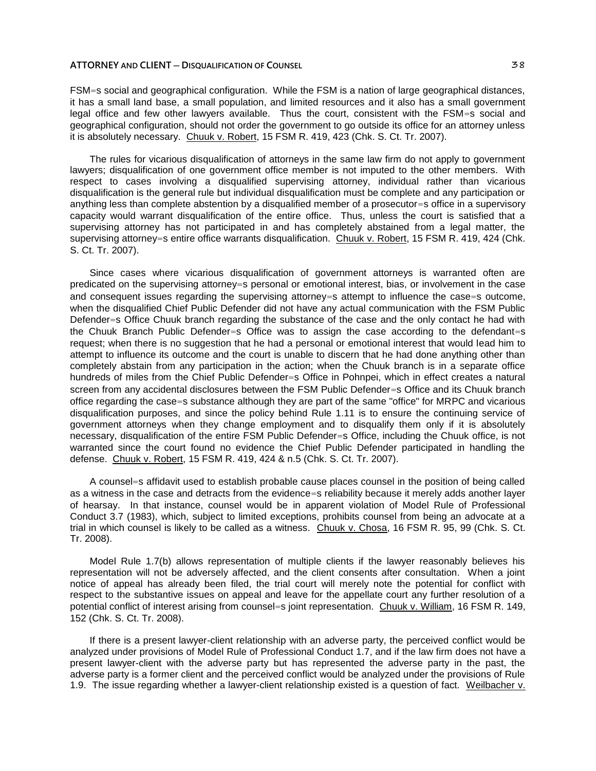FSM=s social and geographical configuration. While the FSM is a nation of large geographical distances, it has a small land base, a small population, and limited resources and it also has a small government legal office and few other lawyers available. Thus the court, consistent with the FSM=s social and geographical configuration, should not order the government to go outside its office for an attorney unless it is absolutely necessary. Chuuk v. Robert, 15 FSM R. 419, 423 (Chk. S. Ct. Tr. 2007).

The rules for vicarious disqualification of attorneys in the same law firm do not apply to government lawyers; disqualification of one government office member is not imputed to the other members. With respect to cases involving a disqualified supervising attorney, individual rather than vicarious disqualification is the general rule but individual disqualification must be complete and any participation or anything less than complete abstention by a disqualified member of a prosecutor=s office in a supervisory capacity would warrant disqualification of the entire office. Thus, unless the court is satisfied that a supervising attorney has not participated in and has completely abstained from a legal matter, the supervising attorney=s entire office warrants disqualification. Chuuk v. Robert, 15 FSM R. 419, 424 (Chk. S. Ct. Tr. 2007).

Since cases where vicarious disqualification of government attorneys is warranted often are predicated on the supervising attorney=s personal or emotional interest, bias, or involvement in the case and consequent issues regarding the supervising attorney=s attempt to influence the case=s outcome, when the disqualified Chief Public Defender did not have any actual communication with the FSM Public Defender=s Office Chuuk branch regarding the substance of the case and the only contact he had with the Chuuk Branch Public Defender=s Office was to assign the case according to the defendant=s request; when there is no suggestion that he had a personal or emotional interest that would lead him to attempt to influence its outcome and the court is unable to discern that he had done anything other than completely abstain from any participation in the action; when the Chuuk branch is in a separate office hundreds of miles from the Chief Public Defender=s Office in Pohnpei, which in effect creates a natural screen from any accidental disclosures between the FSM Public Defender=s Office and its Chuuk branch office regarding the case=s substance although they are part of the same "office" for MRPC and vicarious disqualification purposes, and since the policy behind Rule 1.11 is to ensure the continuing service of government attorneys when they change employment and to disqualify them only if it is absolutely necessary, disqualification of the entire FSM Public Defender=s Office, including the Chuuk office, is not warranted since the court found no evidence the Chief Public Defender participated in handling the defense. Chuuk v. Robert, 15 FSM R. 419, 424 & n.5 (Chk. S. Ct. Tr. 2007).

A counsel=s affidavit used to establish probable cause places counsel in the position of being called as a witness in the case and detracts from the evidence=s reliability because it merely adds another layer of hearsay. In that instance, counsel would be in apparent violation of Model Rule of Professional Conduct 3.7 (1983), which, subject to limited exceptions, prohibits counsel from being an advocate at a trial in which counsel is likely to be called as a witness. Chuuk v. Chosa, 16 FSM R. 95, 99 (Chk. S. Ct. Tr. 2008).

Model Rule 1.7(b) allows representation of multiple clients if the lawyer reasonably believes his representation will not be adversely affected, and the client consents after consultation. When a joint notice of appeal has already been filed, the trial court will merely note the potential for conflict with respect to the substantive issues on appeal and leave for the appellate court any further resolution of a potential conflict of interest arising from counsel=s joint representation. Chuuk v. William, 16 FSM R. 149, 152 (Chk. S. Ct. Tr. 2008).

If there is a present lawyer-client relationship with an adverse party, the perceived conflict would be analyzed under provisions of Model Rule of Professional Conduct 1.7, and if the law firm does not have a present lawyer-client with the adverse party but has represented the adverse party in the past, the adverse party is a former client and the perceived conflict would be analyzed under the provisions of Rule 1.9. The issue regarding whether a lawyer-client relationship existed is a question of fact. Weilbacher v.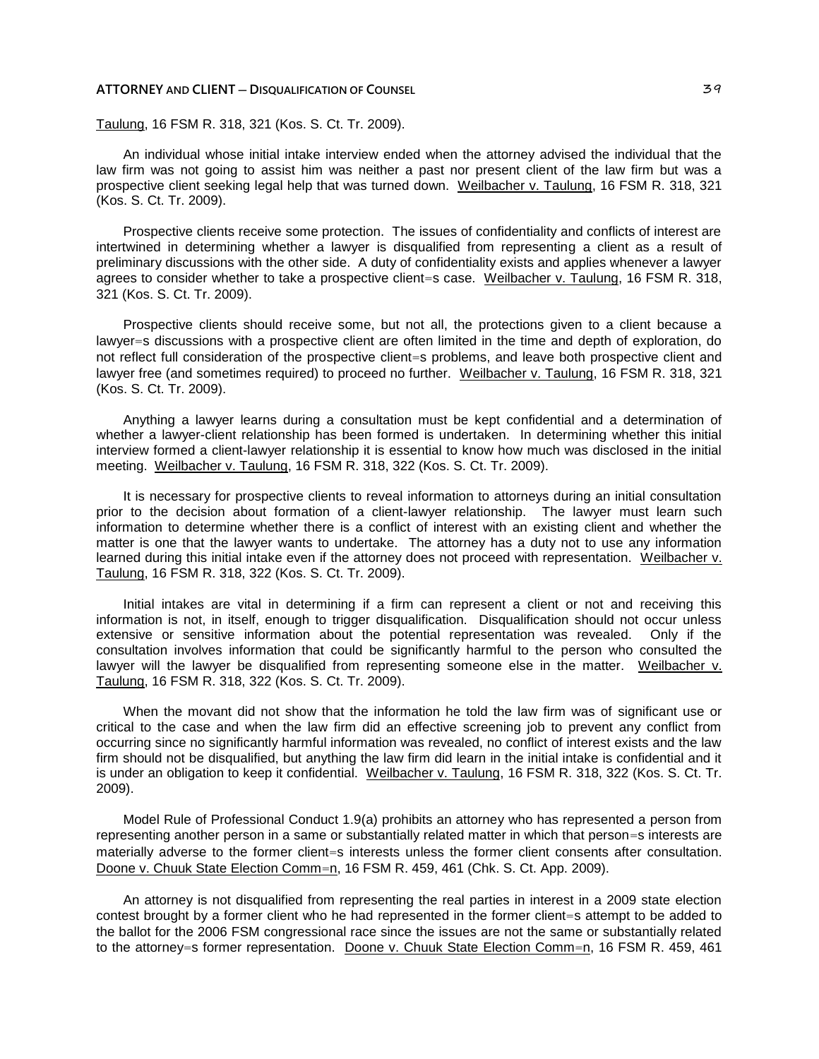Taulung, 16 FSM R. 318, 321 (Kos. S. Ct. Tr. 2009).

An individual whose initial intake interview ended when the attorney advised the individual that the law firm was not going to assist him was neither a past nor present client of the law firm but was a prospective client seeking legal help that was turned down. Weilbacher v. Taulung, 16 FSM R. 318, 321 (Kos. S. Ct. Tr. 2009).

Prospective clients receive some protection. The issues of confidentiality and conflicts of interest are intertwined in determining whether a lawyer is disqualified from representing a client as a result of preliminary discussions with the other side. A duty of confidentiality exists and applies whenever a lawyer agrees to consider whether to take a prospective client=s case. Weilbacher v. Taulung, 16 FSM R. 318, 321 (Kos. S. Ct. Tr. 2009).

Prospective clients should receive some, but not all, the protections given to a client because a lawyer=s discussions with a prospective client are often limited in the time and depth of exploration, do not reflect full consideration of the prospective client=s problems, and leave both prospective client and lawyer free (and sometimes required) to proceed no further. Weilbacher v. Taulung, 16 FSM R. 318, 321 (Kos. S. Ct. Tr. 2009).

Anything a lawyer learns during a consultation must be kept confidential and a determination of whether a lawyer-client relationship has been formed is undertaken. In determining whether this initial interview formed a client-lawyer relationship it is essential to know how much was disclosed in the initial meeting. Weilbacher v. Taulung, 16 FSM R. 318, 322 (Kos. S. Ct. Tr. 2009).

It is necessary for prospective clients to reveal information to attorneys during an initial consultation prior to the decision about formation of a client-lawyer relationship. The lawyer must learn such information to determine whether there is a conflict of interest with an existing client and whether the matter is one that the lawyer wants to undertake. The attorney has a duty not to use any information learned during this initial intake even if the attorney does not proceed with representation. Weilbacher v. Taulung, 16 FSM R. 318, 322 (Kos. S. Ct. Tr. 2009).

Initial intakes are vital in determining if a firm can represent a client or not and receiving this information is not, in itself, enough to trigger disqualification. Disqualification should not occur unless extensive or sensitive information about the potential representation was revealed. Only if the consultation involves information that could be significantly harmful to the person who consulted the lawyer will the lawyer be disqualified from representing someone else in the matter. Weilbacher v. Taulung, 16 FSM R. 318, 322 (Kos. S. Ct. Tr. 2009).

When the movant did not show that the information he told the law firm was of significant use or critical to the case and when the law firm did an effective screening job to prevent any conflict from occurring since no significantly harmful information was revealed, no conflict of interest exists and the law firm should not be disqualified, but anything the law firm did learn in the initial intake is confidential and it is under an obligation to keep it confidential. Weilbacher v. Taulung, 16 FSM R. 318, 322 (Kos. S. Ct. Tr. 2009).

Model Rule of Professional Conduct 1.9(a) prohibits an attorney who has represented a person from representing another person in a same or substantially related matter in which that person=s interests are materially adverse to the former client=s interests unless the former client consents after consultation. Doone v. Chuuk State Election Comm=n, 16 FSM R. 459, 461 (Chk. S. Ct. App. 2009).

An attorney is not disqualified from representing the real parties in interest in a 2009 state election contest brought by a former client who he had represented in the former client=s attempt to be added to the ballot for the 2006 FSM congressional race since the issues are not the same or substantially related to the attorney=s former representation. Doone v. Chuuk State Election Comm=n, 16 FSM R. 459, 461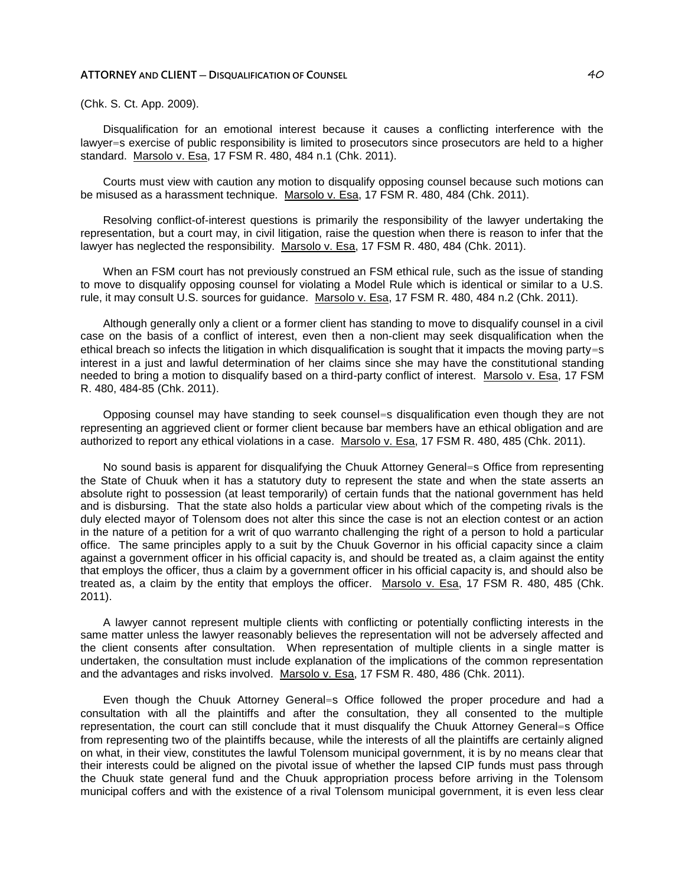(Chk. S. Ct. App. 2009).

Disqualification for an emotional interest because it causes a conflicting interference with the lawyer=s exercise of public responsibility is limited to prosecutors since prosecutors are held to a higher standard. Marsolo v. Esa, 17 FSM R. 480, 484 n.1 (Chk. 2011).

Courts must view with caution any motion to disqualify opposing counsel because such motions can be misused as a harassment technique. Marsolo v. Esa, 17 FSM R. 480, 484 (Chk. 2011).

Resolving conflict-of-interest questions is primarily the responsibility of the lawyer undertaking the representation, but a court may, in civil litigation, raise the question when there is reason to infer that the lawyer has neglected the responsibility. Marsolo v. Esa, 17 FSM R. 480, 484 (Chk. 2011).

When an FSM court has not previously construed an FSM ethical rule, such as the issue of standing to move to disqualify opposing counsel for violating a Model Rule which is identical or similar to a U.S. rule, it may consult U.S. sources for guidance. Marsolo v. Esa, 17 FSM R. 480, 484 n.2 (Chk. 2011).

Although generally only a client or a former client has standing to move to disqualify counsel in a civil case on the basis of a conflict of interest, even then a non-client may seek disqualification when the ethical breach so infects the litigation in which disqualification is sought that it impacts the moving party=s interest in a just and lawful determination of her claims since she may have the constitutional standing needed to bring a motion to disqualify based on a third-party conflict of interest. Marsolo v. Esa, 17 FSM R. 480, 484-85 (Chk. 2011).

Opposing counsel may have standing to seek counsel=s disqualification even though they are not representing an aggrieved client or former client because bar members have an ethical obligation and are authorized to report any ethical violations in a case. Marsolo v. Esa, 17 FSM R. 480, 485 (Chk. 2011).

No sound basis is apparent for disqualifying the Chuuk Attorney General=s Office from representing the State of Chuuk when it has a statutory duty to represent the state and when the state asserts an absolute right to possession (at least temporarily) of certain funds that the national government has held and is disbursing. That the state also holds a particular view about which of the competing rivals is the duly elected mayor of Tolensom does not alter this since the case is not an election contest or an action in the nature of a petition for a writ of quo warranto challenging the right of a person to hold a particular office. The same principles apply to a suit by the Chuuk Governor in his official capacity since a claim against a government officer in his official capacity is, and should be treated as, a claim against the entity that employs the officer, thus a claim by a government officer in his official capacity is, and should also be treated as, a claim by the entity that employs the officer. Marsolo v. Esa, 17 FSM R. 480, 485 (Chk. 2011).

A lawyer cannot represent multiple clients with conflicting or potentially conflicting interests in the same matter unless the lawyer reasonably believes the representation will not be adversely affected and the client consents after consultation. When representation of multiple clients in a single matter is undertaken, the consultation must include explanation of the implications of the common representation and the advantages and risks involved. Marsolo v. Esa, 17 FSM R. 480, 486 (Chk. 2011).

Even though the Chuuk Attorney General=s Office followed the proper procedure and had a consultation with all the plaintiffs and after the consultation, they all consented to the multiple representation, the court can still conclude that it must disqualify the Chuuk Attorney General=s Office from representing two of the plaintiffs because, while the interests of all the plaintiffs are certainly aligned on what, in their view, constitutes the lawful Tolensom municipal government, it is by no means clear that their interests could be aligned on the pivotal issue of whether the lapsed CIP funds must pass through the Chuuk state general fund and the Chuuk appropriation process before arriving in the Tolensom municipal coffers and with the existence of a rival Tolensom municipal government, it is even less clear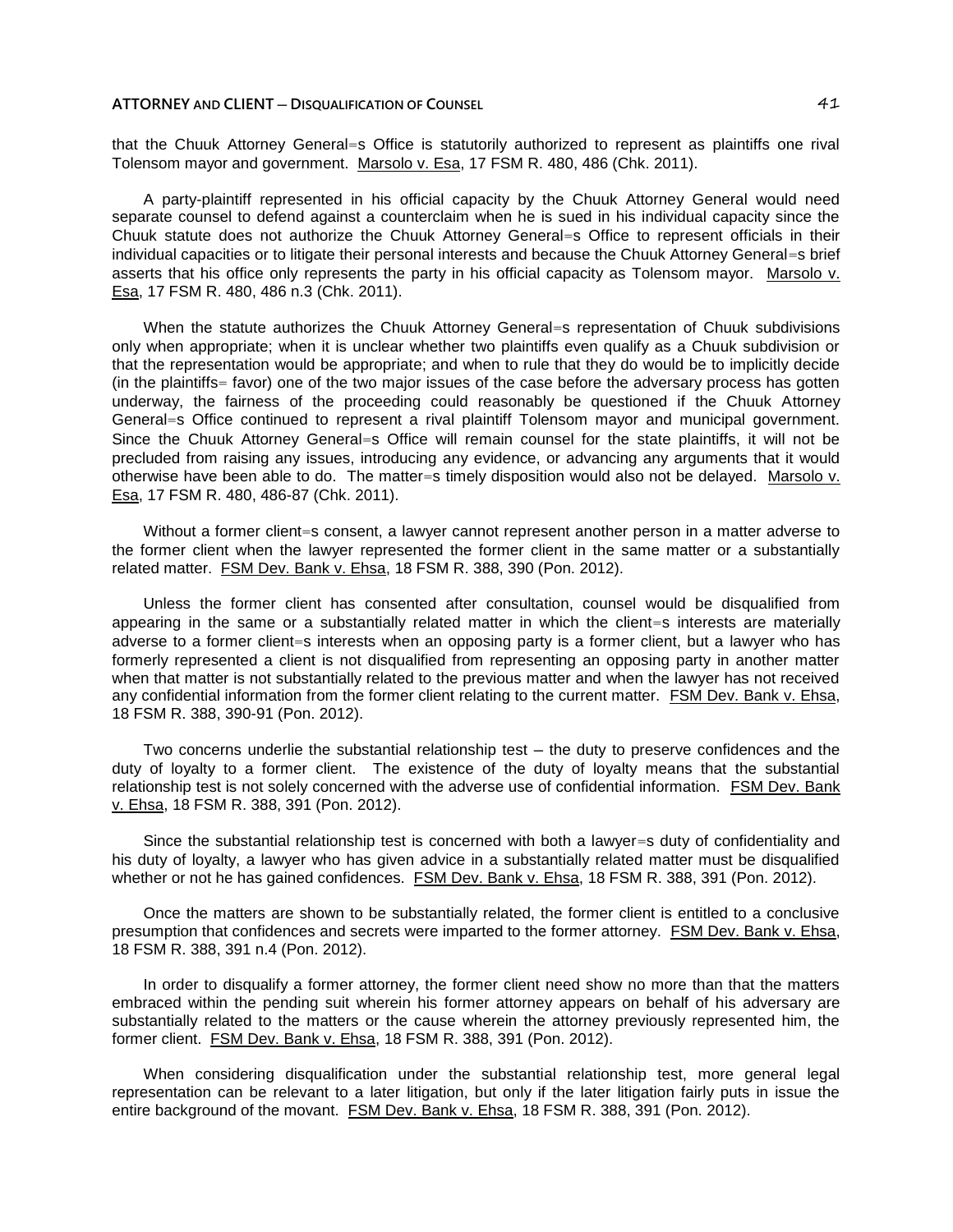that the Chuuk Attorney General=s Office is statutorily authorized to represent as plaintiffs one rival Tolensom mayor and government. Marsolo v. Esa, 17 FSM R. 480, 486 (Chk. 2011).

A party-plaintiff represented in his official capacity by the Chuuk Attorney General would need separate counsel to defend against a counterclaim when he is sued in his individual capacity since the Chuuk statute does not authorize the Chuuk Attorney General=s Office to represent officials in their individual capacities or to litigate their personal interests and because the Chuuk Attorney General=s brief asserts that his office only represents the party in his official capacity as Tolensom mayor. Marsolo v. Esa, 17 FSM R. 480, 486 n.3 (Chk. 2011).

When the statute authorizes the Chuuk Attorney General=s representation of Chuuk subdivisions only when appropriate; when it is unclear whether two plaintiffs even qualify as a Chuuk subdivision or that the representation would be appropriate; and when to rule that they do would be to implicitly decide (in the plaintiffs= favor) one of the two major issues of the case before the adversary process has gotten underway, the fairness of the proceeding could reasonably be questioned if the Chuuk Attorney General=s Office continued to represent a rival plaintiff Tolensom mayor and municipal government. Since the Chuuk Attorney General=s Office will remain counsel for the state plaintiffs, it will not be precluded from raising any issues, introducing any evidence, or advancing any arguments that it would otherwise have been able to do. The matter=s timely disposition would also not be delayed. Marsolo v. Esa, 17 FSM R. 480, 486-87 (Chk. 2011).

Without a former client=s consent, a lawyer cannot represent another person in a matter adverse to the former client when the lawyer represented the former client in the same matter or a substantially related matter. FSM Dev. Bank v. Ehsa, 18 FSM R. 388, 390 (Pon. 2012).

Unless the former client has consented after consultation, counsel would be disqualified from appearing in the same or a substantially related matter in which the client=s interests are materially adverse to a former client=s interests when an opposing party is a former client, but a lawyer who has formerly represented a client is not disqualified from representing an opposing party in another matter when that matter is not substantially related to the previous matter and when the lawyer has not received any confidential information from the former client relating to the current matter. FSM Dev. Bank v. Ehsa, 18 FSM R. 388, 390-91 (Pon. 2012).

Two concerns underlie the substantial relationship test – the duty to preserve confidences and the duty of loyalty to a former client. The existence of the duty of loyalty means that the substantial relationship test is not solely concerned with the adverse use of confidential information. FSM Dev. Bank v. Ehsa, 18 FSM R. 388, 391 (Pon. 2012).

Since the substantial relationship test is concerned with both a lawyer=s duty of confidentiality and his duty of loyalty, a lawyer who has given advice in a substantially related matter must be disqualified whether or not he has gained confidences. FSM Dev. Bank v. Ehsa, 18 FSM R. 388, 391 (Pon. 2012).

Once the matters are shown to be substantially related, the former client is entitled to a conclusive presumption that confidences and secrets were imparted to the former attorney. FSM Dev. Bank v. Ehsa, 18 FSM R. 388, 391 n.4 (Pon. 2012).

In order to disqualify a former attorney, the former client need show no more than that the matters embraced within the pending suit wherein his former attorney appears on behalf of his adversary are substantially related to the matters or the cause wherein the attorney previously represented him, the former client. FSM Dev. Bank v. Ehsa, 18 FSM R. 388, 391 (Pon. 2012).

When considering disqualification under the substantial relationship test, more general legal representation can be relevant to a later litigation, but only if the later litigation fairly puts in issue the entire background of the movant. FSM Dev. Bank v. Ehsa, 18 FSM R. 388, 391 (Pon. 2012).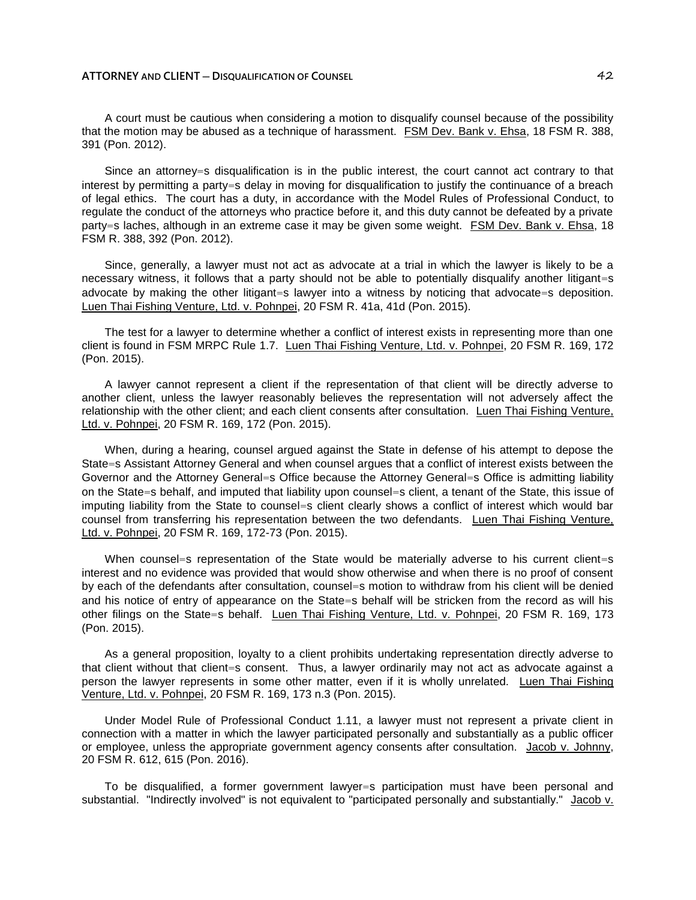A court must be cautious when considering a motion to disqualify counsel because of the possibility that the motion may be abused as a technique of harassment. FSM Dev. Bank v. Ehsa, 18 FSM R. 388, 391 (Pon. 2012).

Since an attorney=s disqualification is in the public interest, the court cannot act contrary to that interest by permitting a party=s delay in moving for disqualification to justify the continuance of a breach of legal ethics. The court has a duty, in accordance with the Model Rules of Professional Conduct, to regulate the conduct of the attorneys who practice before it, and this duty cannot be defeated by a private party=s laches, although in an extreme case it may be given some weight. FSM Dev. Bank v. Ehsa, 18 FSM R. 388, 392 (Pon. 2012).

Since, generally, a lawyer must not act as advocate at a trial in which the lawyer is likely to be a necessary witness, it follows that a party should not be able to potentially disqualify another litigant=s advocate by making the other litigant=s lawyer into a witness by noticing that advocate=s deposition. Luen Thai Fishing Venture, Ltd. v. Pohnpei, 20 FSM R. 41a, 41d (Pon. 2015).

The test for a lawyer to determine whether a conflict of interest exists in representing more than one client is found in FSM MRPC Rule 1.7. Luen Thai Fishing Venture, Ltd. v. Pohnpei, 20 FSM R. 169, 172 (Pon. 2015).

A lawyer cannot represent a client if the representation of that client will be directly adverse to another client, unless the lawyer reasonably believes the representation will not adversely affect the relationship with the other client; and each client consents after consultation. Luen Thai Fishing Venture, Ltd. v. Pohnpei, 20 FSM R. 169, 172 (Pon. 2015).

When, during a hearing, counsel argued against the State in defense of his attempt to depose the State=s Assistant Attorney General and when counsel argues that a conflict of interest exists between the Governor and the Attorney General=s Office because the Attorney General=s Office is admitting liability on the State=s behalf, and imputed that liability upon counsel=s client, a tenant of the State, this issue of imputing liability from the State to counsel=s client clearly shows a conflict of interest which would bar counsel from transferring his representation between the two defendants. Luen Thai Fishing Venture, Ltd. v. Pohnpei, 20 FSM R. 169, 172-73 (Pon. 2015).

When counsel=s representation of the State would be materially adverse to his current client=s interest and no evidence was provided that would show otherwise and when there is no proof of consent by each of the defendants after consultation, counsel=s motion to withdraw from his client will be denied and his notice of entry of appearance on the State=s behalf will be stricken from the record as will his other filings on the State=s behalf. Luen Thai Fishing Venture, Ltd. v. Pohnpei, 20 FSM R. 169, 173 (Pon. 2015).

As a general proposition, loyalty to a client prohibits undertaking representation directly adverse to that client without that client=s consent. Thus, a lawyer ordinarily may not act as advocate against a person the lawyer represents in some other matter, even if it is wholly unrelated. Luen Thai Fishing Venture, Ltd. v. Pohnpei, 20 FSM R. 169, 173 n.3 (Pon. 2015).

Under Model Rule of Professional Conduct 1.11, a lawyer must not represent a private client in connection with a matter in which the lawyer participated personally and substantially as a public officer or employee, unless the appropriate government agency consents after consultation. Jacob v. Johnny, 20 FSM R. 612, 615 (Pon. 2016).

To be disqualified, a former government lawyer=s participation must have been personal and substantial. "Indirectly involved" is not equivalent to "participated personally and substantially." Jacob v.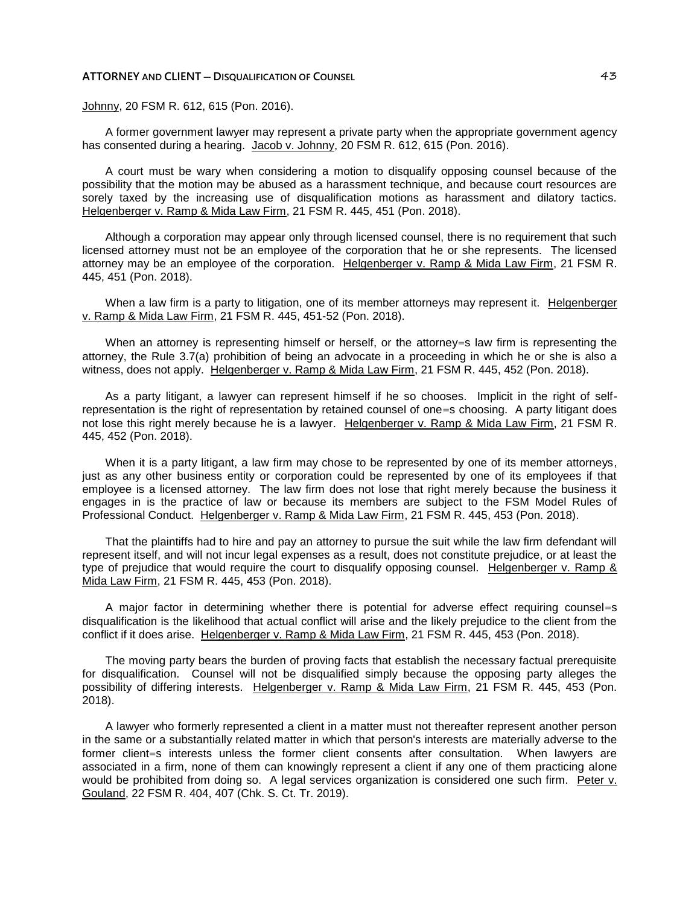Johnny, 20 FSM R. 612, 615 (Pon. 2016).

A former government lawyer may represent a private party when the appropriate government agency has consented during a hearing. Jacob v. Johnny, 20 FSM R. 612, 615 (Pon. 2016).

A court must be wary when considering a motion to disqualify opposing counsel because of the possibility that the motion may be abused as a harassment technique, and because court resources are sorely taxed by the increasing use of disqualification motions as harassment and dilatory tactics. Helgenberger v. Ramp & Mida Law Firm, 21 FSM R. 445, 451 (Pon. 2018).

Although a corporation may appear only through licensed counsel, there is no requirement that such licensed attorney must not be an employee of the corporation that he or she represents. The licensed attorney may be an employee of the corporation. Helgenberger v. Ramp & Mida Law Firm, 21 FSM R. 445, 451 (Pon. 2018).

When a law firm is a party to litigation, one of its member attorneys may represent it. Helgenberger v. Ramp & Mida Law Firm, 21 FSM R. 445, 451-52 (Pon. 2018).

When an attorney is representing himself or herself, or the attorney=s law firm is representing the attorney, the Rule 3.7(a) prohibition of being an advocate in a proceeding in which he or she is also a witness, does not apply. Helgenberger v. Ramp & Mida Law Firm, 21 FSM R. 445, 452 (Pon. 2018).

As a party litigant, a lawyer can represent himself if he so chooses. Implicit in the right of self-representation is the right of representation by retained counsel of one=s choosing. A party litigant does not lose this right merely because he is a lawyer. Helgenberger v. Ramp & Mida Law Firm, 21 FSM R. 445, 452 (Pon. 2018).

When it is a party litigant, a law firm may chose to be represented by one of its member attorneys, just as any other business entity or corporation could be represented by one of its employees if that employee is a licensed attorney. The law firm does not lose that right merely because the business it engages in is the practice of law or because its members are subject to the FSM Model Rules of Professional Conduct. Helgenberger v. Ramp & Mida Law Firm, 21 FSM R. 445, 453 (Pon. 2018).

That the plaintiffs had to hire and pay an attorney to pursue the suit while the law firm defendant will represent itself, and will not incur legal expenses as a result, does not constitute prejudice, or at least the type of prejudice that would require the court to disqualify opposing counsel. Helgenberger v. Ramp & Mida Law Firm, 21 FSM R. 445, 453 (Pon. 2018).

A major factor in determining whether there is potential for adverse effect requiring counsel=s disqualification is the likelihood that actual conflict will arise and the likely prejudice to the client from the conflict if it does arise. Helgenberger v. Ramp & Mida Law Firm, 21 FSM R. 445, 453 (Pon. 2018).

The moving party bears the burden of proving facts that establish the necessary factual prerequisite for disqualification. Counsel will not be disqualified simply because the opposing party alleges the possibility of differing interests. Helgenberger v. Ramp & Mida Law Firm, 21 FSM R. 445, 453 (Pon. 2018).

A lawyer who formerly represented a client in a matter must not thereafter represent another person in the same or a substantially related matter in which that person's interests are materially adverse to the former client=s interests unless the former client consents after consultation. When lawyers are associated in a firm, none of them can knowingly represent a client if any one of them practicing alone would be prohibited from doing so. A legal services organization is considered one such firm. Peter v. Gouland, 22 FSM R. 404, 407 (Chk. S. Ct. Tr. 2019).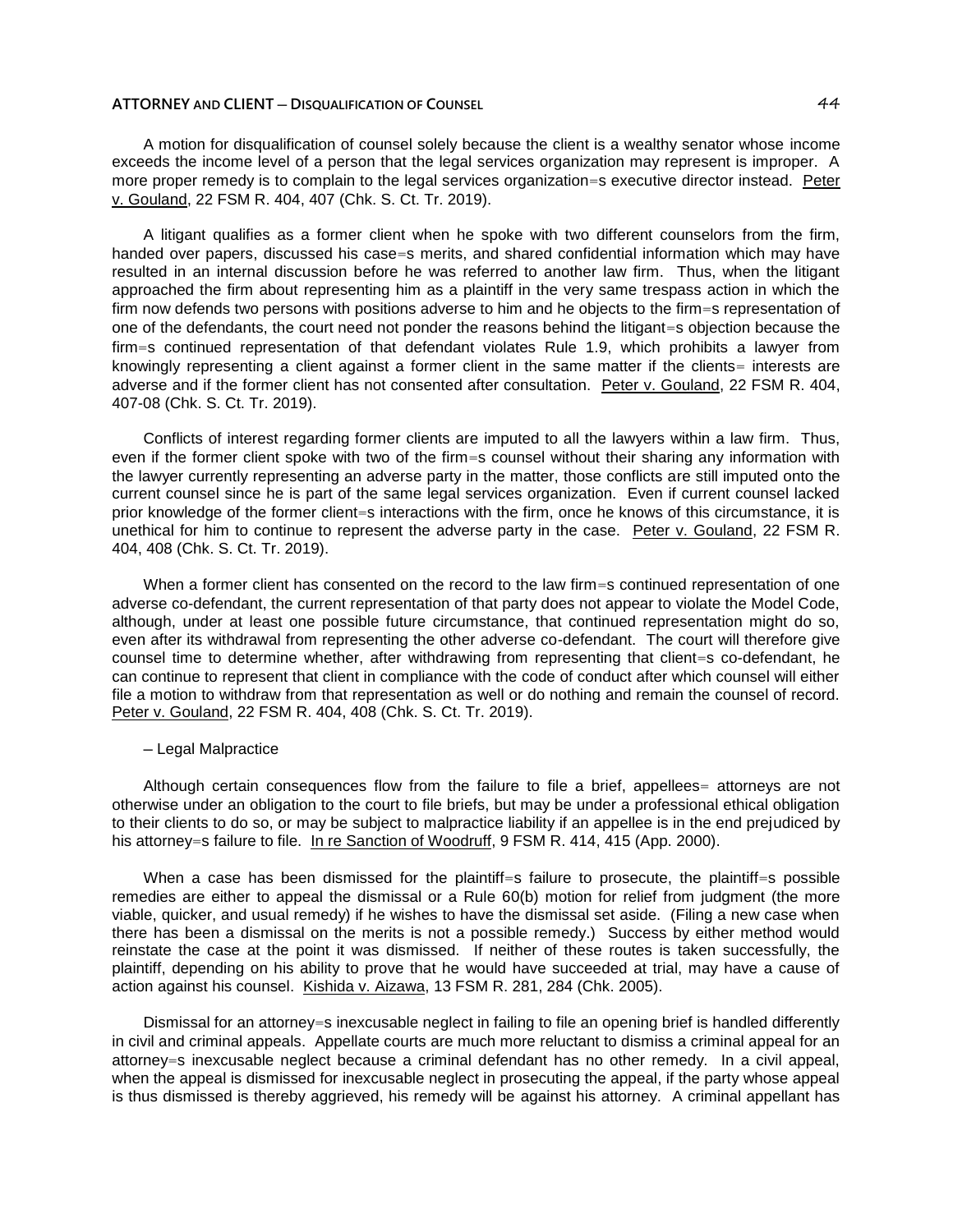A motion for disqualification of counsel solely because the client is a wealthy senator whose income exceeds the income level of a person that the legal services organization may represent is improper. A more proper remedy is to complain to the legal services organization=s executive director instead. Peter v. Gouland, 22 FSM R. 404, 407 (Chk. S. Ct. Tr. 2019).

A litigant qualifies as a former client when he spoke with two different counselors from the firm, handed over papers, discussed his case=s merits, and shared confidential information which may have resulted in an internal discussion before he was referred to another law firm. Thus, when the litigant approached the firm about representing him as a plaintiff in the very same trespass action in which the firm now defends two persons with positions adverse to him and he objects to the firm=s representation of one of the defendants, the court need not ponder the reasons behind the litigant=s objection because the firm=s continued representation of that defendant violates Rule 1.9, which prohibits a lawyer from knowingly representing a client against a former client in the same matter if the clients= interests are adverse and if the former client has not consented after consultation. Peter v. Gouland, 22 FSM R. 404, 407-08 (Chk. S. Ct. Tr. 2019).

Conflicts of interest regarding former clients are imputed to all the lawyers within a law firm. Thus, even if the former client spoke with two of the firm=s counsel without their sharing any information with the lawyer currently representing an adverse party in the matter, those conflicts are still imputed onto the current counsel since he is part of the same legal services organization. Even if current counsel lacked prior knowledge of the former client=s interactions with the firm, once he knows of this circumstance, it is unethical for him to continue to represent the adverse party in the case. Peter v. Gouland, 22 FSM R. 404, 408 (Chk. S. Ct. Tr. 2019).

When a former client has consented on the record to the law firm=s continued representation of one adverse co-defendant, the current representation of that party does not appear to violate the Model Code, although, under at least one possible future circumstance, that continued representation might do so, even after its withdrawal from representing the other adverse co-defendant. The court will therefore give counsel time to determine whether, after withdrawing from representing that client=s co-defendant, he can continue to represent that client in compliance with the code of conduct after which counsel will either file a motion to withdraw from that representation as well or do nothing and remain the counsel of record. Peter v. Gouland, 22 FSM R. 404, 408 (Chk. S. Ct. Tr. 2019).

– Legal Malpractice

Although certain consequences flow from the failure to file a brief, appellees= attorneys are not otherwise under an obligation to the court to file briefs, but may be under a professional ethical obligation to their clients to do so, or may be subject to malpractice liability if an appellee is in the end prejudiced by his attorney=s failure to file. In re Sanction of Woodruff, 9 FSM R. 414, 415 (App. 2000).

When a case has been dismissed for the plaintiff=s failure to prosecute, the plaintiff=s possible remedies are either to appeal the dismissal or a Rule 60(b) motion for relief from judgment (the more viable, quicker, and usual remedy) if he wishes to have the dismissal set aside. (Filing a new case when there has been a dismissal on the merits is not a possible remedy.) Success by either method would reinstate the case at the point it was dismissed. If neither of these routes is taken successfully, the plaintiff, depending on his ability to prove that he would have succeeded at trial, may have a cause of action against his counsel. Kishida v. Aizawa, 13 FSM R. 281, 284 (Chk. 2005).

Dismissal for an attorney=s inexcusable neglect in failing to file an opening brief is handled differently in civil and criminal appeals. Appellate courts are much more reluctant to dismiss a criminal appeal for an attorney=s inexcusable neglect because a criminal defendant has no other remedy. In a civil appeal, when the appeal is dismissed for inexcusable neglect in prosecuting the appeal, if the party whose appeal is thus dismissed is thereby aggrieved, his remedy will be against his attorney. A criminal appellant has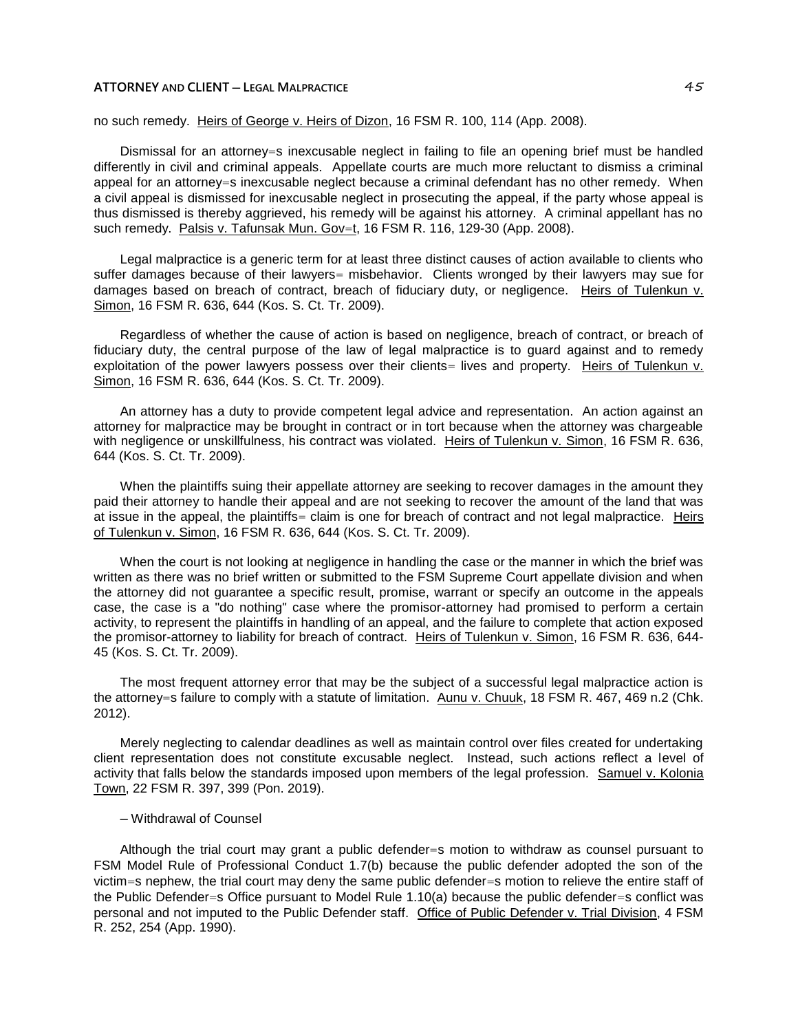no such remedy. Heirs of George v. Heirs of Dizon, 16 FSM R. 100, 114 (App. 2008).

Dismissal for an attorney=s inexcusable neglect in failing to file an opening brief must be handled differently in civil and criminal appeals. Appellate courts are much more reluctant to dismiss a criminal appeal for an attorney=s inexcusable neglect because a criminal defendant has no other remedy. When a civil appeal is dismissed for inexcusable neglect in prosecuting the appeal, if the party whose appeal is thus dismissed is thereby aggrieved, his remedy will be against his attorney. A criminal appellant has no such remedy. Palsis v. Tafunsak Mun. Gov=t, 16 FSM R. 116, 129-30 (App. 2008).

Legal malpractice is a generic term for at least three distinct causes of action available to clients who suffer damages because of their lawyers= misbehavior. Clients wronged by their lawyers may sue for damages based on breach of contract, breach of fiduciary duty, or negligence. Heirs of Tulenkun v. Simon, 16 FSM R. 636, 644 (Kos. S. Ct. Tr. 2009).

Regardless of whether the cause of action is based on negligence, breach of contract, or breach of fiduciary duty, the central purpose of the law of legal malpractice is to guard against and to remedy exploitation of the power lawyers possess over their clients= lives and property. Heirs of Tulenkun v. Simon, 16 FSM R. 636, 644 (Kos. S. Ct. Tr. 2009).

An attorney has a duty to provide competent legal advice and representation. An action against an attorney for malpractice may be brought in contract or in tort because when the attorney was chargeable with negligence or unskillfulness, his contract was violated. Heirs of Tulenkun v. Simon, 16 FSM R. 636, 644 (Kos. S. Ct. Tr. 2009).

When the plaintiffs suing their appellate attorney are seeking to recover damages in the amount they paid their attorney to handle their appeal and are not seeking to recover the amount of the land that was at issue in the appeal, the plaintiffs= claim is one for breach of contract and not legal malpractice. Heirs of Tulenkun v. Simon, 16 FSM R. 636, 644 (Kos. S. Ct. Tr. 2009).

When the court is not looking at negligence in handling the case or the manner in which the brief was written as there was no brief written or submitted to the FSM Supreme Court appellate division and when the attorney did not guarantee a specific result, promise, warrant or specify an outcome in the appeals case, the case is a "do nothing" case where the promisor-attorney had promised to perform a certain activity, to represent the plaintiffs in handling of an appeal, and the failure to complete that action exposed the promisor-attorney to liability for breach of contract. Heirs of Tulenkun v. Simon, 16 FSM R. 636, 644-45 (Kos. S. Ct. Tr. 2009).

The most frequent attorney error that may be the subject of a successful legal malpractice action is the attorney=s failure to comply with a statute of limitation. Aunu v. Chuuk, 18 FSM R. 467, 469 n.2 (Chk. 2012).

Merely neglecting to calendar deadlines as well as maintain control over files created for undertaking client representation does not constitute excusable neglect. Instead, such actions reflect a level of activity that falls below the standards imposed upon members of the legal profession. Samuel v. Kolonia Town, 22 FSM R. 397, 399 (Pon. 2019).

– Withdrawal of Counsel

Although the trial court may grant a public defender=s motion to withdraw as counsel pursuant to FSM Model Rule of Professional Conduct 1.7(b) because the public defender adopted the son of the victim=s nephew, the trial court may deny the same public defender=s motion to relieve the entire staff of the Public Defender=s Office pursuant to Model Rule 1.10(a) because the public defender=s conflict was personal and not imputed to the Public Defender staff. Office of Public Defender v. Trial Division, 4 FSM R. 252, 254 (App. 1990).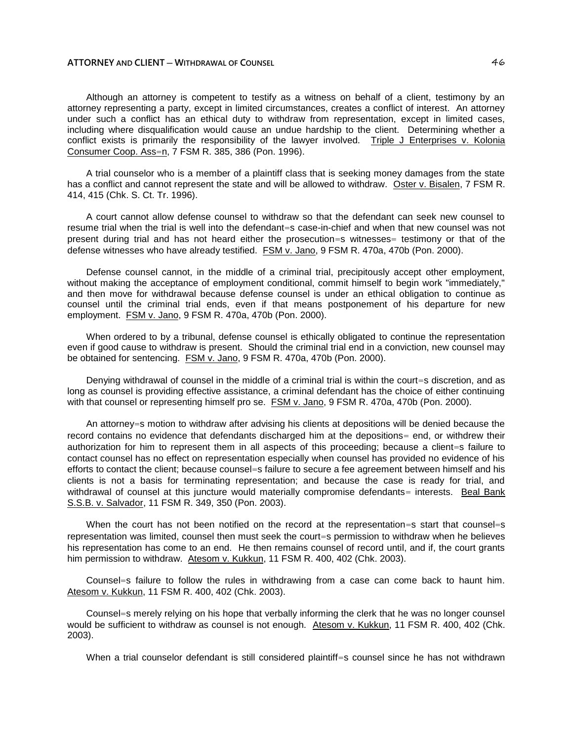Although an attorney is competent to testify as a witness on behalf of a client, testimony by an attorney representing a party, except in limited circumstances, creates a conflict of interest. An attorney under such a conflict has an ethical duty to withdraw from representation, except in limited cases, including where disqualification would cause an undue hardship to the client. Determining whether a conflict exists is primarily the responsibility of the lawyer involved. Triple J Enterprises v. Kolonia Consumer Coop. Ass=n, 7 FSM R. 385, 386 (Pon. 1996).

A trial counselor who is a member of a plaintiff class that is seeking money damages from the state has a conflict and cannot represent the state and will be allowed to withdraw. Oster v. Bisalen, 7 FSM R. 414, 415 (Chk. S. Ct. Tr. 1996).

A court cannot allow defense counsel to withdraw so that the defendant can seek new counsel to resume trial when the trial is well into the defendant=s case-in-chief and when that new counsel was not present during trial and has not heard either the prosecution=s witnesses= testimony or that of the defense witnesses who have already testified. FSM v. Jano, 9 FSM R. 470a, 470b (Pon. 2000).

Defense counsel cannot, in the middle of a criminal trial, precipitously accept other employment, without making the acceptance of employment conditional, commit himself to begin work "immediately," and then move for withdrawal because defense counsel is under an ethical obligation to continue as counsel until the criminal trial ends, even if that means postponement of his departure for new employment. FSM v. Jano, 9 FSM R. 470a, 470b (Pon. 2000).

When ordered to by a tribunal, defense counsel is ethically obligated to continue the representation even if good cause to withdraw is present. Should the criminal trial end in a conviction, new counsel may be obtained for sentencing. FSM v. Jano, 9 FSM R. 470a, 470b (Pon. 2000).

Denying withdrawal of counsel in the middle of a criminal trial is within the court=s discretion, and as long as counsel is providing effective assistance, a criminal defendant has the choice of either continuing with that counsel or representing himself pro se. FSM v. Jano, 9 FSM R. 470a, 470b (Pon. 2000).

An attorney=s motion to withdraw after advising his clients at depositions will be denied because the record contains no evidence that defendants discharged him at the depositions= end, or withdrew their authorization for him to represent them in all aspects of this proceeding; because a client=s failure to contact counsel has no effect on representation especially when counsel has provided no evidence of his efforts to contact the client; because counsel=s failure to secure a fee agreement between himself and his clients is not a basis for terminating representation; and because the case is ready for trial, and withdrawal of counsel at this juncture would materially compromise defendants= interests. Beal Bank S.S.B. v. Salvador, 11 FSM R. 349, 350 (Pon. 2003).

When the court has not been notified on the record at the representation=s start that counsel=s representation was limited, counsel then must seek the court=s permission to withdraw when he believes his representation has come to an end. He then remains counsel of record until, and if, the court grants him permission to withdraw. Atesom v. Kukkun, 11 FSM R. 400, 402 (Chk. 2003).

Counsel=s failure to follow the rules in withdrawing from a case can come back to haunt him. Atesom v. Kukkun, 11 FSM R. 400, 402 (Chk. 2003).

Counsel=s merely relying on his hope that verbally informing the clerk that he was no longer counsel would be sufficient to withdraw as counsel is not enough. Atesom v. Kukkun, 11 FSM R. 400, 402 (Chk. 2003).

When a trial counselor defendant is still considered plaintiff=s counsel since he has not withdrawn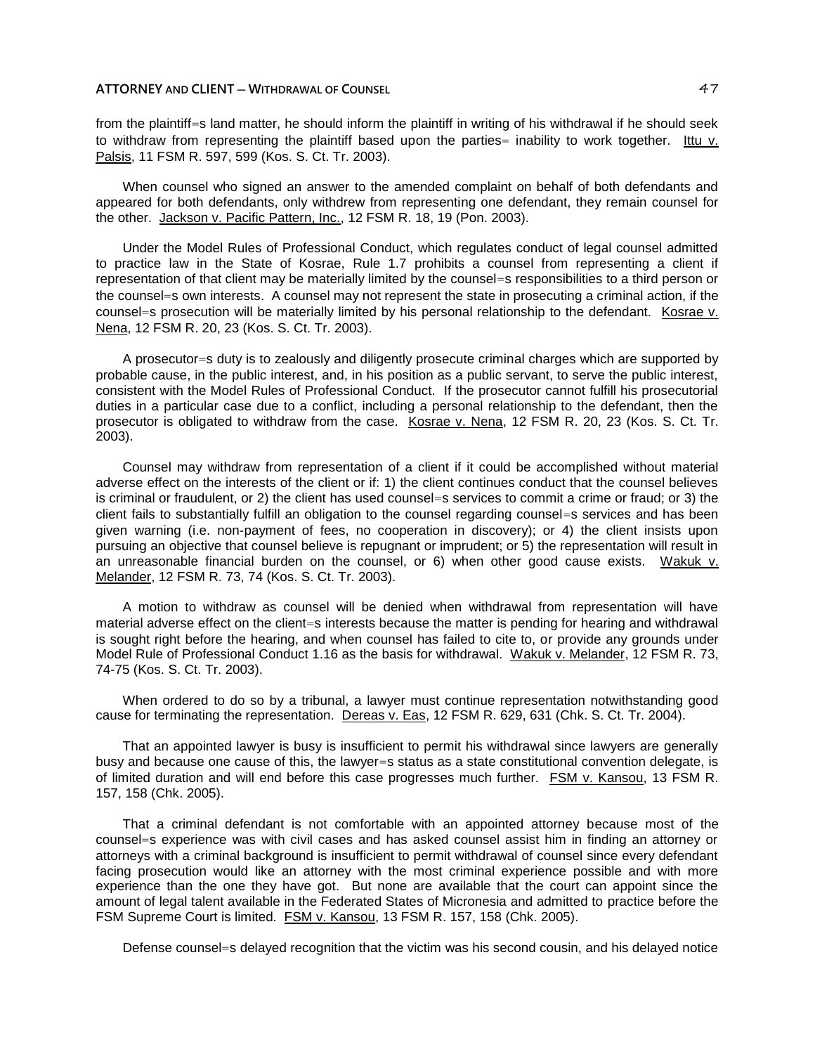from the plaintiff=s land matter, he should inform the plaintiff in writing of his withdrawal if he should seek to withdraw from representing the plaintiff based upon the parties= inability to work together. Ittu v. Palsis, 11 FSM R. 597, 599 (Kos. S. Ct. Tr. 2003).

When counsel who signed an answer to the amended complaint on behalf of both defendants and appeared for both defendants, only withdrew from representing one defendant, they remain counsel for the other. Jackson v. Pacific Pattern, Inc., 12 FSM R. 18, 19 (Pon. 2003).

Under the Model Rules of Professional Conduct, which regulates conduct of legal counsel admitted to practice law in the State of Kosrae, Rule 1.7 prohibits a counsel from representing a client if representation of that client may be materially limited by the counsel=s responsibilities to a third person or the counsel=s own interests. A counsel may not represent the state in prosecuting a criminal action, if the counsel=s prosecution will be materially limited by his personal relationship to the defendant. Kosrae v. Nena, 12 FSM R. 20, 23 (Kos. S. Ct. Tr. 2003).

A prosecutor=s duty is to zealously and diligently prosecute criminal charges which are supported by probable cause, in the public interest, and, in his position as a public servant, to serve the public interest, consistent with the Model Rules of Professional Conduct. If the prosecutor cannot fulfill his prosecutorial duties in a particular case due to a conflict, including a personal relationship to the defendant, then the prosecutor is obligated to withdraw from the case. Kosrae v. Nena, 12 FSM R. 20, 23 (Kos. S. Ct. Tr. 2003).

Counsel may withdraw from representation of a client if it could be accomplished without material adverse effect on the interests of the client or if: 1) the client continues conduct that the counsel believes is criminal or fraudulent, or 2) the client has used counsel=s services to commit a crime or fraud; or 3) the client fails to substantially fulfill an obligation to the counsel regarding counsel=s services and has been given warning (i.e. non-payment of fees, no cooperation in discovery); or 4) the client insists upon pursuing an objective that counsel believe is repugnant or imprudent; or 5) the representation will result in an unreasonable financial burden on the counsel, or 6) when other good cause exists. Wakuk v. Melander, 12 FSM R. 73, 74 (Kos. S. Ct. Tr. 2003).

A motion to withdraw as counsel will be denied when withdrawal from representation will have material adverse effect on the client=s interests because the matter is pending for hearing and withdrawal is sought right before the hearing, and when counsel has failed to cite to, or provide any grounds under Model Rule of Professional Conduct 1.16 as the basis for withdrawal. Wakuk v. Melander, 12 FSM R. 73, 74-75 (Kos. S. Ct. Tr. 2003).

When ordered to do so by a tribunal, a lawyer must continue representation notwithstanding good cause for terminating the representation. Dereas v. Eas, 12 FSM R. 629, 631 (Chk. S. Ct. Tr. 2004).

That an appointed lawyer is busy is insufficient to permit his withdrawal since lawyers are generally busy and because one cause of this, the lawyer=s status as a state constitutional convention delegate, is of limited duration and will end before this case progresses much further. FSM v. Kansou, 13 FSM R. 157, 158 (Chk. 2005).

That a criminal defendant is not comfortable with an appointed attorney because most of the counsel=s experience was with civil cases and has asked counsel assist him in finding an attorney or attorneys with a criminal background is insufficient to permit withdrawal of counsel since every defendant facing prosecution would like an attorney with the most criminal experience possible and with more experience than the one they have got. But none are available that the court can appoint since the amount of legal talent available in the Federated States of Micronesia and admitted to practice before the FSM Supreme Court is limited. FSM v. Kansou, 13 FSM R. 157, 158 (Chk. 2005).

Defense counsel=s delayed recognition that the victim was his second cousin, and his delayed notice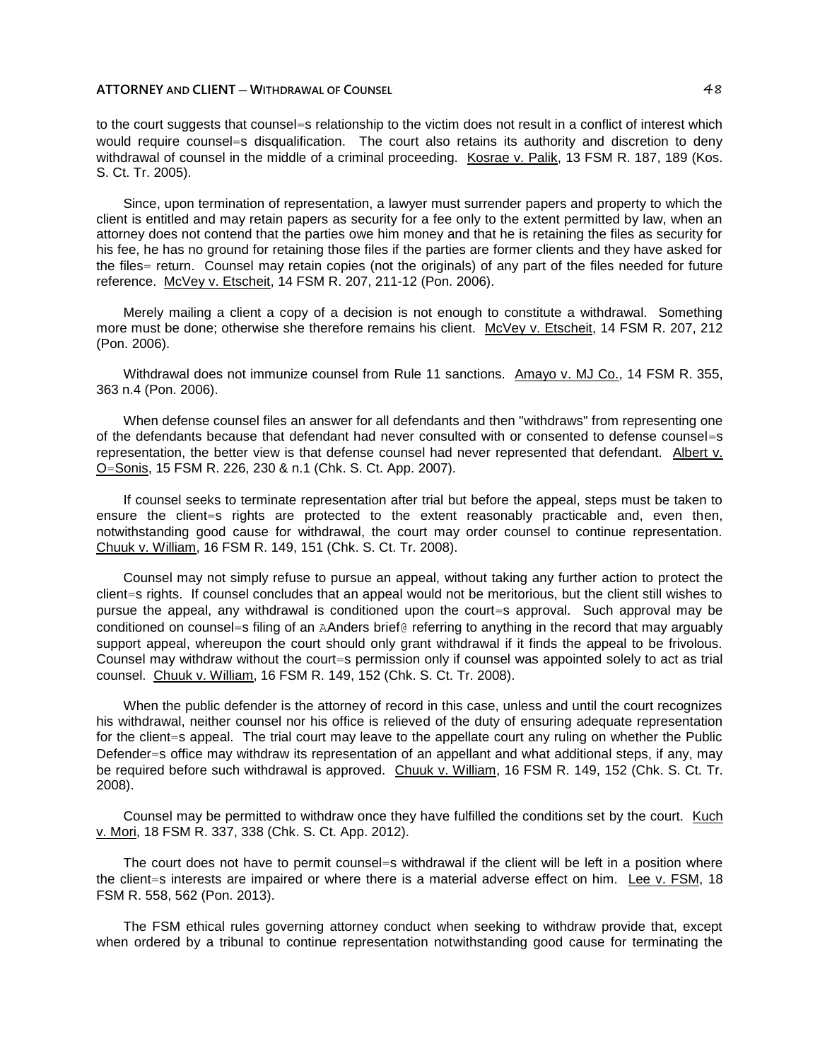to the court suggests that counsel=s relationship to the victim does not result in a conflict of interest which would require counsel=s disqualification. The court also retains its authority and discretion to deny withdrawal of counsel in the middle of a criminal proceeding. Kosrae v. Palik, 13 FSM R. 187, 189 (Kos. S. Ct. Tr. 2005).

Since, upon termination of representation, a lawyer must surrender papers and property to which the client is entitled and may retain papers as security for a fee only to the extent permitted by law, when an attorney does not contend that the parties owe him money and that he is retaining the files as security for his fee, he has no ground for retaining those files if the parties are former clients and they have asked for the files= return. Counsel may retain copies (not the originals) of any part of the files needed for future reference. McVey v. Etscheit, 14 FSM R. 207, 211-12 (Pon. 2006).

Merely mailing a client a copy of a decision is not enough to constitute a withdrawal. Something more must be done; otherwise she therefore remains his client. McVey v. Etscheit, 14 FSM R. 207, 212 (Pon. 2006).

Withdrawal does not immunize counsel from Rule 11 sanctions. Amayo v. MJ Co., 14 FSM R. 355, 363 n.4 (Pon. 2006).

When defense counsel files an answer for all defendants and then "withdraws" from representing one of the defendants because that defendant had never consulted with or consented to defense counsel=s representation, the better view is that defense counsel had never represented that defendant. Albert v. O=Sonis, 15 FSM R. 226, 230 & n.1 (Chk. S. Ct. App. 2007).

If counsel seeks to terminate representation after trial but before the appeal, steps must be taken to ensure the client=s rights are protected to the extent reasonably practicable and, even then, notwithstanding good cause for withdrawal, the court may order counsel to continue representation. Chuuk v. William, 16 FSM R. 149, 151 (Chk. S. Ct. Tr. 2008).

Counsel may not simply refuse to pursue an appeal, without taking any further action to protect the client=s rights. If counsel concludes that an appeal would not be meritorious, but the client still wishes to pursue the appeal, any withdrawal is conditioned upon the court=s approval. Such approval may be conditioned on counsel=s filing of an AAnders brief@ referring to anything in the record that may arguably support appeal, whereupon the court should only grant withdrawal if it finds the appeal to be frivolous. Counsel may withdraw without the court=s permission only if counsel was appointed solely to act as trial counsel. Chuuk v. William, 16 FSM R. 149, 152 (Chk. S. Ct. Tr. 2008).

When the public defender is the attorney of record in this case, unless and until the court recognizes his withdrawal, neither counsel nor his office is relieved of the duty of ensuring adequate representation for the client=s appeal. The trial court may leave to the appellate court any ruling on whether the Public Defender=s office may withdraw its representation of an appellant and what additional steps, if any, may be required before such withdrawal is approved. Chuuk v. William, 16 FSM R. 149, 152 (Chk. S. Ct. Tr. 2008).

Counsel may be permitted to withdraw once they have fulfilled the conditions set by the court. Kuch v. Mori, 18 FSM R. 337, 338 (Chk. S. Ct. App. 2012).

The court does not have to permit counsel=s withdrawal if the client will be left in a position where the client=s interests are impaired or where there is a material adverse effect on him. Lee v. FSM, 18 FSM R. 558, 562 (Pon. 2013).

The FSM ethical rules governing attorney conduct when seeking to withdraw provide that, except when ordered by a tribunal to continue representation notwithstanding good cause for terminating the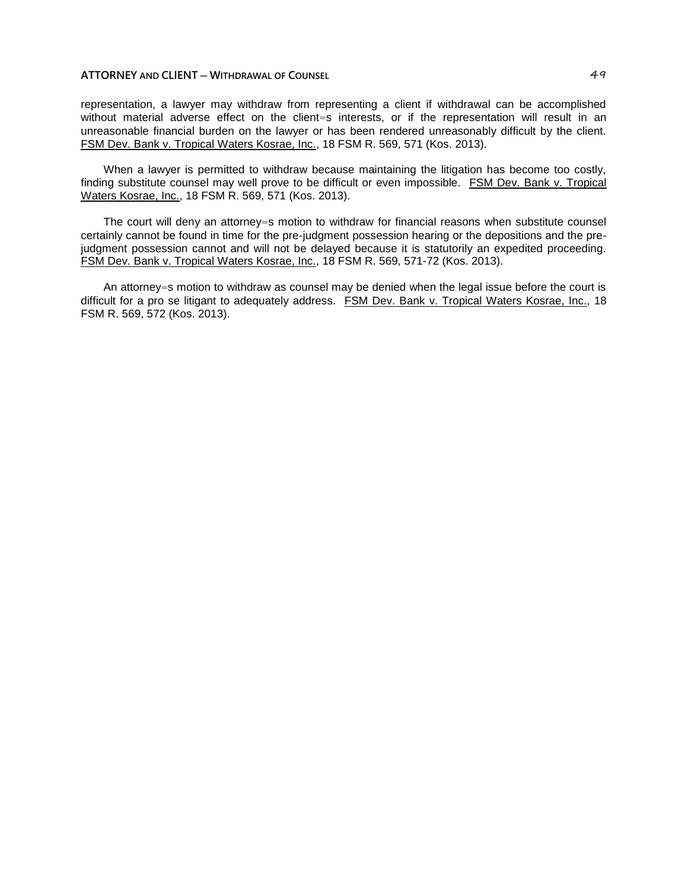representation, a lawyer may withdraw from representing a client if withdrawal can be accomplished without material adverse effect on the client=s interests, or if the representation will result in an unreasonable financial burden on the lawyer or has been rendered unreasonably difficult by the client. FSM Dev. Bank v. Tropical Waters Kosrae, Inc., 18 FSM R. 569, 571 (Kos. 2013).

When a lawyer is permitted to withdraw because maintaining the litigation has become too costly, finding substitute counsel may well prove to be difficult or even impossible. FSM Dev. Bank v. Tropical Waters Kosrae, Inc., 18 FSM R. 569, 571 (Kos. 2013).

The court will deny an attorney=s motion to withdraw for financial reasons when substitute counsel certainly cannot be found in time for the pre-judgment possession hearing or the depositions and the pre-judgment possession cannot and will not be delayed because it is statutorily an expedited proceeding. FSM Dev. Bank v. Tropical Waters Kosrae, Inc., 18 FSM R. 569, 571-72 (Kos. 2013).

An attorney=s motion to withdraw as counsel may be denied when the legal issue before the court is difficult for a pro se litigant to adequately address. FSM Dev. Bank v. Tropical Waters Kosrae, Inc., 18 FSM R. 569, 572 (Kos. 2013).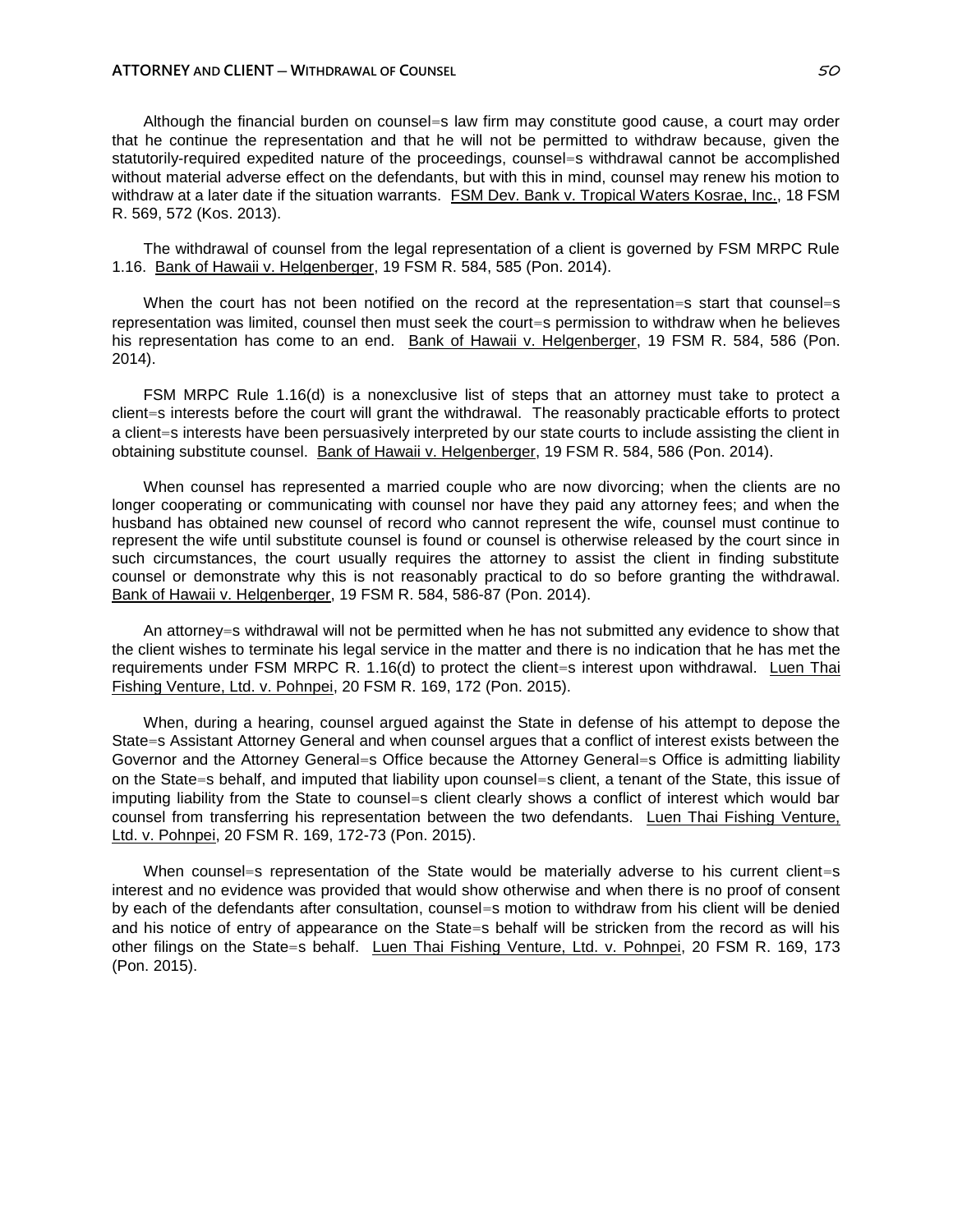Although the financial burden on counsel=s law firm may constitute good cause, a court may order that he continue the representation and that he will not be permitted to withdraw because, given the statutorily-required expedited nature of the proceedings, counsel=s withdrawal cannot be accomplished without material adverse effect on the defendants, but with this in mind, counsel may renew his motion to withdraw at a later date if the situation warrants. FSM Dev. Bank v. Tropical Waters Kosrae, Inc., 18 FSM R. 569, 572 (Kos. 2013).

The withdrawal of counsel from the legal representation of a client is governed by FSM MRPC Rule 1.16. Bank of Hawaii v. Helgenberger, 19 FSM R. 584, 585 (Pon. 2014).

When the court has not been notified on the record at the representation=s start that counsel=s representation was limited, counsel then must seek the court=s permission to withdraw when he believes his representation has come to an end. Bank of Hawaii v. Helgenberger, 19 FSM R. 584, 586 (Pon. 2014).

FSM MRPC Rule 1.16(d) is a nonexclusive list of steps that an attorney must take to protect a client=s interests before the court will grant the withdrawal. The reasonably practicable efforts to protect a client=s interests have been persuasively interpreted by our state courts to include assisting the client in obtaining substitute counsel. Bank of Hawaii v. Helgenberger, 19 FSM R. 584, 586 (Pon. 2014).

When counsel has represented a married couple who are now divorcing; when the clients are no longer cooperating or communicating with counsel nor have they paid any attorney fees; and when the husband has obtained new counsel of record who cannot represent the wife, counsel must continue to represent the wife until substitute counsel is found or counsel is otherwise released by the court since in such circumstances, the court usually requires the attorney to assist the client in finding substitute counsel or demonstrate why this is not reasonably practical to do so before granting the withdrawal. Bank of Hawaii v. Helgenberger, 19 FSM R. 584, 586-87 (Pon. 2014).

An attorney=s withdrawal will not be permitted when he has not submitted any evidence to show that the client wishes to terminate his legal service in the matter and there is no indication that he has met the requirements under FSM MRPC R. 1.16(d) to protect the client=s interest upon withdrawal. Luen Thai Fishing Venture, Ltd. v. Pohnpei, 20 FSM R. 169, 172 (Pon. 2015).

When, during a hearing, counsel argued against the State in defense of his attempt to depose the State=s Assistant Attorney General and when counsel argues that a conflict of interest exists between the Governor and the Attorney General=s Office because the Attorney General=s Office is admitting liability on the State=s behalf, and imputed that liability upon counsel=s client, a tenant of the State, this issue of imputing liability from the State to counsel=s client clearly shows a conflict of interest which would bar counsel from transferring his representation between the two defendants. Luen Thai Fishing Venture, Ltd. v. Pohnpei, 20 FSM R. 169, 172-73 (Pon. 2015).

When counsel=s representation of the State would be materially adverse to his current client=s interest and no evidence was provided that would show otherwise and when there is no proof of consent by each of the defendants after consultation, counsel=s motion to withdraw from his client will be denied and his notice of entry of appearance on the State=s behalf will be stricken from the record as will his other filings on the State=s behalf. Luen Thai Fishing Venture, Ltd. v. Pohnpei, 20 FSM R. 169, 173 (Pon. 2015).